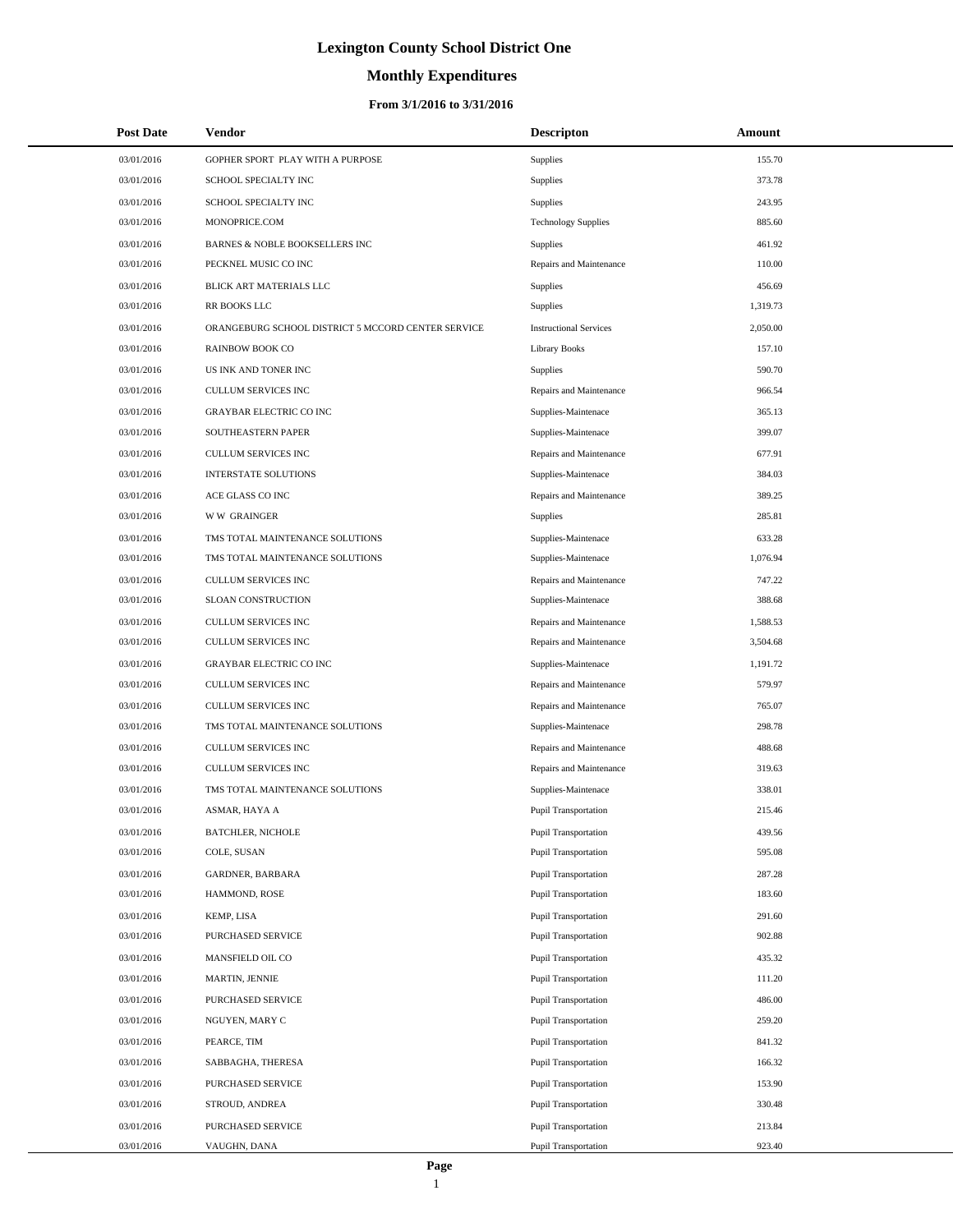# Lexington County School District One

## Monthly Expenditures

### From 3/1/2016 to 3/31/2016

| Post Date | Vendor | Descripton | Amount |
|---|---|---|---|
| 03/01/2016 | GOPHER SPORT PLAY WITH A PURPOSE | Supplies | 155.70 |
| 03/01/2016 | SCHOOL SPECIALTY INC | Supplies | 373.78 |
| 03/01/2016 | SCHOOL SPECIALTY INC | Supplies | 243.95 |
| 03/01/2016 | MONOPRICE.COM | Technology Supplies | 885.60 |
| 03/01/2016 | BARNES & NOBLE BOOKSELLERS INC | Supplies | 461.92 |
| 03/01/2016 | PECKNEL MUSIC CO INC | Repairs and Maintenance | 110.00 |
| 03/01/2016 | BLICK ART MATERIALS LLC | Supplies | 456.69 |
| 03/01/2016 | RR BOOKS LLC | Supplies | 1,319.73 |
| 03/01/2016 | ORANGEBURG SCHOOL DISTRICT 5 MCCORD CENTER SERVICE | Instructional Services | 2,050.00 |
| 03/01/2016 | RAINBOW BOOK CO | Library Books | 157.10 |
| 03/01/2016 | US INK AND TONER INC | Supplies | 590.70 |
| 03/01/2016 | CULLUM SERVICES INC | Repairs and Maintenance | 966.54 |
| 03/01/2016 | GRAYBAR ELECTRIC CO INC | Supplies-Maintenace | 365.13 |
| 03/01/2016 | SOUTHEASTERN PAPER | Supplies-Maintenace | 399.07 |
| 03/01/2016 | CULLUM SERVICES INC | Repairs and Maintenance | 677.91 |
| 03/01/2016 | INTERSTATE SOLUTIONS | Supplies-Maintenace | 384.03 |
| 03/01/2016 | ACE GLASS CO INC | Repairs and Maintenance | 389.25 |
| 03/01/2016 | W W GRAINGER | Supplies | 285.81 |
| 03/01/2016 | TMS TOTAL MAINTENANCE SOLUTIONS | Supplies-Maintenace | 633.28 |
| 03/01/2016 | TMS TOTAL MAINTENANCE SOLUTIONS | Supplies-Maintenace | 1,076.94 |
| 03/01/2016 | CULLUM SERVICES INC | Repairs and Maintenance | 747.22 |
| 03/01/2016 | SLOAN CONSTRUCTION | Supplies-Maintenace | 388.68 |
| 03/01/2016 | CULLUM SERVICES INC | Repairs and Maintenance | 1,588.53 |
| 03/01/2016 | CULLUM SERVICES INC | Repairs and Maintenance | 3,504.68 |
| 03/01/2016 | GRAYBAR ELECTRIC CO INC | Supplies-Maintenace | 1,191.72 |
| 03/01/2016 | CULLUM SERVICES INC | Repairs and Maintenance | 579.97 |
| 03/01/2016 | CULLUM SERVICES INC | Repairs and Maintenance | 765.07 |
| 03/01/2016 | TMS TOTAL MAINTENANCE SOLUTIONS | Supplies-Maintenace | 298.78 |
| 03/01/2016 | CULLUM SERVICES INC | Repairs and Maintenance | 488.68 |
| 03/01/2016 | CULLUM SERVICES INC | Repairs and Maintenance | 319.63 |
| 03/01/2016 | TMS TOTAL MAINTENANCE SOLUTIONS | Supplies-Maintenace | 338.01 |
| 03/01/2016 | ASMAR, HAYA A | Pupil Transportation | 215.46 |
| 03/01/2016 | BATCHLER, NICHOLE | Pupil Transportation | 439.56 |
| 03/01/2016 | COLE, SUSAN | Pupil Transportation | 595.08 |
| 03/01/2016 | GARDNER, BARBARA | Pupil Transportation | 287.28 |
| 03/01/2016 | HAMMOND, ROSE | Pupil Transportation | 183.60 |
| 03/01/2016 | KEMP, LISA | Pupil Transportation | 291.60 |
| 03/01/2016 | PURCHASED SERVICE | Pupil Transportation | 902.88 |
| 03/01/2016 | MANSFIELD OIL CO | Pupil Transportation | 435.32 |
| 03/01/2016 | MARTIN, JENNIE | Pupil Transportation | 111.20 |
| 03/01/2016 | PURCHASED SERVICE | Pupil Transportation | 486.00 |
| 03/01/2016 | NGUYEN, MARY C | Pupil Transportation | 259.20 |
| 03/01/2016 | PEARCE, TIM | Pupil Transportation | 841.32 |
| 03/01/2016 | SABBAGHA, THERESA | Pupil Transportation | 166.32 |
| 03/01/2016 | PURCHASED SERVICE | Pupil Transportation | 153.90 |
| 03/01/2016 | STROUD, ANDREA | Pupil Transportation | 330.48 |
| 03/01/2016 | PURCHASED SERVICE | Pupil Transportation | 213.84 |
| 03/01/2016 | VAUGHN, DANA | Pupil Transportation | 923.40 |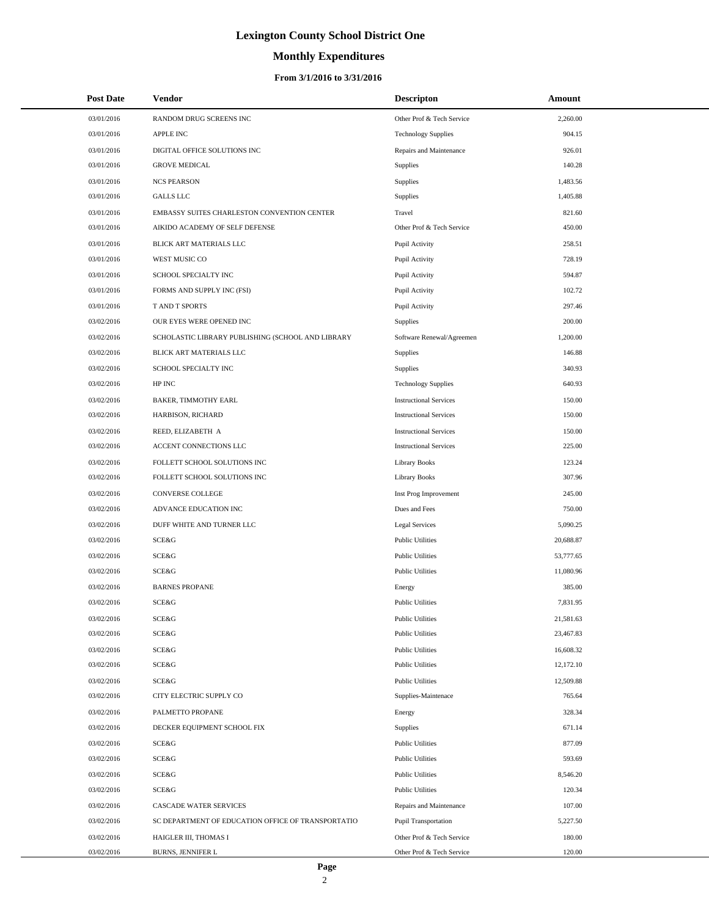# Lexington County School District One

## Monthly Expenditures

### From 3/1/2016 to 3/31/2016

| Post Date | Vendor | Descripton | Amount |
|---|---|---|---|
| 03/01/2016 | RANDOM DRUG SCREENS INC | Other Prof & Tech Service | 2,260.00 |
| 03/01/2016 | APPLE INC | Technology Supplies | 904.15 |
| 03/01/2016 | DIGITAL OFFICE SOLUTIONS INC | Repairs and Maintenance | 926.01 |
| 03/01/2016 | GROVE MEDICAL | Supplies | 140.28 |
| 03/01/2016 | NCS PEARSON | Supplies | 1,483.56 |
| 03/01/2016 | GALLS LLC | Supplies | 1,405.88 |
| 03/01/2016 | EMBASSY SUITES CHARLESTON CONVENTION CENTER | Travel | 821.60 |
| 03/01/2016 | AIKIDO ACADEMY OF SELF DEFENSE | Other Prof & Tech Service | 450.00 |
| 03/01/2016 | BLICK ART MATERIALS LLC | Pupil Activity | 258.51 |
| 03/01/2016 | WEST MUSIC CO | Pupil Activity | 728.19 |
| 03/01/2016 | SCHOOL SPECIALTY INC | Pupil Activity | 594.87 |
| 03/01/2016 | FORMS AND SUPPLY INC (FSI) | Pupil Activity | 102.72 |
| 03/01/2016 | T AND T SPORTS | Pupil Activity | 297.46 |
| 03/02/2016 | OUR EYES WERE OPENED INC | Supplies | 200.00 |
| 03/02/2016 | SCHOLASTIC LIBRARY PUBLISHING (SCHOOL AND LIBRARY | Software Renewal/Agreemen | 1,200.00 |
| 03/02/2016 | BLICK ART MATERIALS LLC | Supplies | 146.88 |
| 03/02/2016 | SCHOOL SPECIALTY INC | Supplies | 340.93 |
| 03/02/2016 | HP INC | Technology Supplies | 640.93 |
| 03/02/2016 | BAKER, TIMMOTHY EARL | Instructional Services | 150.00 |
| 03/02/2016 | HARBISON, RICHARD | Instructional Services | 150.00 |
| 03/02/2016 | REED, ELIZABETH A | Instructional Services | 150.00 |
| 03/02/2016 | ACCENT CONNECTIONS LLC | Instructional Services | 225.00 |
| 03/02/2016 | FOLLETT SCHOOL SOLUTIONS INC | Library Books | 123.24 |
| 03/02/2016 | FOLLETT SCHOOL SOLUTIONS INC | Library Books | 307.96 |
| 03/02/2016 | CONVERSE COLLEGE | Inst Prog Improvement | 245.00 |
| 03/02/2016 | ADVANCE EDUCATION INC | Dues and Fees | 750.00 |
| 03/02/2016 | DUFF WHITE AND TURNER LLC | Legal Services | 5,090.25 |
| 03/02/2016 | SCE&G | Public Utilities | 20,688.87 |
| 03/02/2016 | SCE&G | Public Utilities | 53,777.65 |
| 03/02/2016 | SCE&G | Public Utilities | 11,080.96 |
| 03/02/2016 | BARNES PROPANE | Energy | 385.00 |
| 03/02/2016 | SCE&G | Public Utilities | 7,831.95 |
| 03/02/2016 | SCE&G | Public Utilities | 21,581.63 |
| 03/02/2016 | SCE&G | Public Utilities | 23,467.83 |
| 03/02/2016 | SCE&G | Public Utilities | 16,608.32 |
| 03/02/2016 | SCE&G | Public Utilities | 12,172.10 |
| 03/02/2016 | SCE&G | Public Utilities | 12,509.88 |
| 03/02/2016 | CITY ELECTRIC SUPPLY CO | Supplies-Maintenace | 765.64 |
| 03/02/2016 | PALMETTO PROPANE | Energy | 328.34 |
| 03/02/2016 | DECKER EQUIPMENT SCHOOL FIX | Supplies | 671.14 |
| 03/02/2016 | SCE&G | Public Utilities | 877.09 |
| 03/02/2016 | SCE&G | Public Utilities | 593.69 |
| 03/02/2016 | SCE&G | Public Utilities | 8,546.20 |
| 03/02/2016 | SCE&G | Public Utilities | 120.34 |
| 03/02/2016 | CASCADE WATER SERVICES | Repairs and Maintenance | 107.00 |
| 03/02/2016 | SC DEPARTMENT OF EDUCATION OFFICE OF TRANSPORTATIO | Pupil Transportation | 5,227.50 |
| 03/02/2016 | HAIGLER III, THOMAS I | Other Prof & Tech Service | 180.00 |
| 03/02/2016 | BURNS, JENNIFER L | Other Prof & Tech Service | 120.00 |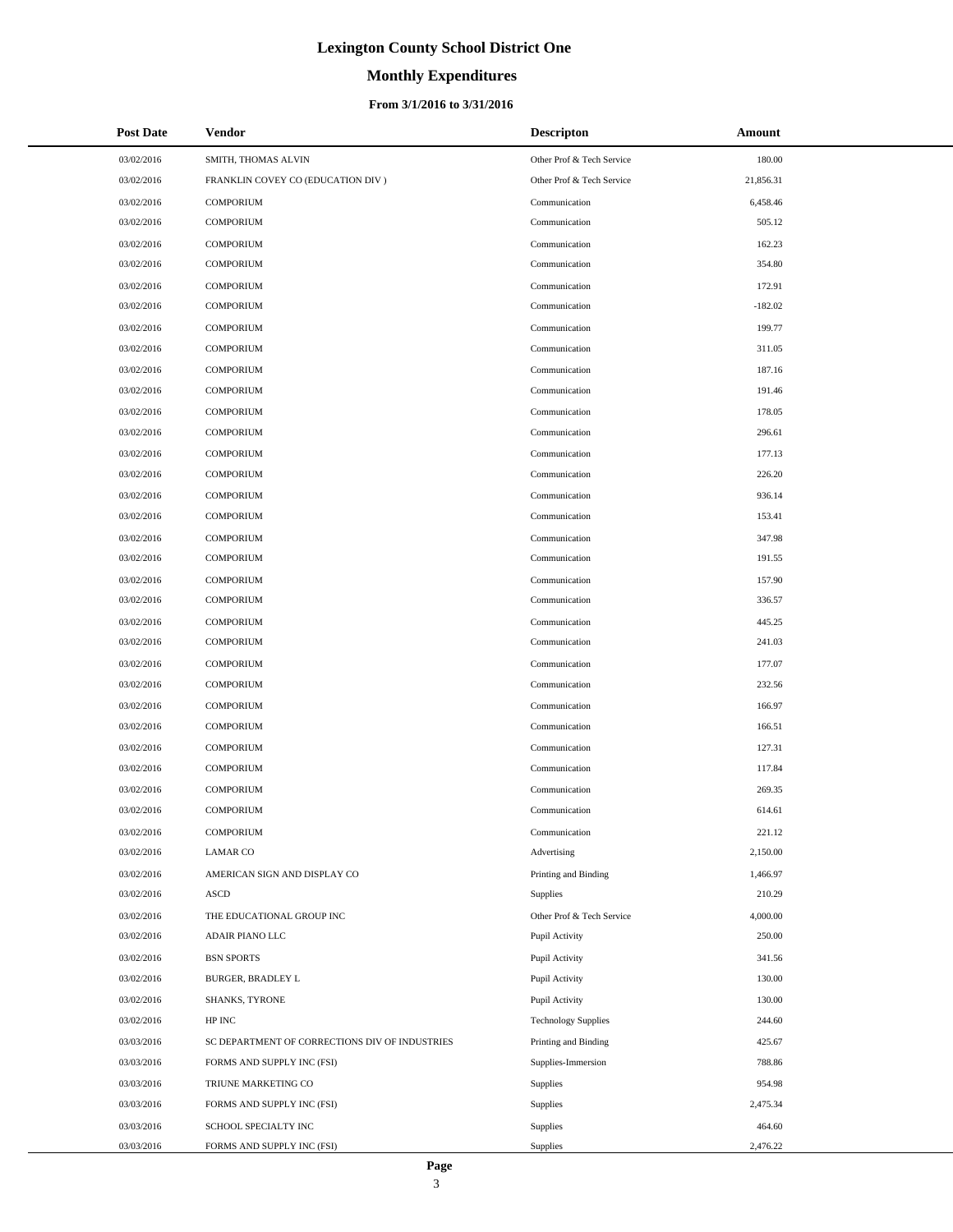# Lexington County School District One

## Monthly Expenditures

### From 3/1/2016 to 3/31/2016

| Post Date | Vendor | Descripton | Amount |
|---|---|---|---|
| 03/02/2016 | SMITH, THOMAS ALVIN | Other Prof & Tech Service | 180.00 |
| 03/02/2016 | FRANKLIN COVEY CO (EDUCATION DIV ) | Other Prof & Tech Service | 21,856.31 |
| 03/02/2016 | COMPORIUM | Communication | 6,458.46 |
| 03/02/2016 | COMPORIUM | Communication | 505.12 |
| 03/02/2016 | COMPORIUM | Communication | 162.23 |
| 03/02/2016 | COMPORIUM | Communication | 354.80 |
| 03/02/2016 | COMPORIUM | Communication | 172.91 |
| 03/02/2016 | COMPORIUM | Communication | -182.02 |
| 03/02/2016 | COMPORIUM | Communication | 199.77 |
| 03/02/2016 | COMPORIUM | Communication | 311.05 |
| 03/02/2016 | COMPORIUM | Communication | 187.16 |
| 03/02/2016 | COMPORIUM | Communication | 191.46 |
| 03/02/2016 | COMPORIUM | Communication | 178.05 |
| 03/02/2016 | COMPORIUM | Communication | 296.61 |
| 03/02/2016 | COMPORIUM | Communication | 177.13 |
| 03/02/2016 | COMPORIUM | Communication | 226.20 |
| 03/02/2016 | COMPORIUM | Communication | 936.14 |
| 03/02/2016 | COMPORIUM | Communication | 153.41 |
| 03/02/2016 | COMPORIUM | Communication | 347.98 |
| 03/02/2016 | COMPORIUM | Communication | 191.55 |
| 03/02/2016 | COMPORIUM | Communication | 157.90 |
| 03/02/2016 | COMPORIUM | Communication | 336.57 |
| 03/02/2016 | COMPORIUM | Communication | 445.25 |
| 03/02/2016 | COMPORIUM | Communication | 241.03 |
| 03/02/2016 | COMPORIUM | Communication | 177.07 |
| 03/02/2016 | COMPORIUM | Communication | 232.56 |
| 03/02/2016 | COMPORIUM | Communication | 166.97 |
| 03/02/2016 | COMPORIUM | Communication | 166.51 |
| 03/02/2016 | COMPORIUM | Communication | 127.31 |
| 03/02/2016 | COMPORIUM | Communication | 117.84 |
| 03/02/2016 | COMPORIUM | Communication | 269.35 |
| 03/02/2016 | COMPORIUM | Communication | 614.61 |
| 03/02/2016 | COMPORIUM | Communication | 221.12 |
| 03/02/2016 | LAMAR CO | Advertising | 2,150.00 |
| 03/02/2016 | AMERICAN SIGN AND DISPLAY CO | Printing and Binding | 1,466.97 |
| 03/02/2016 | ASCD | Supplies | 210.29 |
| 03/02/2016 | THE EDUCATIONAL GROUP INC | Other Prof & Tech Service | 4,000.00 |
| 03/02/2016 | ADAIR PIANO LLC | Pupil Activity | 250.00 |
| 03/02/2016 | BSN SPORTS | Pupil Activity | 341.56 |
| 03/02/2016 | BURGER, BRADLEY L | Pupil Activity | 130.00 |
| 03/02/2016 | SHANKS, TYRONE | Pupil Activity | 130.00 |
| 03/02/2016 | HP INC | Technology Supplies | 244.60 |
| 03/03/2016 | SC DEPARTMENT OF CORRECTIONS DIV OF INDUSTRIES | Printing and Binding | 425.67 |
| 03/03/2016 | FORMS AND SUPPLY INC (FSI) | Supplies-Immersion | 788.86 |
| 03/03/2016 | TRIUNE MARKETING CO | Supplies | 954.98 |
| 03/03/2016 | FORMS AND SUPPLY INC (FSI) | Supplies | 2,475.34 |
| 03/03/2016 | SCHOOL SPECIALTY INC | Supplies | 464.60 |
| 03/03/2016 | FORMS AND SUPPLY INC (FSI) | Supplies | 2,476.22 |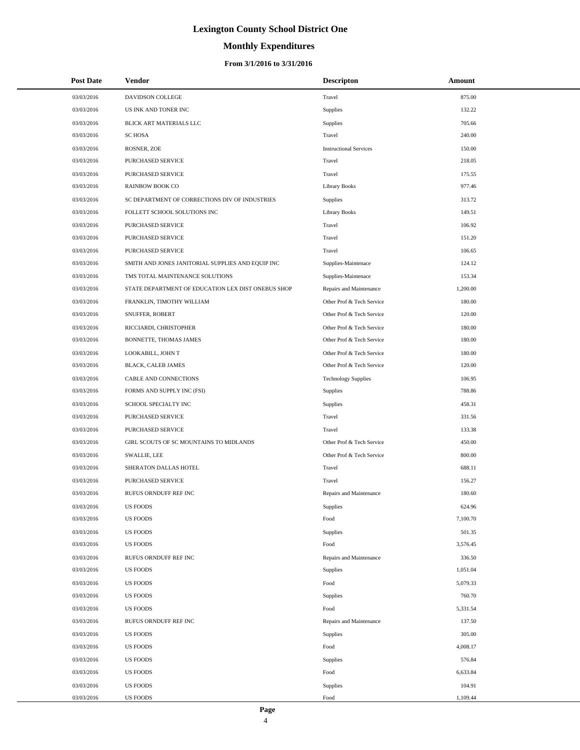# Lexington County School District One

## Monthly Expenditures

### From 3/1/2016 to 3/31/2016

| Post Date | Vendor | Descripton | Amount |
|---|---|---|---|
| 03/03/2016 | DAVIDSON COLLEGE | Travel | 875.00 |
| 03/03/2016 | US INK AND TONER INC | Supplies | 132.22 |
| 03/03/2016 | BLICK ART MATERIALS LLC | Supplies | 705.66 |
| 03/03/2016 | SC HOSA | Travel | 240.00 |
| 03/03/2016 | ROSNER, ZOE | Instructional Services | 150.00 |
| 03/03/2016 | PURCHASED SERVICE | Travel | 218.05 |
| 03/03/2016 | PURCHASED SERVICE | Travel | 175.55 |
| 03/03/2016 | RAINBOW BOOK CO | Library Books | 977.46 |
| 03/03/2016 | SC DEPARTMENT OF CORRECTIONS DIV OF INDUSTRIES | Supplies | 313.72 |
| 03/03/2016 | FOLLETT SCHOOL SOLUTIONS INC | Library Books | 149.51 |
| 03/03/2016 | PURCHASED SERVICE | Travel | 106.92 |
| 03/03/2016 | PURCHASED SERVICE | Travel | 151.20 |
| 03/03/2016 | PURCHASED SERVICE | Travel | 106.65 |
| 03/03/2016 | SMITH AND JONES JANITORIAL SUPPLIES AND EQUIP INC | Supplies-Maintenace | 124.12 |
| 03/03/2016 | TMS TOTAL MAINTENANCE SOLUTIONS | Supplies-Maintenace | 153.34 |
| 03/03/2016 | STATE DEPARTMENT OF EDUCATION LEX DIST ONEBUS SHOP | Repairs and Maintenance | 1,200.00 |
| 03/03/2016 | FRANKLIN, TIMOTHY WILLIAM | Other Prof & Tech Service | 180.00 |
| 03/03/2016 | SNUFFER, ROBERT | Other Prof & Tech Service | 120.00 |
| 03/03/2016 | RICCIARDI, CHRISTOPHER | Other Prof & Tech Service | 180.00 |
| 03/03/2016 | BONNETTE, THOMAS JAMES | Other Prof & Tech Service | 180.00 |
| 03/03/2016 | LOOKABILL, JOHN T | Other Prof & Tech Service | 180.00 |
| 03/03/2016 | BLACK, CALEB JAMES | Other Prof & Tech Service | 120.00 |
| 03/03/2016 | CABLE AND CONNECTIONS | Technology Supplies | 106.95 |
| 03/03/2016 | FORMS AND SUPPLY INC (FSI) | Supplies | 788.86 |
| 03/03/2016 | SCHOOL SPECIALTY INC | Supplies | 458.31 |
| 03/03/2016 | PURCHASED SERVICE | Travel | 331.56 |
| 03/03/2016 | PURCHASED SERVICE | Travel | 133.38 |
| 03/03/2016 | GIRL SCOUTS OF SC MOUNTAINS TO MIDLANDS | Other Prof & Tech Service | 450.00 |
| 03/03/2016 | SWALLIE, LEE | Other Prof & Tech Service | 800.00 |
| 03/03/2016 | SHERATON DALLAS HOTEL | Travel | 688.11 |
| 03/03/2016 | PURCHASED SERVICE | Travel | 156.27 |
| 03/03/2016 | RUFUS ORNDUFF REF INC | Repairs and Maintenance | 180.60 |
| 03/03/2016 | US FOODS | Supplies | 624.96 |
| 03/03/2016 | US FOODS | Food | 7,100.70 |
| 03/03/2016 | US FOODS | Supplies | 501.35 |
| 03/03/2016 | US FOODS | Food | 3,576.45 |
| 03/03/2016 | RUFUS ORNDUFF REF INC | Repairs and Maintenance | 336.50 |
| 03/03/2016 | US FOODS | Supplies | 1,051.04 |
| 03/03/2016 | US FOODS | Food | 5,079.33 |
| 03/03/2016 | US FOODS | Supplies | 760.70 |
| 03/03/2016 | US FOODS | Food | 5,331.54 |
| 03/03/2016 | RUFUS ORNDUFF REF INC | Repairs and Maintenance | 137.50 |
| 03/03/2016 | US FOODS | Supplies | 305.00 |
| 03/03/2016 | US FOODS | Food | 4,008.17 |
| 03/03/2016 | US FOODS | Supplies | 576.84 |
| 03/03/2016 | US FOODS | Food | 6,633.84 |
| 03/03/2016 | US FOODS | Supplies | 104.91 |
| 03/03/2016 | US FOODS | Food | 1,109.44 |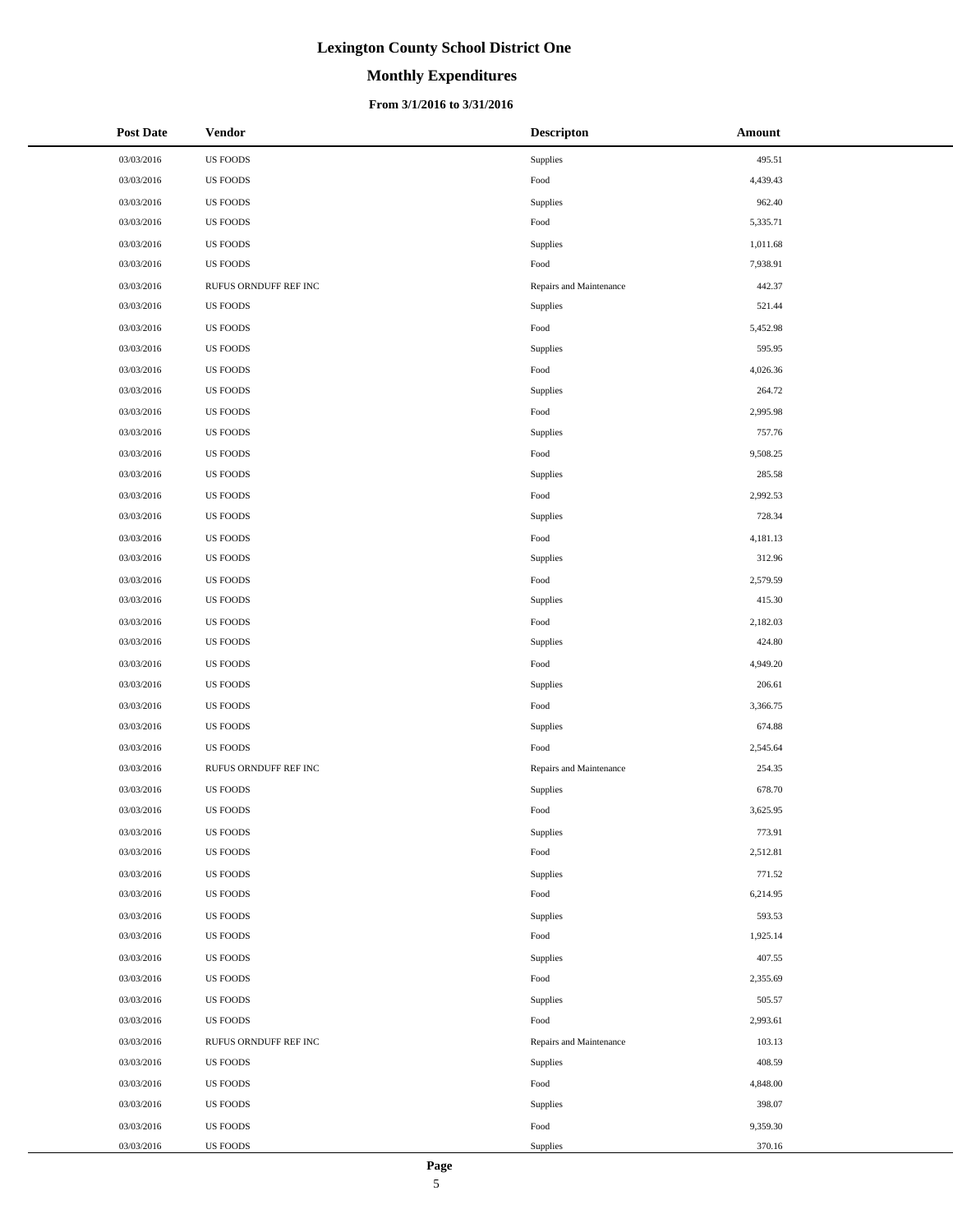# Lexington County School District One

## Monthly Expenditures

### From 3/1/2016 to 3/31/2016

| Post Date | Vendor | Descripton | Amount |
|---|---|---|---|
| 03/03/2016 | US FOODS | Supplies | 495.51 |
| 03/03/2016 | US FOODS | Food | 4,439.43 |
| 03/03/2016 | US FOODS | Supplies | 962.40 |
| 03/03/2016 | US FOODS | Food | 5,335.71 |
| 03/03/2016 | US FOODS | Supplies | 1,011.68 |
| 03/03/2016 | US FOODS | Food | 7,938.91 |
| 03/03/2016 | RUFUS ORNDUFF REF INC | Repairs and Maintenance | 442.37 |
| 03/03/2016 | US FOODS | Supplies | 521.44 |
| 03/03/2016 | US FOODS | Food | 5,452.98 |
| 03/03/2016 | US FOODS | Supplies | 595.95 |
| 03/03/2016 | US FOODS | Food | 4,026.36 |
| 03/03/2016 | US FOODS | Supplies | 264.72 |
| 03/03/2016 | US FOODS | Food | 2,995.98 |
| 03/03/2016 | US FOODS | Supplies | 757.76 |
| 03/03/2016 | US FOODS | Food | 9,508.25 |
| 03/03/2016 | US FOODS | Supplies | 285.58 |
| 03/03/2016 | US FOODS | Food | 2,992.53 |
| 03/03/2016 | US FOODS | Supplies | 728.34 |
| 03/03/2016 | US FOODS | Food | 4,181.13 |
| 03/03/2016 | US FOODS | Supplies | 312.96 |
| 03/03/2016 | US FOODS | Food | 2,579.59 |
| 03/03/2016 | US FOODS | Supplies | 415.30 |
| 03/03/2016 | US FOODS | Food | 2,182.03 |
| 03/03/2016 | US FOODS | Supplies | 424.80 |
| 03/03/2016 | US FOODS | Food | 4,949.20 |
| 03/03/2016 | US FOODS | Supplies | 206.61 |
| 03/03/2016 | US FOODS | Food | 3,366.75 |
| 03/03/2016 | US FOODS | Supplies | 674.88 |
| 03/03/2016 | US FOODS | Food | 2,545.64 |
| 03/03/2016 | RUFUS ORNDUFF REF INC | Repairs and Maintenance | 254.35 |
| 03/03/2016 | US FOODS | Supplies | 678.70 |
| 03/03/2016 | US FOODS | Food | 3,625.95 |
| 03/03/2016 | US FOODS | Supplies | 773.91 |
| 03/03/2016 | US FOODS | Food | 2,512.81 |
| 03/03/2016 | US FOODS | Supplies | 771.52 |
| 03/03/2016 | US FOODS | Food | 6,214.95 |
| 03/03/2016 | US FOODS | Supplies | 593.53 |
| 03/03/2016 | US FOODS | Food | 1,925.14 |
| 03/03/2016 | US FOODS | Supplies | 407.55 |
| 03/03/2016 | US FOODS | Food | 2,355.69 |
| 03/03/2016 | US FOODS | Supplies | 505.57 |
| 03/03/2016 | US FOODS | Food | 2,993.61 |
| 03/03/2016 | RUFUS ORNDUFF REF INC | Repairs and Maintenance | 103.13 |
| 03/03/2016 | US FOODS | Supplies | 408.59 |
| 03/03/2016 | US FOODS | Food | 4,848.00 |
| 03/03/2016 | US FOODS | Supplies | 398.07 |
| 03/03/2016 | US FOODS | Food | 9,359.30 |
| 03/03/2016 | US FOODS | Supplies | 370.16 |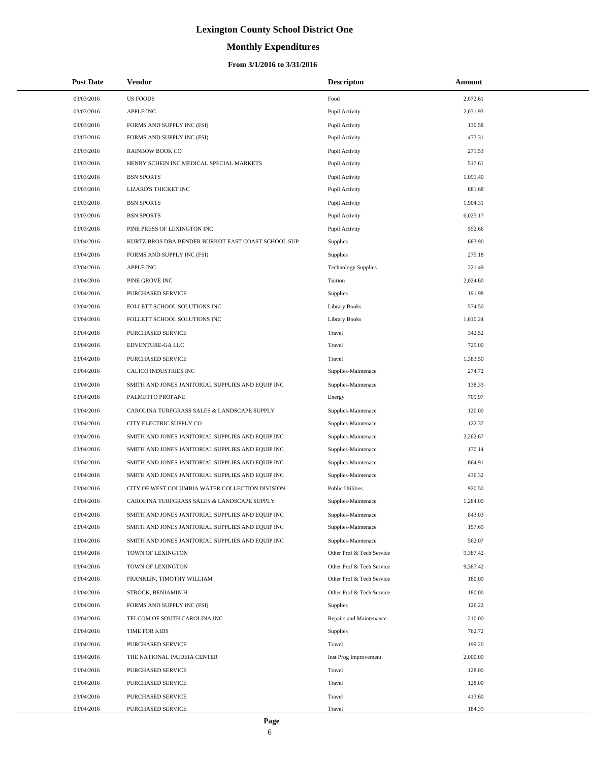# Lexington County School District One

## Monthly Expenditures

### From 3/1/2016 to 3/31/2016

| Post Date | Vendor | Descripton | Amount |
|---|---|---|---|
| 03/03/2016 | US FOODS | Food | 2,072.61 |
| 03/03/2016 | APPLE INC | Pupil Activity | 2,031.93 |
| 03/03/2016 | FORMS AND SUPPLY INC (FSI) | Pupil Activity | 130.58 |
| 03/03/2016 | FORMS AND SUPPLY INC (FSI) | Pupil Activity | 473.31 |
| 03/03/2016 | RAINBOW BOOK CO | Pupil Activity | 271.53 |
| 03/03/2016 | HENRY SCHEIN INC MEDICAL SPECIAL MARKETS | Pupil Activity | 517.61 |
| 03/03/2016 | BSN SPORTS | Pupil Activity | 1,091.40 |
| 03/03/2016 | LIZARD'S THICKET INC | Pupil Activity | 881.68 |
| 03/03/2016 | BSN SPORTS | Pupil Activity | 1,904.31 |
| 03/03/2016 | BSN SPORTS | Pupil Activity | 6,025.17 |
| 03/03/2016 | PINE PRESS OF LEXINGTON INC | Pupil Activity | 552.66 |
| 03/04/2016 | KURTZ BROS DBA BENDER BURKOT EAST COAST SCHOOL SUP | Supplies | 683.90 |
| 03/04/2016 | FORMS AND SUPPLY INC (FSI) | Supplies | 275.18 |
| 03/04/2016 | APPLE INC | Technology Supplies | 221.49 |
| 03/04/2016 | PINE GROVE INC | Tuition | 2,024.60 |
| 03/04/2016 | PURCHASED SERVICE | Supplies | 191.98 |
| 03/04/2016 | FOLLETT SCHOOL SOLUTIONS INC | Library Books | 574.50 |
| 03/04/2016 | FOLLETT SCHOOL SOLUTIONS INC | Library Books | 1,610.24 |
| 03/04/2016 | PURCHASED SERVICE | Travel | 342.52 |
| 03/04/2016 | EDVENTURE-GA LLC | Travel | 725.00 |
| 03/04/2016 | PURCHASED SERVICE | Travel | 1,383.50 |
| 03/04/2016 | CALICO INDUSTRIES INC | Supplies-Maintenace | 274.72 |
| 03/04/2016 | SMITH AND JONES JANITORIAL SUPPLIES AND EQUIP INC | Supplies-Maintenace | 138.33 |
| 03/04/2016 | PALMETTO PROPANE | Energy | 709.97 |
| 03/04/2016 | CAROLINA TURFGRASS SALES & LANDSCAPE SUPPLY | Supplies-Maintenace | 120.00 |
| 03/04/2016 | CITY ELECTRIC SUPPLY CO | Supplies-Maintenace | 122.37 |
| 03/04/2016 | SMITH AND JONES JANITORIAL SUPPLIES AND EQUIP INC | Supplies-Maintenace | 2,262.67 |
| 03/04/2016 | SMITH AND JONES JANITORIAL SUPPLIES AND EQUIP INC | Supplies-Maintenace | 170.14 |
| 03/04/2016 | SMITH AND JONES JANITORIAL SUPPLIES AND EQUIP INC | Supplies-Maintenace | 864.91 |
| 03/04/2016 | SMITH AND JONES JANITORIAL SUPPLIES AND EQUIP INC | Supplies-Maintenace | 436.32 |
| 03/04/2016 | CITY OF WEST COLUMBIA WATER COLLECTION DIVISION | Public Utilities | 920.50 |
| 03/04/2016 | CAROLINA TURFGRASS SALES & LANDSCAPE SUPPLY | Supplies-Maintenace | 1,284.00 |
| 03/04/2016 | SMITH AND JONES JANITORIAL SUPPLIES AND EQUIP INC | Supplies-Maintenace | 843.03 |
| 03/04/2016 | SMITH AND JONES JANITORIAL SUPPLIES AND EQUIP INC | Supplies-Maintenace | 157.69 |
| 03/04/2016 | SMITH AND JONES JANITORIAL SUPPLIES AND EQUIP INC | Supplies-Maintenace | 562.07 |
| 03/04/2016 | TOWN OF LEXINGTON | Other Prof & Tech Service | 9,387.42 |
| 03/04/2016 | TOWN OF LEXINGTON | Other Prof & Tech Service | 9,387.42 |
| 03/04/2016 | FRANKLIN, TIMOTHY WILLIAM | Other Prof & Tech Service | 180.00 |
| 03/04/2016 | STROCK, BENJAMIN H | Other Prof & Tech Service | 180.00 |
| 03/04/2016 | FORMS AND SUPPLY INC (FSI) | Supplies | 126.22 |
| 03/04/2016 | TELCOM OF SOUTH CAROLINA INC | Repairs and Maintenance | 210.00 |
| 03/04/2016 | TIME FOR KIDS | Supplies | 762.72 |
| 03/04/2016 | PURCHASED SERVICE | Travel | 199.20 |
| 03/04/2016 | THE NATIONAL PAIDEIA CENTER | Inst Prog Improvement | 2,000.00 |
| 03/04/2016 | PURCHASED SERVICE | Travel | 128.00 |
| 03/04/2016 | PURCHASED SERVICE | Travel | 128.00 |
| 03/04/2016 | PURCHASED SERVICE | Travel | 413.60 |
| 03/04/2016 | PURCHASED SERVICE | Travel | 184.39 |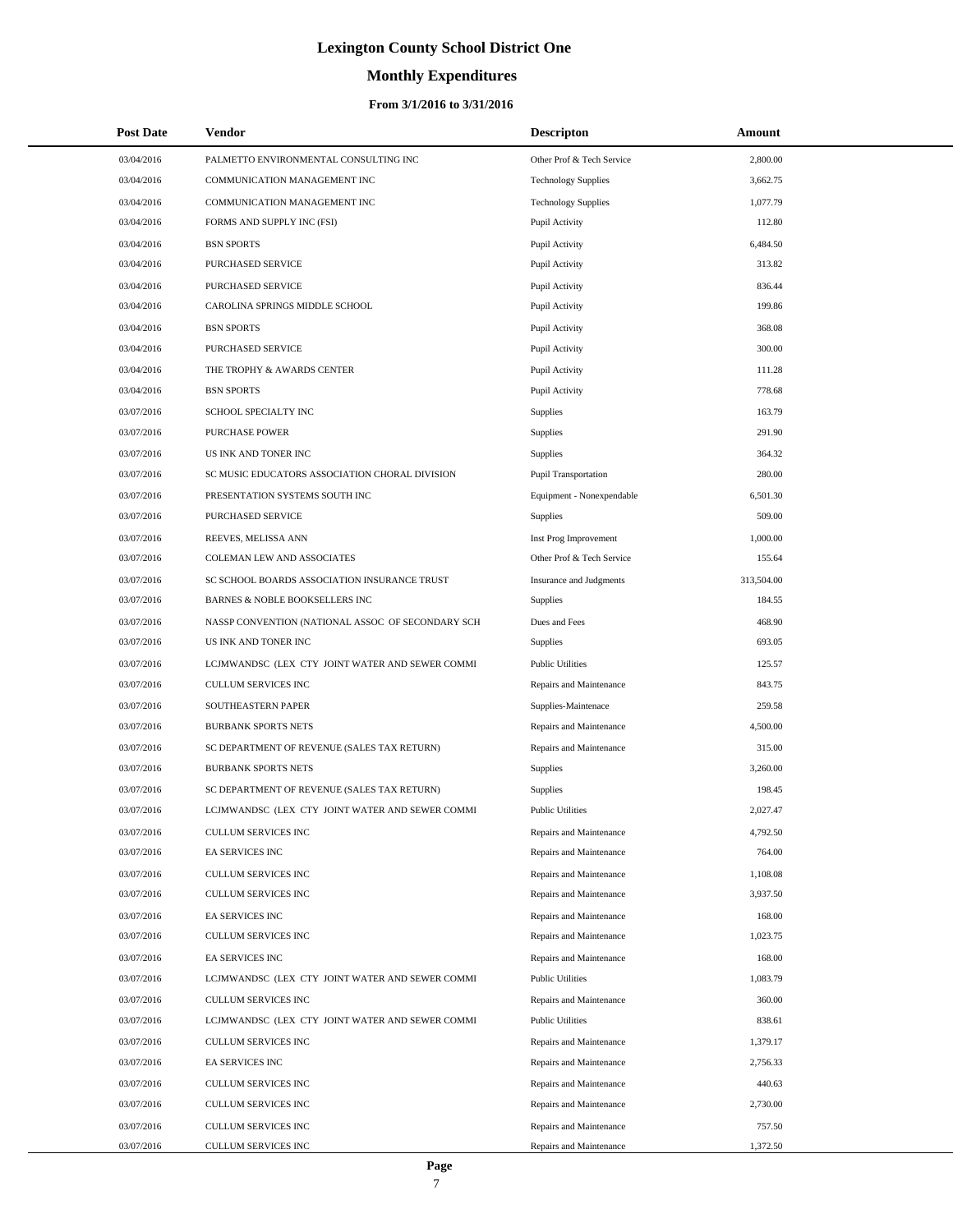# Lexington County School District One

## Monthly Expenditures

### From 3/1/2016 to 3/31/2016

| Post Date | Vendor | Descripton | Amount |
|---|---|---|---|
| 03/04/2016 | PALMETTO ENVIRONMENTAL CONSULTING INC | Other Prof & Tech Service | 2,800.00 |
| 03/04/2016 | COMMUNICATION MANAGEMENT INC | Technology Supplies | 3,662.75 |
| 03/04/2016 | COMMUNICATION MANAGEMENT INC | Technology Supplies | 1,077.79 |
| 03/04/2016 | FORMS AND SUPPLY INC (FSI) | Pupil Activity | 112.80 |
| 03/04/2016 | BSN SPORTS | Pupil Activity | 6,484.50 |
| 03/04/2016 | PURCHASED SERVICE | Pupil Activity | 313.82 |
| 03/04/2016 | PURCHASED SERVICE | Pupil Activity | 836.44 |
| 03/04/2016 | CAROLINA SPRINGS MIDDLE SCHOOL | Pupil Activity | 199.86 |
| 03/04/2016 | BSN SPORTS | Pupil Activity | 368.08 |
| 03/04/2016 | PURCHASED SERVICE | Pupil Activity | 300.00 |
| 03/04/2016 | THE TROPHY & AWARDS CENTER | Pupil Activity | 111.28 |
| 03/04/2016 | BSN SPORTS | Pupil Activity | 778.68 |
| 03/07/2016 | SCHOOL SPECIALTY INC | Supplies | 163.79 |
| 03/07/2016 | PURCHASE POWER | Supplies | 291.90 |
| 03/07/2016 | US INK AND TONER INC | Supplies | 364.32 |
| 03/07/2016 | SC MUSIC EDUCATORS ASSOCIATION CHORAL DIVISION | Pupil Transportation | 280.00 |
| 03/07/2016 | PRESENTATION SYSTEMS SOUTH INC | Equipment - Nonexpendable | 6,501.30 |
| 03/07/2016 | PURCHASED SERVICE | Supplies | 509.00 |
| 03/07/2016 | REEVES, MELISSA ANN | Inst Prog Improvement | 1,000.00 |
| 03/07/2016 | COLEMAN LEW AND ASSOCIATES | Other Prof & Tech Service | 155.64 |
| 03/07/2016 | SC SCHOOL BOARDS ASSOCIATION INSURANCE TRUST | Insurance and Judgments | 313,504.00 |
| 03/07/2016 | BARNES & NOBLE BOOKSELLERS INC | Supplies | 184.55 |
| 03/07/2016 | NASSP CONVENTION (NATIONAL ASSOC OF SECONDARY SCH | Dues and Fees | 468.90 |
| 03/07/2016 | US INK AND TONER INC | Supplies | 693.05 |
| 03/07/2016 | LCJMWANDSC (LEX CTY JOINT WATER AND SEWER COMMI | Public Utilities | 125.57 |
| 03/07/2016 | CULLUM SERVICES INC | Repairs and Maintenance | 843.75 |
| 03/07/2016 | SOUTHEASTERN PAPER | Supplies-Maintenace | 259.58 |
| 03/07/2016 | BURBANK SPORTS NETS | Repairs and Maintenance | 4,500.00 |
| 03/07/2016 | SC DEPARTMENT OF REVENUE (SALES TAX RETURN) | Repairs and Maintenance | 315.00 |
| 03/07/2016 | BURBANK SPORTS NETS | Supplies | 3,260.00 |
| 03/07/2016 | SC DEPARTMENT OF REVENUE (SALES TAX RETURN) | Supplies | 198.45 |
| 03/07/2016 | LCJMWANDSC (LEX CTY JOINT WATER AND SEWER COMMI | Public Utilities | 2,027.47 |
| 03/07/2016 | CULLUM SERVICES INC | Repairs and Maintenance | 4,792.50 |
| 03/07/2016 | EA SERVICES INC | Repairs and Maintenance | 764.00 |
| 03/07/2016 | CULLUM SERVICES INC | Repairs and Maintenance | 1,108.08 |
| 03/07/2016 | CULLUM SERVICES INC | Repairs and Maintenance | 3,937.50 |
| 03/07/2016 | EA SERVICES INC | Repairs and Maintenance | 168.00 |
| 03/07/2016 | CULLUM SERVICES INC | Repairs and Maintenance | 1,023.75 |
| 03/07/2016 | EA SERVICES INC | Repairs and Maintenance | 168.00 |
| 03/07/2016 | LCJMWANDSC (LEX CTY JOINT WATER AND SEWER COMMI | Public Utilities | 1,083.79 |
| 03/07/2016 | CULLUM SERVICES INC | Repairs and Maintenance | 360.00 |
| 03/07/2016 | LCJMWANDSC (LEX CTY JOINT WATER AND SEWER COMMI | Public Utilities | 838.61 |
| 03/07/2016 | CULLUM SERVICES INC | Repairs and Maintenance | 1,379.17 |
| 03/07/2016 | EA SERVICES INC | Repairs and Maintenance | 2,756.33 |
| 03/07/2016 | CULLUM SERVICES INC | Repairs and Maintenance | 440.63 |
| 03/07/2016 | CULLUM SERVICES INC | Repairs and Maintenance | 2,730.00 |
| 03/07/2016 | CULLUM SERVICES INC | Repairs and Maintenance | 757.50 |
| 03/07/2016 | CULLUM SERVICES INC | Repairs and Maintenance | 1,372.50 |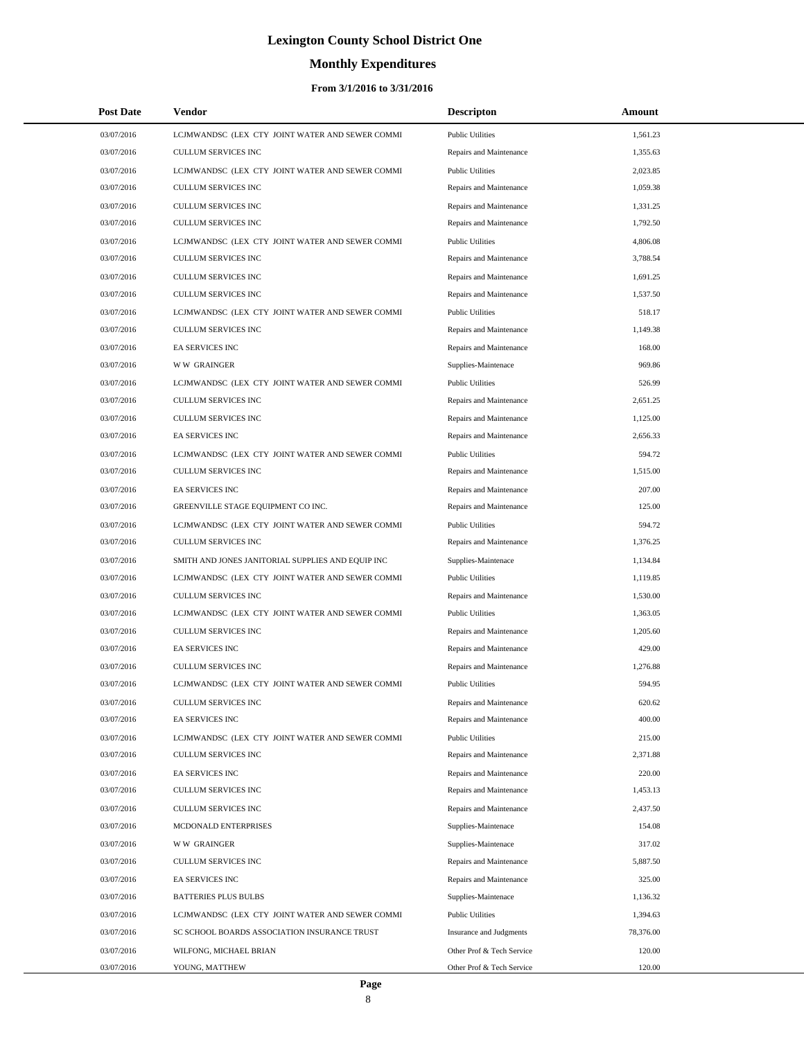# Lexington County School District One

## Monthly Expenditures

### From 3/1/2016 to 3/31/2016

| Post Date | Vendor | Descripton | Amount |
|---|---|---|---|
| 03/07/2016 | LCJMWANDSC (LEX CTY JOINT WATER AND SEWER COMMI | Public Utilities | 1,561.23 |
| 03/07/2016 | CULLUM SERVICES INC | Repairs and Maintenance | 1,355.63 |
| 03/07/2016 | LCJMWANDSC (LEX CTY JOINT WATER AND SEWER COMMI | Public Utilities | 2,023.85 |
| 03/07/2016 | CULLUM SERVICES INC | Repairs and Maintenance | 1,059.38 |
| 03/07/2016 | CULLUM SERVICES INC | Repairs and Maintenance | 1,331.25 |
| 03/07/2016 | CULLUM SERVICES INC | Repairs and Maintenance | 1,792.50 |
| 03/07/2016 | LCJMWANDSC (LEX CTY JOINT WATER AND SEWER COMMI | Public Utilities | 4,806.08 |
| 03/07/2016 | CULLUM SERVICES INC | Repairs and Maintenance | 3,788.54 |
| 03/07/2016 | CULLUM SERVICES INC | Repairs and Maintenance | 1,691.25 |
| 03/07/2016 | CULLUM SERVICES INC | Repairs and Maintenance | 1,537.50 |
| 03/07/2016 | LCJMWANDSC (LEX CTY JOINT WATER AND SEWER COMMI | Public Utilities | 518.17 |
| 03/07/2016 | CULLUM SERVICES INC | Repairs and Maintenance | 1,149.38 |
| 03/07/2016 | EA SERVICES INC | Repairs and Maintenance | 168.00 |
| 03/07/2016 | W W GRAINGER | Supplies-Maintenace | 969.86 |
| 03/07/2016 | LCJMWANDSC (LEX CTY JOINT WATER AND SEWER COMMI | Public Utilities | 526.99 |
| 03/07/2016 | CULLUM SERVICES INC | Repairs and Maintenance | 2,651.25 |
| 03/07/2016 | CULLUM SERVICES INC | Repairs and Maintenance | 1,125.00 |
| 03/07/2016 | EA SERVICES INC | Repairs and Maintenance | 2,656.33 |
| 03/07/2016 | LCJMWANDSC (LEX CTY JOINT WATER AND SEWER COMMI | Public Utilities | 594.72 |
| 03/07/2016 | CULLUM SERVICES INC | Repairs and Maintenance | 1,515.00 |
| 03/07/2016 | EA SERVICES INC | Repairs and Maintenance | 207.00 |
| 03/07/2016 | GREENVILLE STAGE EQUIPMENT CO INC. | Repairs and Maintenance | 125.00 |
| 03/07/2016 | LCJMWANDSC (LEX CTY JOINT WATER AND SEWER COMMI | Public Utilities | 594.72 |
| 03/07/2016 | CULLUM SERVICES INC | Repairs and Maintenance | 1,376.25 |
| 03/07/2016 | SMITH AND JONES JANITORIAL SUPPLIES AND EQUIP INC | Supplies-Maintenace | 1,134.84 |
| 03/07/2016 | LCJMWANDSC (LEX CTY JOINT WATER AND SEWER COMMI | Public Utilities | 1,119.85 |
| 03/07/2016 | CULLUM SERVICES INC | Repairs and Maintenance | 1,530.00 |
| 03/07/2016 | LCJMWANDSC (LEX CTY JOINT WATER AND SEWER COMMI | Public Utilities | 1,363.05 |
| 03/07/2016 | CULLUM SERVICES INC | Repairs and Maintenance | 1,205.60 |
| 03/07/2016 | EA SERVICES INC | Repairs and Maintenance | 429.00 |
| 03/07/2016 | CULLUM SERVICES INC | Repairs and Maintenance | 1,276.88 |
| 03/07/2016 | LCJMWANDSC (LEX CTY JOINT WATER AND SEWER COMMI | Public Utilities | 594.95 |
| 03/07/2016 | CULLUM SERVICES INC | Repairs and Maintenance | 620.62 |
| 03/07/2016 | EA SERVICES INC | Repairs and Maintenance | 400.00 |
| 03/07/2016 | LCJMWANDSC (LEX CTY JOINT WATER AND SEWER COMMI | Public Utilities | 215.00 |
| 03/07/2016 | CULLUM SERVICES INC | Repairs and Maintenance | 2,371.88 |
| 03/07/2016 | EA SERVICES INC | Repairs and Maintenance | 220.00 |
| 03/07/2016 | CULLUM SERVICES INC | Repairs and Maintenance | 1,453.13 |
| 03/07/2016 | CULLUM SERVICES INC | Repairs and Maintenance | 2,437.50 |
| 03/07/2016 | MCDONALD ENTERPRISES | Supplies-Maintenace | 154.08 |
| 03/07/2016 | W W GRAINGER | Supplies-Maintenace | 317.02 |
| 03/07/2016 | CULLUM SERVICES INC | Repairs and Maintenance | 5,887.50 |
| 03/07/2016 | EA SERVICES INC | Repairs and Maintenance | 325.00 |
| 03/07/2016 | BATTERIES PLUS BULBS | Supplies-Maintenace | 1,136.32 |
| 03/07/2016 | LCJMWANDSC (LEX CTY JOINT WATER AND SEWER COMMI | Public Utilities | 1,394.63 |
| 03/07/2016 | SC SCHOOL BOARDS ASSOCIATION INSURANCE TRUST | Insurance and Judgments | 78,376.00 |
| 03/07/2016 | WILFONG, MICHAEL BRIAN | Other Prof & Tech Service | 120.00 |
| 03/07/2016 | YOUNG, MATTHEW | Other Prof & Tech Service | 120.00 |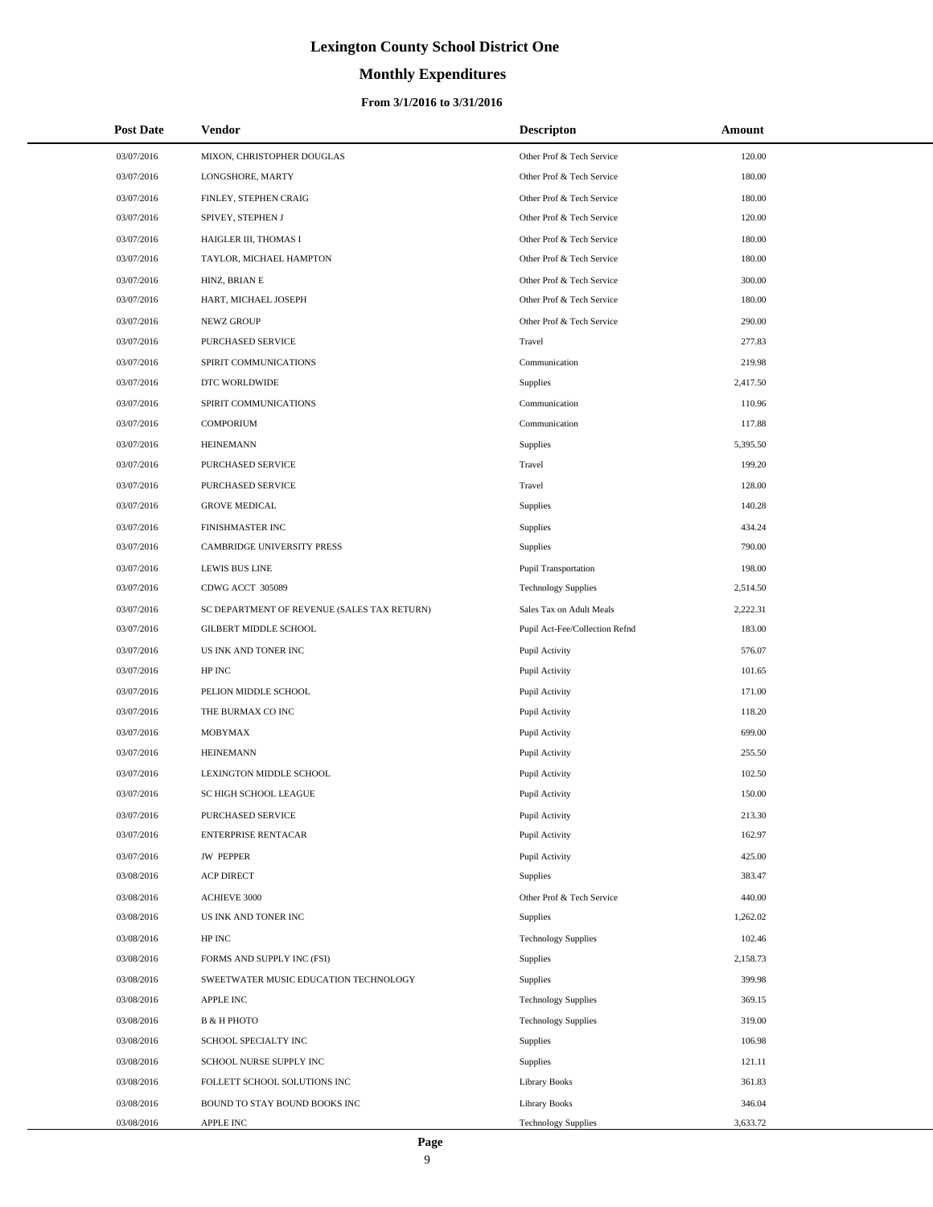# Lexington County School District One

## Monthly Expenditures

### From 3/1/2016 to 3/31/2016

| Post Date | Vendor | Descripton | Amount |
|---|---|---|---|
| 03/07/2016 | MIXON, CHRISTOPHER DOUGLAS | Other Prof & Tech Service | 120.00 |
| 03/07/2016 | LONGSHORE, MARTY | Other Prof & Tech Service | 180.00 |
| 03/07/2016 | FINLEY, STEPHEN CRAIG | Other Prof & Tech Service | 180.00 |
| 03/07/2016 | SPIVEY, STEPHEN J | Other Prof & Tech Service | 120.00 |
| 03/07/2016 | HAIGLER III, THOMAS I | Other Prof & Tech Service | 180.00 |
| 03/07/2016 | TAYLOR, MICHAEL HAMPTON | Other Prof & Tech Service | 180.00 |
| 03/07/2016 | HINZ, BRIAN E | Other Prof & Tech Service | 300.00 |
| 03/07/2016 | HART, MICHAEL JOSEPH | Other Prof & Tech Service | 180.00 |
| 03/07/2016 | NEWZ GROUP | Other Prof & Tech Service | 290.00 |
| 03/07/2016 | PURCHASED SERVICE | Travel | 277.83 |
| 03/07/2016 | SPIRIT COMMUNICATIONS | Communication | 219.98 |
| 03/07/2016 | DTC WORLDWIDE | Supplies | 2,417.50 |
| 03/07/2016 | SPIRIT COMMUNICATIONS | Communication | 110.96 |
| 03/07/2016 | COMPORIUM | Communication | 117.88 |
| 03/07/2016 | HEINEMANN | Supplies | 5,395.50 |
| 03/07/2016 | PURCHASED SERVICE | Travel | 199.20 |
| 03/07/2016 | PURCHASED SERVICE | Travel | 128.00 |
| 03/07/2016 | GROVE MEDICAL | Supplies | 140.28 |
| 03/07/2016 | FINISHMASTER INC | Supplies | 434.24 |
| 03/07/2016 | CAMBRIDGE UNIVERSITY PRESS | Supplies | 790.00 |
| 03/07/2016 | LEWIS BUS LINE | Pupil Transportation | 198.00 |
| 03/07/2016 | CDWG ACCT 305089 | Technology Supplies | 2,514.50 |
| 03/07/2016 | SC DEPARTMENT OF REVENUE (SALES TAX RETURN) | Sales Tax on Adult Meals | 2,222.31 |
| 03/07/2016 | GILBERT MIDDLE SCHOOL | Pupil Act-Fee/Collection Refnd | 183.00 |
| 03/07/2016 | US INK AND TONER INC | Pupil Activity | 576.07 |
| 03/07/2016 | HP INC | Pupil Activity | 101.65 |
| 03/07/2016 | PELION MIDDLE SCHOOL | Pupil Activity | 171.00 |
| 03/07/2016 | THE BURMAX CO INC | Pupil Activity | 118.20 |
| 03/07/2016 | MOBYMAX | Pupil Activity | 699.00 |
| 03/07/2016 | HEINEMANN | Pupil Activity | 255.50 |
| 03/07/2016 | LEXINGTON MIDDLE SCHOOL | Pupil Activity | 102.50 |
| 03/07/2016 | SC HIGH SCHOOL LEAGUE | Pupil Activity | 150.00 |
| 03/07/2016 | PURCHASED SERVICE | Pupil Activity | 213.30 |
| 03/07/2016 | ENTERPRISE RENTACAR | Pupil Activity | 162.97 |
| 03/07/2016 | JW PEPPER | Pupil Activity | 425.00 |
| 03/08/2016 | ACP DIRECT | Supplies | 383.47 |
| 03/08/2016 | ACHIEVE 3000 | Other Prof & Tech Service | 440.00 |
| 03/08/2016 | US INK AND TONER INC | Supplies | 1,262.02 |
| 03/08/2016 | HP INC | Technology Supplies | 102.46 |
| 03/08/2016 | FORMS AND SUPPLY INC (FSI) | Supplies | 2,158.73 |
| 03/08/2016 | SWEETWATER MUSIC EDUCATION TECHNOLOGY | Supplies | 399.98 |
| 03/08/2016 | APPLE INC | Technology Supplies | 369.15 |
| 03/08/2016 | B & H PHOTO | Technology Supplies | 319.00 |
| 03/08/2016 | SCHOOL SPECIALTY INC | Supplies | 106.98 |
| 03/08/2016 | SCHOOL NURSE SUPPLY INC | Supplies | 121.11 |
| 03/08/2016 | FOLLETT SCHOOL SOLUTIONS INC | Library Books | 361.83 |
| 03/08/2016 | BOUND TO STAY BOUND BOOKS INC | Library Books | 346.04 |
| 03/08/2016 | APPLE INC | Technology Supplies | 3,633.72 |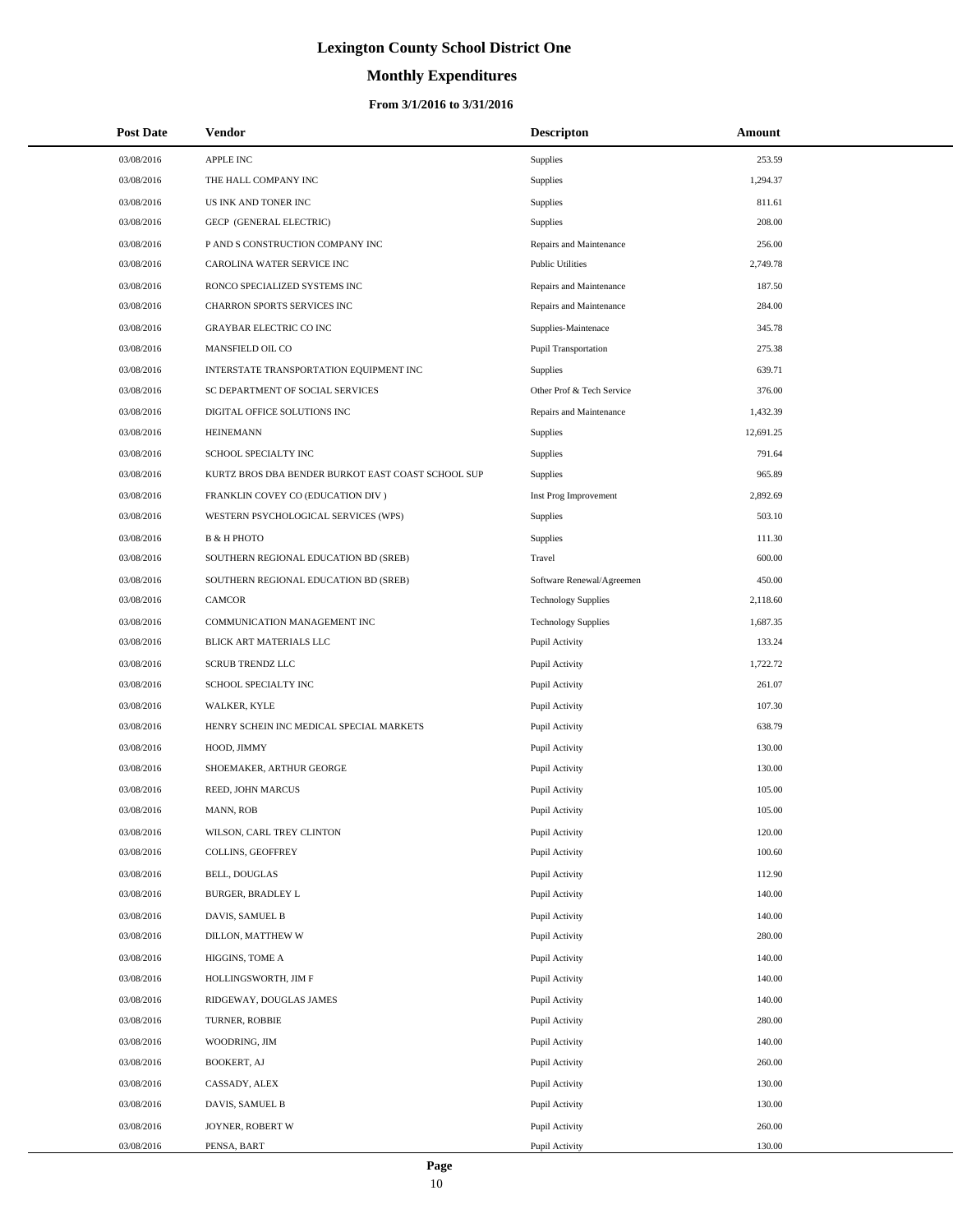# Lexington County School District One

## Monthly Expenditures

### From 3/1/2016 to 3/31/2016

| Post Date | Vendor | Descripton | Amount |
|---|---|---|---|
| 03/08/2016 | APPLE INC | Supplies | 253.59 |
| 03/08/2016 | THE HALL COMPANY INC | Supplies | 1,294.37 |
| 03/08/2016 | US INK AND TONER INC | Supplies | 811.61 |
| 03/08/2016 | GECP (GENERAL ELECTRIC) | Supplies | 208.00 |
| 03/08/2016 | P AND S CONSTRUCTION COMPANY INC | Repairs and Maintenance | 256.00 |
| 03/08/2016 | CAROLINA WATER SERVICE INC | Public Utilities | 2,749.78 |
| 03/08/2016 | RONCO SPECIALIZED SYSTEMS INC | Repairs and Maintenance | 187.50 |
| 03/08/2016 | CHARRON SPORTS SERVICES INC | Repairs and Maintenance | 284.00 |
| 03/08/2016 | GRAYBAR ELECTRIC CO INC | Supplies-Maintenace | 345.78 |
| 03/08/2016 | MANSFIELD OIL CO | Pupil Transportation | 275.38 |
| 03/08/2016 | INTERSTATE TRANSPORTATION EQUIPMENT INC | Supplies | 639.71 |
| 03/08/2016 | SC DEPARTMENT OF SOCIAL SERVICES | Other Prof & Tech Service | 376.00 |
| 03/08/2016 | DIGITAL OFFICE SOLUTIONS INC | Repairs and Maintenance | 1,432.39 |
| 03/08/2016 | HEINEMANN | Supplies | 12,691.25 |
| 03/08/2016 | SCHOOL SPECIALTY INC | Supplies | 791.64 |
| 03/08/2016 | KURTZ BROS DBA BENDER BURKOT EAST COAST SCHOOL SUP | Supplies | 965.89 |
| 03/08/2016 | FRANKLIN COVEY CO (EDUCATION DIV ) | Inst Prog Improvement | 2,892.69 |
| 03/08/2016 | WESTERN PSYCHOLOGICAL SERVICES (WPS) | Supplies | 503.10 |
| 03/08/2016 | B & H PHOTO | Supplies | 111.30 |
| 03/08/2016 | SOUTHERN REGIONAL EDUCATION BD (SREB) | Travel | 600.00 |
| 03/08/2016 | SOUTHERN REGIONAL EDUCATION BD (SREB) | Software Renewal/Agreemen | 450.00 |
| 03/08/2016 | CAMCOR | Technology Supplies | 2,118.60 |
| 03/08/2016 | COMMUNICATION MANAGEMENT INC | Technology Supplies | 1,687.35 |
| 03/08/2016 | BLICK ART MATERIALS LLC | Pupil Activity | 133.24 |
| 03/08/2016 | SCRUB TRENDZ LLC | Pupil Activity | 1,722.72 |
| 03/08/2016 | SCHOOL SPECIALTY INC | Pupil Activity | 261.07 |
| 03/08/2016 | WALKER, KYLE | Pupil Activity | 107.30 |
| 03/08/2016 | HENRY SCHEIN INC MEDICAL SPECIAL MARKETS | Pupil Activity | 638.79 |
| 03/08/2016 | HOOD, JIMMY | Pupil Activity | 130.00 |
| 03/08/2016 | SHOEMAKER, ARTHUR GEORGE | Pupil Activity | 130.00 |
| 03/08/2016 | REED, JOHN MARCUS | Pupil Activity | 105.00 |
| 03/08/2016 | MANN, ROB | Pupil Activity | 105.00 |
| 03/08/2016 | WILSON, CARL TREY CLINTON | Pupil Activity | 120.00 |
| 03/08/2016 | COLLINS, GEOFFREY | Pupil Activity | 100.60 |
| 03/08/2016 | BELL, DOUGLAS | Pupil Activity | 112.90 |
| 03/08/2016 | BURGER, BRADLEY L | Pupil Activity | 140.00 |
| 03/08/2016 | DAVIS, SAMUEL B | Pupil Activity | 140.00 |
| 03/08/2016 | DILLON, MATTHEW W | Pupil Activity | 280.00 |
| 03/08/2016 | HIGGINS, TOME A | Pupil Activity | 140.00 |
| 03/08/2016 | HOLLINGSWORTH, JIM F | Pupil Activity | 140.00 |
| 03/08/2016 | RIDGEWAY, DOUGLAS JAMES | Pupil Activity | 140.00 |
| 03/08/2016 | TURNER, ROBBIE | Pupil Activity | 280.00 |
| 03/08/2016 | WOODRING, JIM | Pupil Activity | 140.00 |
| 03/08/2016 | BOOKERT, AJ | Pupil Activity | 260.00 |
| 03/08/2016 | CASSADY, ALEX | Pupil Activity | 130.00 |
| 03/08/2016 | DAVIS, SAMUEL B | Pupil Activity | 130.00 |
| 03/08/2016 | JOYNER, ROBERT W | Pupil Activity | 260.00 |
| 03/08/2016 | PENSA, BART | Pupil Activity | 130.00 |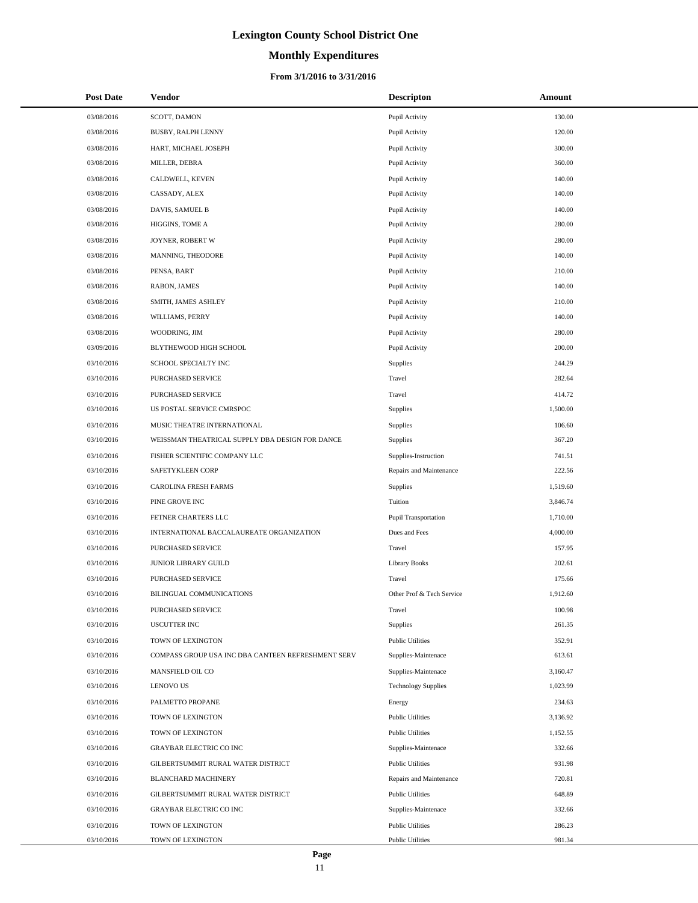# Lexington County School District One

## Monthly Expenditures

### From 3/1/2016 to 3/31/2016

| Post Date | Vendor | Descripton | Amount |
| --- | --- | --- | --- |
| 03/08/2016 | SCOTT, DAMON | Pupil Activity | 130.00 |
| 03/08/2016 | BUSBY, RALPH LENNY | Pupil Activity | 120.00 |
| 03/08/2016 | HART, MICHAEL JOSEPH | Pupil Activity | 300.00 |
| 03/08/2016 | MILLER, DEBRA | Pupil Activity | 360.00 |
| 03/08/2016 | CALDWELL, KEVEN | Pupil Activity | 140.00 |
| 03/08/2016 | CASSADY, ALEX | Pupil Activity | 140.00 |
| 03/08/2016 | DAVIS, SAMUEL B | Pupil Activity | 140.00 |
| 03/08/2016 | HIGGINS, TOME A | Pupil Activity | 280.00 |
| 03/08/2016 | JOYNER, ROBERT W | Pupil Activity | 280.00 |
| 03/08/2016 | MANNING, THEODORE | Pupil Activity | 140.00 |
| 03/08/2016 | PENSA, BART | Pupil Activity | 210.00 |
| 03/08/2016 | RABON, JAMES | Pupil Activity | 140.00 |
| 03/08/2016 | SMITH, JAMES ASHLEY | Pupil Activity | 210.00 |
| 03/08/2016 | WILLIAMS, PERRY | Pupil Activity | 140.00 |
| 03/08/2016 | WOODRING, JIM | Pupil Activity | 280.00 |
| 03/09/2016 | BLYTHEWOOD HIGH SCHOOL | Pupil Activity | 200.00 |
| 03/10/2016 | SCHOOL SPECIALTY INC | Supplies | 244.29 |
| 03/10/2016 | PURCHASED SERVICE | Travel | 282.64 |
| 03/10/2016 | PURCHASED SERVICE | Travel | 414.72 |
| 03/10/2016 | US POSTAL SERVICE CMRSPOC | Supplies | 1,500.00 |
| 03/10/2016 | MUSIC THEATRE INTERNATIONAL | Supplies | 106.60 |
| 03/10/2016 | WEISSMAN THEATRICAL SUPPLY DBA DESIGN FOR DANCE | Supplies | 367.20 |
| 03/10/2016 | FISHER SCIENTIFIC COMPANY LLC | Supplies-Instruction | 741.51 |
| 03/10/2016 | SAFETYKLEEN CORP | Repairs and Maintenance | 222.56 |
| 03/10/2016 | CAROLINA FRESH FARMS | Supplies | 1,519.60 |
| 03/10/2016 | PINE GROVE INC | Tuition | 3,846.74 |
| 03/10/2016 | FETNER CHARTERS LLC | Pupil Transportation | 1,710.00 |
| 03/10/2016 | INTERNATIONAL BACCALAUREATE ORGANIZATION | Dues and Fees | 4,000.00 |
| 03/10/2016 | PURCHASED SERVICE | Travel | 157.95 |
| 03/10/2016 | JUNIOR LIBRARY GUILD | Library Books | 202.61 |
| 03/10/2016 | PURCHASED SERVICE | Travel | 175.66 |
| 03/10/2016 | BILINGUAL COMMUNICATIONS | Other Prof & Tech Service | 1,912.60 |
| 03/10/2016 | PURCHASED SERVICE | Travel | 100.98 |
| 03/10/2016 | USCUTTER INC | Supplies | 261.35 |
| 03/10/2016 | TOWN OF LEXINGTON | Public Utilities | 352.91 |
| 03/10/2016 | COMPASS GROUP USA INC DBA CANTEEN REFRESHMENT SERV | Supplies-Maintenace | 613.61 |
| 03/10/2016 | MANSFIELD OIL CO | Supplies-Maintenace | 3,160.47 |
| 03/10/2016 | LENOVO US | Technology Supplies | 1,023.99 |
| 03/10/2016 | PALMETTO PROPANE | Energy | 234.63 |
| 03/10/2016 | TOWN OF LEXINGTON | Public Utilities | 3,136.92 |
| 03/10/2016 | TOWN OF LEXINGTON | Public Utilities | 1,152.55 |
| 03/10/2016 | GRAYBAR ELECTRIC CO INC | Supplies-Maintenace | 332.66 |
| 03/10/2016 | GILBERTSUMMIT RURAL WATER DISTRICT | Public Utilities | 931.98 |
| 03/10/2016 | BLANCHARD MACHINERY | Repairs and Maintenance | 720.81 |
| 03/10/2016 | GILBERTSUMMIT RURAL WATER DISTRICT | Public Utilities | 648.89 |
| 03/10/2016 | GRAYBAR ELECTRIC CO INC | Supplies-Maintenace | 332.66 |
| 03/10/2016 | TOWN OF LEXINGTON | Public Utilities | 286.23 |
| 03/10/2016 | TOWN OF LEXINGTON | Public Utilities | 981.34 |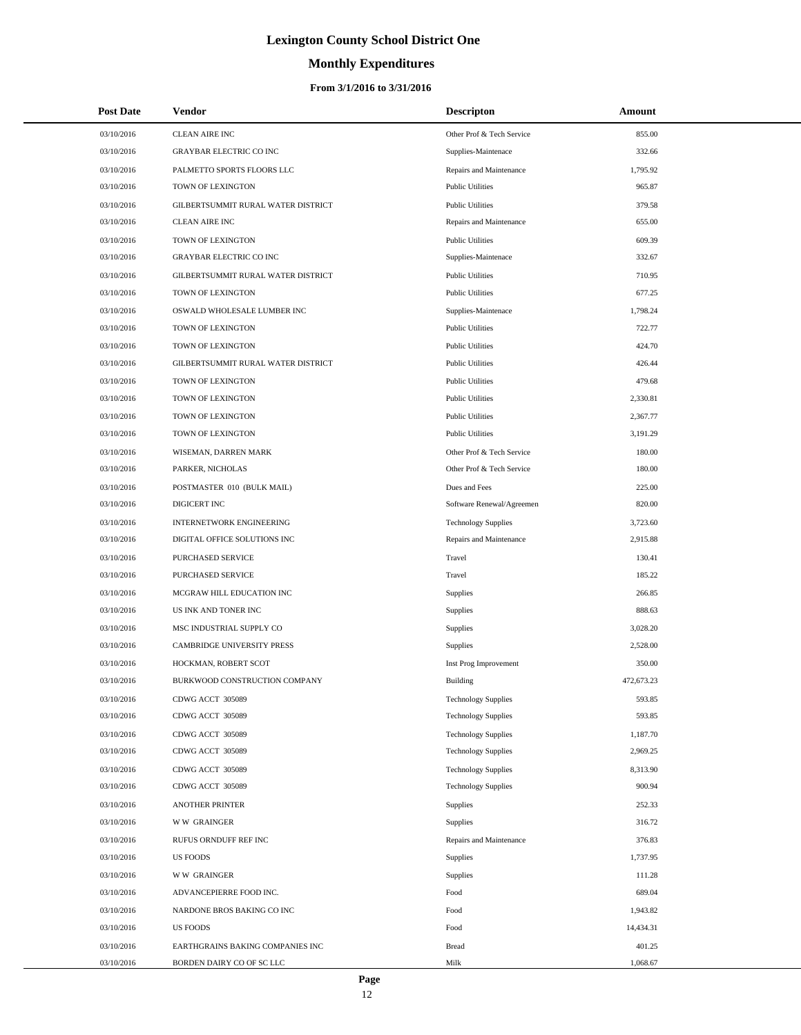# Lexington County School District One

## Monthly Expenditures

### From 3/1/2016 to 3/31/2016

| Post Date | Vendor | Descripton | Amount |
|---|---|---|---|
| 03/10/2016 | CLEAN AIRE INC | Other Prof & Tech Service | 855.00 |
| 03/10/2016 | GRAYBAR ELECTRIC CO INC | Supplies-Maintenace | 332.66 |
| 03/10/2016 | PALMETTO SPORTS FLOORS LLC | Repairs and Maintenance | 1,795.92 |
| 03/10/2016 | TOWN OF LEXINGTON | Public Utilities | 965.87 |
| 03/10/2016 | GILBERTSUMMIT RURAL WATER DISTRICT | Public Utilities | 379.58 |
| 03/10/2016 | CLEAN AIRE INC | Repairs and Maintenance | 655.00 |
| 03/10/2016 | TOWN OF LEXINGTON | Public Utilities | 609.39 |
| 03/10/2016 | GRAYBAR ELECTRIC CO INC | Supplies-Maintenace | 332.67 |
| 03/10/2016 | GILBERTSUMMIT RURAL WATER DISTRICT | Public Utilities | 710.95 |
| 03/10/2016 | TOWN OF LEXINGTON | Public Utilities | 677.25 |
| 03/10/2016 | OSWALD WHOLESALE LUMBER INC | Supplies-Maintenace | 1,798.24 |
| 03/10/2016 | TOWN OF LEXINGTON | Public Utilities | 722.77 |
| 03/10/2016 | TOWN OF LEXINGTON | Public Utilities | 424.70 |
| 03/10/2016 | GILBERTSUMMIT RURAL WATER DISTRICT | Public Utilities | 426.44 |
| 03/10/2016 | TOWN OF LEXINGTON | Public Utilities | 479.68 |
| 03/10/2016 | TOWN OF LEXINGTON | Public Utilities | 2,330.81 |
| 03/10/2016 | TOWN OF LEXINGTON | Public Utilities | 2,367.77 |
| 03/10/2016 | TOWN OF LEXINGTON | Public Utilities | 3,191.29 |
| 03/10/2016 | WISEMAN, DARREN MARK | Other Prof & Tech Service | 180.00 |
| 03/10/2016 | PARKER, NICHOLAS | Other Prof & Tech Service | 180.00 |
| 03/10/2016 | POSTMASTER 010 (BULK MAIL) | Dues and Fees | 225.00 |
| 03/10/2016 | DIGICERT INC | Software Renewal/Agreemen | 820.00 |
| 03/10/2016 | INTERNETWORK ENGINEERING | Technology Supplies | 3,723.60 |
| 03/10/2016 | DIGITAL OFFICE SOLUTIONS INC | Repairs and Maintenance | 2,915.88 |
| 03/10/2016 | PURCHASED SERVICE | Travel | 130.41 |
| 03/10/2016 | PURCHASED SERVICE | Travel | 185.22 |
| 03/10/2016 | MCGRAW HILL EDUCATION INC | Supplies | 266.85 |
| 03/10/2016 | US INK AND TONER INC | Supplies | 888.63 |
| 03/10/2016 | MSC INDUSTRIAL SUPPLY CO | Supplies | 3,028.20 |
| 03/10/2016 | CAMBRIDGE UNIVERSITY PRESS | Supplies | 2,528.00 |
| 03/10/2016 | HOCKMAN, ROBERT SCOT | Inst Prog Improvement | 350.00 |
| 03/10/2016 | BURKWOOD CONSTRUCTION COMPANY | Building | 472,673.23 |
| 03/10/2016 | CDWG ACCT 305089 | Technology Supplies | 593.85 |
| 03/10/2016 | CDWG ACCT 305089 | Technology Supplies | 593.85 |
| 03/10/2016 | CDWG ACCT 305089 | Technology Supplies | 1,187.70 |
| 03/10/2016 | CDWG ACCT 305089 | Technology Supplies | 2,969.25 |
| 03/10/2016 | CDWG ACCT 305089 | Technology Supplies | 8,313.90 |
| 03/10/2016 | CDWG ACCT 305089 | Technology Supplies | 900.94 |
| 03/10/2016 | ANOTHER PRINTER | Supplies | 252.33 |
| 03/10/2016 | W W GRAINGER | Supplies | 316.72 |
| 03/10/2016 | RUFUS ORNDUFF REF INC | Repairs and Maintenance | 376.83 |
| 03/10/2016 | US FOODS | Supplies | 1,737.95 |
| 03/10/2016 | W W GRAINGER | Supplies | 111.28 |
| 03/10/2016 | ADVANCEPIERRE FOOD INC. | Food | 689.04 |
| 03/10/2016 | NARDONE BROS BAKING CO INC | Food | 1,943.82 |
| 03/10/2016 | US FOODS | Food | 14,434.31 |
| 03/10/2016 | EARTHGRAINS BAKING COMPANIES INC | Bread | 401.25 |
| 03/10/2016 | BORDEN DAIRY CO OF SC LLC | Milk | 1,068.67 |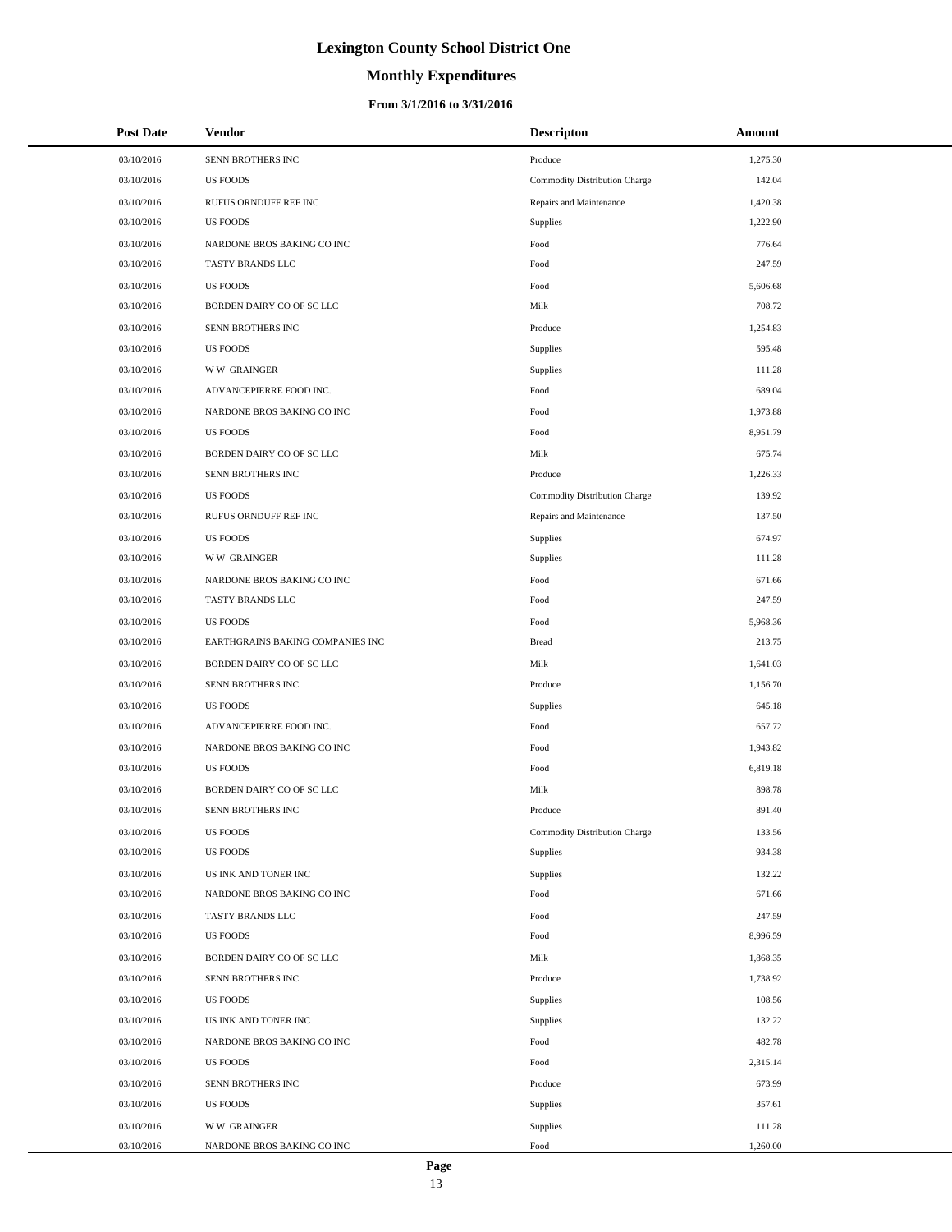# Lexington County School District One

## Monthly Expenditures

### From 3/1/2016 to 3/31/2016

| Post Date | Vendor | Descripton | Amount |
|---|---|---|---|
| 03/10/2016 | SENN BROTHERS INC | Produce | 1,275.30 |
| 03/10/2016 | US FOODS | Commodity Distribution Charge | 142.04 |
| 03/10/2016 | RUFUS ORNDUFF REF INC | Repairs and Maintenance | 1,420.38 |
| 03/10/2016 | US FOODS | Supplies | 1,222.90 |
| 03/10/2016 | NARDONE BROS BAKING CO INC | Food | 776.64 |
| 03/10/2016 | TASTY BRANDS LLC | Food | 247.59 |
| 03/10/2016 | US FOODS | Food | 5,606.68 |
| 03/10/2016 | BORDEN DAIRY CO OF SC LLC | Milk | 708.72 |
| 03/10/2016 | SENN BROTHERS INC | Produce | 1,254.83 |
| 03/10/2016 | US FOODS | Supplies | 595.48 |
| 03/10/2016 | W W GRAINGER | Supplies | 111.28 |
| 03/10/2016 | ADVANCEPIERRE FOOD INC. | Food | 689.04 |
| 03/10/2016 | NARDONE BROS BAKING CO INC | Food | 1,973.88 |
| 03/10/2016 | US FOODS | Food | 8,951.79 |
| 03/10/2016 | BORDEN DAIRY CO OF SC LLC | Milk | 675.74 |
| 03/10/2016 | SENN BROTHERS INC | Produce | 1,226.33 |
| 03/10/2016 | US FOODS | Commodity Distribution Charge | 139.92 |
| 03/10/2016 | RUFUS ORNDUFF REF INC | Repairs and Maintenance | 137.50 |
| 03/10/2016 | US FOODS | Supplies | 674.97 |
| 03/10/2016 | W W GRAINGER | Supplies | 111.28 |
| 03/10/2016 | NARDONE BROS BAKING CO INC | Food | 671.66 |
| 03/10/2016 | TASTY BRANDS LLC | Food | 247.59 |
| 03/10/2016 | US FOODS | Food | 5,968.36 |
| 03/10/2016 | EARTHGRAINS BAKING COMPANIES INC | Bread | 213.75 |
| 03/10/2016 | BORDEN DAIRY CO OF SC LLC | Milk | 1,641.03 |
| 03/10/2016 | SENN BROTHERS INC | Produce | 1,156.70 |
| 03/10/2016 | US FOODS | Supplies | 645.18 |
| 03/10/2016 | ADVANCEPIERRE FOOD INC. | Food | 657.72 |
| 03/10/2016 | NARDONE BROS BAKING CO INC | Food | 1,943.82 |
| 03/10/2016 | US FOODS | Food | 6,819.18 |
| 03/10/2016 | BORDEN DAIRY CO OF SC LLC | Milk | 898.78 |
| 03/10/2016 | SENN BROTHERS INC | Produce | 891.40 |
| 03/10/2016 | US FOODS | Commodity Distribution Charge | 133.56 |
| 03/10/2016 | US FOODS | Supplies | 934.38 |
| 03/10/2016 | US INK AND TONER INC | Supplies | 132.22 |
| 03/10/2016 | NARDONE BROS BAKING CO INC | Food | 671.66 |
| 03/10/2016 | TASTY BRANDS LLC | Food | 247.59 |
| 03/10/2016 | US FOODS | Food | 8,996.59 |
| 03/10/2016 | BORDEN DAIRY CO OF SC LLC | Milk | 1,868.35 |
| 03/10/2016 | SENN BROTHERS INC | Produce | 1,738.92 |
| 03/10/2016 | US FOODS | Supplies | 108.56 |
| 03/10/2016 | US INK AND TONER INC | Supplies | 132.22 |
| 03/10/2016 | NARDONE BROS BAKING CO INC | Food | 482.78 |
| 03/10/2016 | US FOODS | Food | 2,315.14 |
| 03/10/2016 | SENN BROTHERS INC | Produce | 673.99 |
| 03/10/2016 | US FOODS | Supplies | 357.61 |
| 03/10/2016 | W W GRAINGER | Supplies | 111.28 |
| 03/10/2016 | NARDONE BROS BAKING CO INC | Food | 1,260.00 |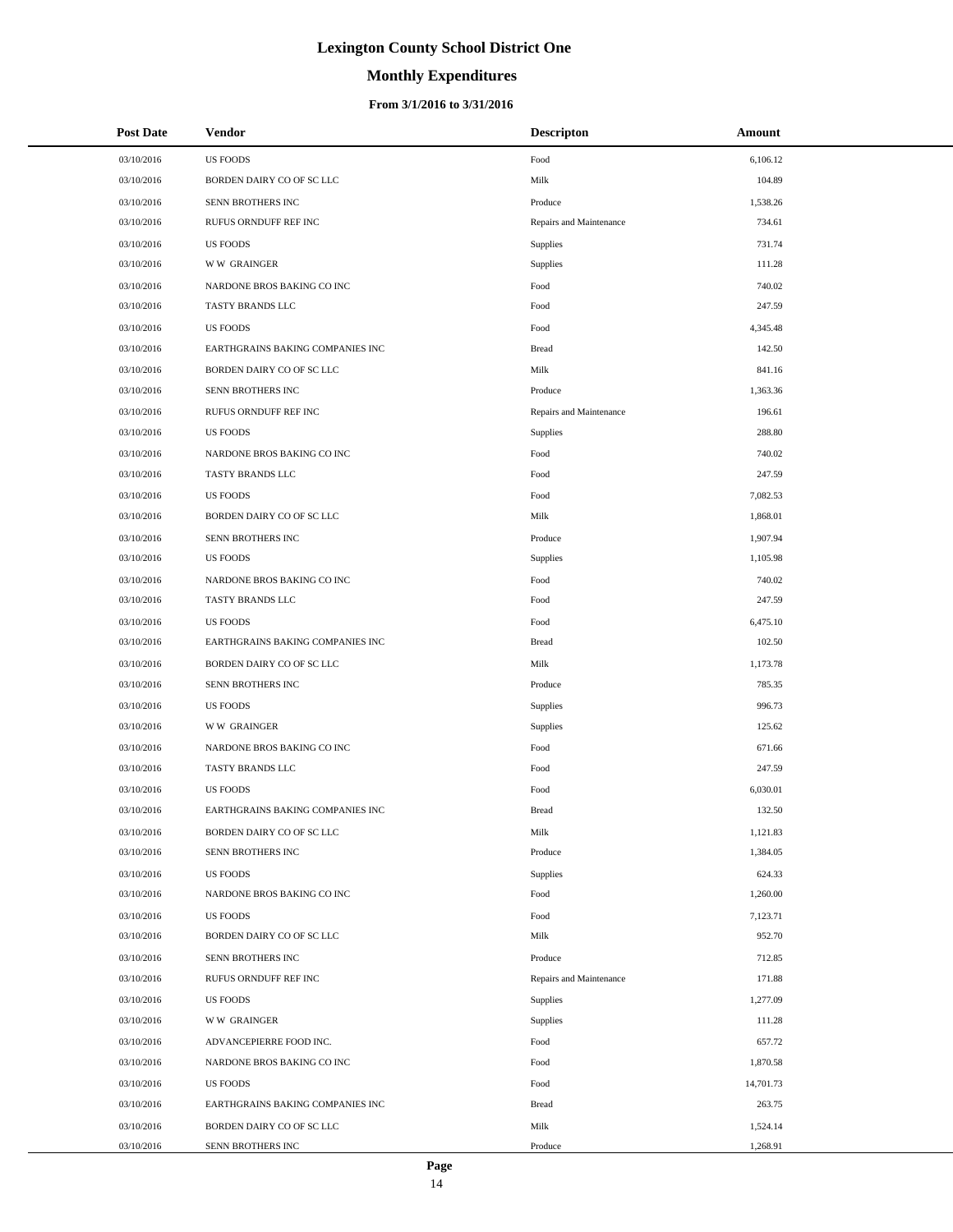# Lexington County School District One

## Monthly Expenditures

### From 3/1/2016 to 3/31/2016

| Post Date | Vendor | Descripton | Amount |
|---|---|---|---|
| 03/10/2016 | US FOODS | Food | 6,106.12 |
| 03/10/2016 | BORDEN DAIRY CO OF SC LLC | Milk | 104.89 |
| 03/10/2016 | SENN BROTHERS INC | Produce | 1,538.26 |
| 03/10/2016 | RUFUS ORNDUFF REF INC | Repairs and Maintenance | 734.61 |
| 03/10/2016 | US FOODS | Supplies | 731.74 |
| 03/10/2016 | W W GRAINGER | Supplies | 111.28 |
| 03/10/2016 | NARDONE BROS BAKING CO INC | Food | 740.02 |
| 03/10/2016 | TASTY BRANDS LLC | Food | 247.59 |
| 03/10/2016 | US FOODS | Food | 4,345.48 |
| 03/10/2016 | EARTHGRAINS BAKING COMPANIES INC | Bread | 142.50 |
| 03/10/2016 | BORDEN DAIRY CO OF SC LLC | Milk | 841.16 |
| 03/10/2016 | SENN BROTHERS INC | Produce | 1,363.36 |
| 03/10/2016 | RUFUS ORNDUFF REF INC | Repairs and Maintenance | 196.61 |
| 03/10/2016 | US FOODS | Supplies | 288.80 |
| 03/10/2016 | NARDONE BROS BAKING CO INC | Food | 740.02 |
| 03/10/2016 | TASTY BRANDS LLC | Food | 247.59 |
| 03/10/2016 | US FOODS | Food | 7,082.53 |
| 03/10/2016 | BORDEN DAIRY CO OF SC LLC | Milk | 1,868.01 |
| 03/10/2016 | SENN BROTHERS INC | Produce | 1,907.94 |
| 03/10/2016 | US FOODS | Supplies | 1,105.98 |
| 03/10/2016 | NARDONE BROS BAKING CO INC | Food | 740.02 |
| 03/10/2016 | TASTY BRANDS LLC | Food | 247.59 |
| 03/10/2016 | US FOODS | Food | 6,475.10 |
| 03/10/2016 | EARTHGRAINS BAKING COMPANIES INC | Bread | 102.50 |
| 03/10/2016 | BORDEN DAIRY CO OF SC LLC | Milk | 1,173.78 |
| 03/10/2016 | SENN BROTHERS INC | Produce | 785.35 |
| 03/10/2016 | US FOODS | Supplies | 996.73 |
| 03/10/2016 | W W GRAINGER | Supplies | 125.62 |
| 03/10/2016 | NARDONE BROS BAKING CO INC | Food | 671.66 |
| 03/10/2016 | TASTY BRANDS LLC | Food | 247.59 |
| 03/10/2016 | US FOODS | Food | 6,030.01 |
| 03/10/2016 | EARTHGRAINS BAKING COMPANIES INC | Bread | 132.50 |
| 03/10/2016 | BORDEN DAIRY CO OF SC LLC | Milk | 1,121.83 |
| 03/10/2016 | SENN BROTHERS INC | Produce | 1,384.05 |
| 03/10/2016 | US FOODS | Supplies | 624.33 |
| 03/10/2016 | NARDONE BROS BAKING CO INC | Food | 1,260.00 |
| 03/10/2016 | US FOODS | Food | 7,123.71 |
| 03/10/2016 | BORDEN DAIRY CO OF SC LLC | Milk | 952.70 |
| 03/10/2016 | SENN BROTHERS INC | Produce | 712.85 |
| 03/10/2016 | RUFUS ORNDUFF REF INC | Repairs and Maintenance | 171.88 |
| 03/10/2016 | US FOODS | Supplies | 1,277.09 |
| 03/10/2016 | W W GRAINGER | Supplies | 111.28 |
| 03/10/2016 | ADVANCEPIERRE FOOD INC. | Food | 657.72 |
| 03/10/2016 | NARDONE BROS BAKING CO INC | Food | 1,870.58 |
| 03/10/2016 | US FOODS | Food | 14,701.73 |
| 03/10/2016 | EARTHGRAINS BAKING COMPANIES INC | Bread | 263.75 |
| 03/10/2016 | BORDEN DAIRY CO OF SC LLC | Milk | 1,524.14 |
| 03/10/2016 | SENN BROTHERS INC | Produce | 1,268.91 |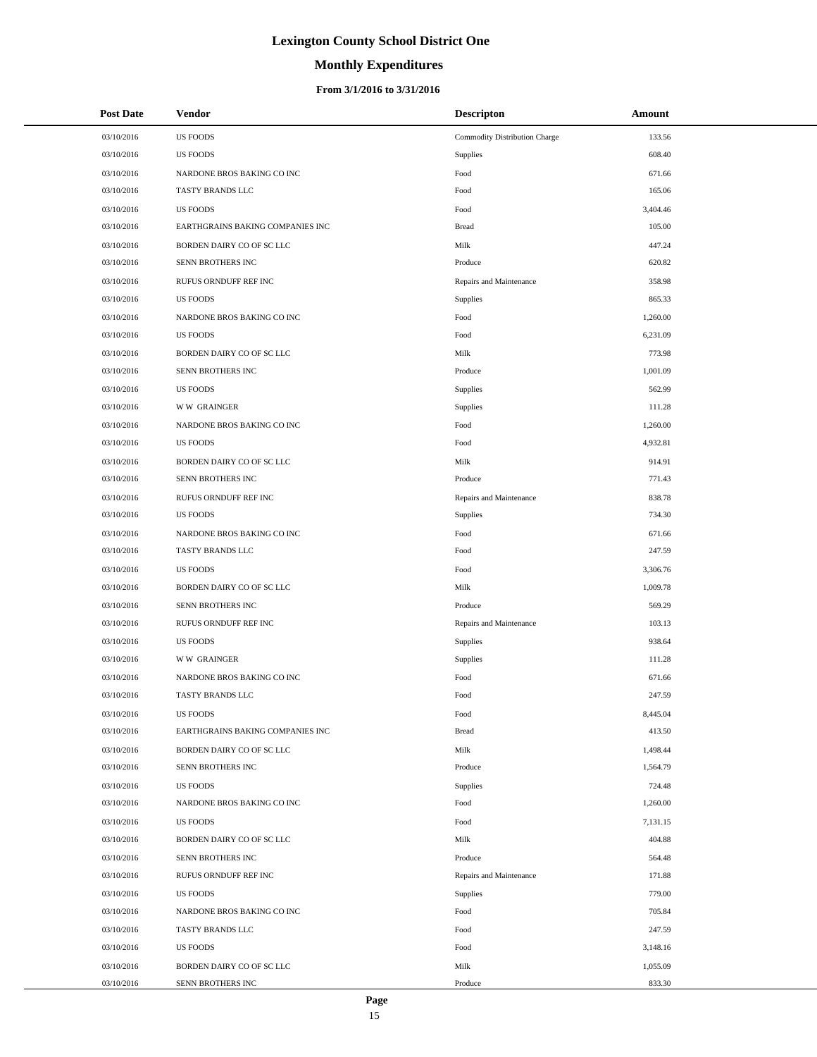# Lexington County School District One

## Monthly Expenditures

### From 3/1/2016 to 3/31/2016

| Post Date | Vendor | Descripton | Amount |
|---|---|---|---|
| 03/10/2016 | US FOODS | Commodity Distribution Charge | 133.56 |
| 03/10/2016 | US FOODS | Supplies | 608.40 |
| 03/10/2016 | NARDONE BROS BAKING CO INC | Food | 671.66 |
| 03/10/2016 | TASTY BRANDS LLC | Food | 165.06 |
| 03/10/2016 | US FOODS | Food | 3,404.46 |
| 03/10/2016 | EARTHGRAINS BAKING COMPANIES INC | Bread | 105.00 |
| 03/10/2016 | BORDEN DAIRY CO OF SC LLC | Milk | 447.24 |
| 03/10/2016 | SENN BROTHERS INC | Produce | 620.82 |
| 03/10/2016 | RUFUS ORNDUFF REF INC | Repairs and Maintenance | 358.98 |
| 03/10/2016 | US FOODS | Supplies | 865.33 |
| 03/10/2016 | NARDONE BROS BAKING CO INC | Food | 1,260.00 |
| 03/10/2016 | US FOODS | Food | 6,231.09 |
| 03/10/2016 | BORDEN DAIRY CO OF SC LLC | Milk | 773.98 |
| 03/10/2016 | SENN BROTHERS INC | Produce | 1,001.09 |
| 03/10/2016 | US FOODS | Supplies | 562.99 |
| 03/10/2016 | W W GRAINGER | Supplies | 111.28 |
| 03/10/2016 | NARDONE BROS BAKING CO INC | Food | 1,260.00 |
| 03/10/2016 | US FOODS | Food | 4,932.81 |
| 03/10/2016 | BORDEN DAIRY CO OF SC LLC | Milk | 914.91 |
| 03/10/2016 | SENN BROTHERS INC | Produce | 771.43 |
| 03/10/2016 | RUFUS ORNDUFF REF INC | Repairs and Maintenance | 838.78 |
| 03/10/2016 | US FOODS | Supplies | 734.30 |
| 03/10/2016 | NARDONE BROS BAKING CO INC | Food | 671.66 |
| 03/10/2016 | TASTY BRANDS LLC | Food | 247.59 |
| 03/10/2016 | US FOODS | Food | 3,306.76 |
| 03/10/2016 | BORDEN DAIRY CO OF SC LLC | Milk | 1,009.78 |
| 03/10/2016 | SENN BROTHERS INC | Produce | 569.29 |
| 03/10/2016 | RUFUS ORNDUFF REF INC | Repairs and Maintenance | 103.13 |
| 03/10/2016 | US FOODS | Supplies | 938.64 |
| 03/10/2016 | W W GRAINGER | Supplies | 111.28 |
| 03/10/2016 | NARDONE BROS BAKING CO INC | Food | 671.66 |
| 03/10/2016 | TASTY BRANDS LLC | Food | 247.59 |
| 03/10/2016 | US FOODS | Food | 8,445.04 |
| 03/10/2016 | EARTHGRAINS BAKING COMPANIES INC | Bread | 413.50 |
| 03/10/2016 | BORDEN DAIRY CO OF SC LLC | Milk | 1,498.44 |
| 03/10/2016 | SENN BROTHERS INC | Produce | 1,564.79 |
| 03/10/2016 | US FOODS | Supplies | 724.48 |
| 03/10/2016 | NARDONE BROS BAKING CO INC | Food | 1,260.00 |
| 03/10/2016 | US FOODS | Food | 7,131.15 |
| 03/10/2016 | BORDEN DAIRY CO OF SC LLC | Milk | 404.88 |
| 03/10/2016 | SENN BROTHERS INC | Produce | 564.48 |
| 03/10/2016 | RUFUS ORNDUFF REF INC | Repairs and Maintenance | 171.88 |
| 03/10/2016 | US FOODS | Supplies | 779.00 |
| 03/10/2016 | NARDONE BROS BAKING CO INC | Food | 705.84 |
| 03/10/2016 | TASTY BRANDS LLC | Food | 247.59 |
| 03/10/2016 | US FOODS | Food | 3,148.16 |
| 03/10/2016 | BORDEN DAIRY CO OF SC LLC | Milk | 1,055.09 |
| 03/10/2016 | SENN BROTHERS INC | Produce | 833.30 |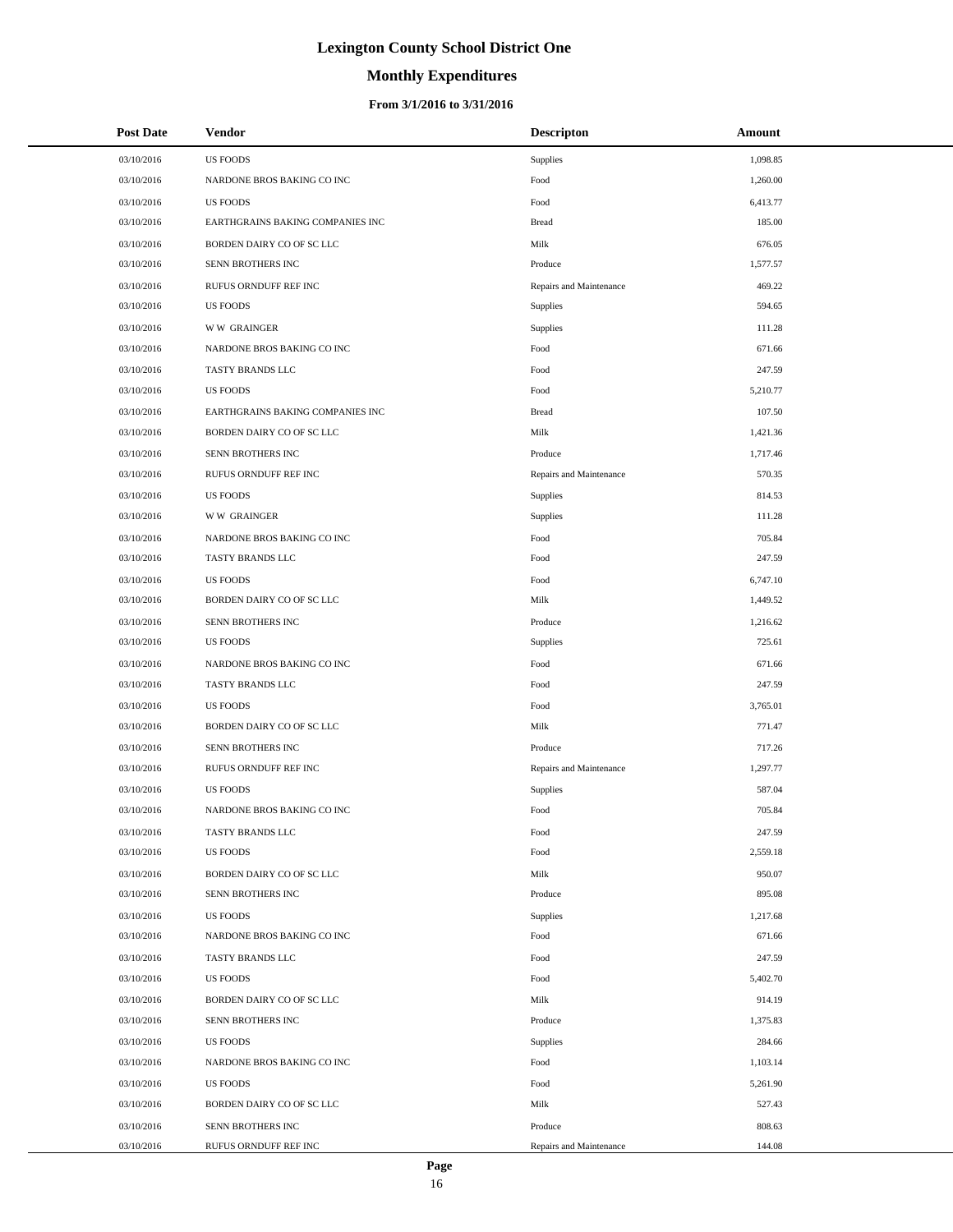# Lexington County School District One

## Monthly Expenditures

### From 3/1/2016 to 3/31/2016

| Post Date | Vendor | Descripton | Amount |
|---|---|---|---|
| 03/10/2016 | US FOODS | Supplies | 1,098.85 |
| 03/10/2016 | NARDONE BROS BAKING CO INC | Food | 1,260.00 |
| 03/10/2016 | US FOODS | Food | 6,413.77 |
| 03/10/2016 | EARTHGRAINS BAKING COMPANIES INC | Bread | 185.00 |
| 03/10/2016 | BORDEN DAIRY CO OF SC LLC | Milk | 676.05 |
| 03/10/2016 | SENN BROTHERS INC | Produce | 1,577.57 |
| 03/10/2016 | RUFUS ORNDUFF REF INC | Repairs and Maintenance | 469.22 |
| 03/10/2016 | US FOODS | Supplies | 594.65 |
| 03/10/2016 | W W GRAINGER | Supplies | 111.28 |
| 03/10/2016 | NARDONE BROS BAKING CO INC | Food | 671.66 |
| 03/10/2016 | TASTY BRANDS LLC | Food | 247.59 |
| 03/10/2016 | US FOODS | Food | 5,210.77 |
| 03/10/2016 | EARTHGRAINS BAKING COMPANIES INC | Bread | 107.50 |
| 03/10/2016 | BORDEN DAIRY CO OF SC LLC | Milk | 1,421.36 |
| 03/10/2016 | SENN BROTHERS INC | Produce | 1,717.46 |
| 03/10/2016 | RUFUS ORNDUFF REF INC | Repairs and Maintenance | 570.35 |
| 03/10/2016 | US FOODS | Supplies | 814.53 |
| 03/10/2016 | W W GRAINGER | Supplies | 111.28 |
| 03/10/2016 | NARDONE BROS BAKING CO INC | Food | 705.84 |
| 03/10/2016 | TASTY BRANDS LLC | Food | 247.59 |
| 03/10/2016 | US FOODS | Food | 6,747.10 |
| 03/10/2016 | BORDEN DAIRY CO OF SC LLC | Milk | 1,449.52 |
| 03/10/2016 | SENN BROTHERS INC | Produce | 1,216.62 |
| 03/10/2016 | US FOODS | Supplies | 725.61 |
| 03/10/2016 | NARDONE BROS BAKING CO INC | Food | 671.66 |
| 03/10/2016 | TASTY BRANDS LLC | Food | 247.59 |
| 03/10/2016 | US FOODS | Food | 3,765.01 |
| 03/10/2016 | BORDEN DAIRY CO OF SC LLC | Milk | 771.47 |
| 03/10/2016 | SENN BROTHERS INC | Produce | 717.26 |
| 03/10/2016 | RUFUS ORNDUFF REF INC | Repairs and Maintenance | 1,297.77 |
| 03/10/2016 | US FOODS | Supplies | 587.04 |
| 03/10/2016 | NARDONE BROS BAKING CO INC | Food | 705.84 |
| 03/10/2016 | TASTY BRANDS LLC | Food | 247.59 |
| 03/10/2016 | US FOODS | Food | 2,559.18 |
| 03/10/2016 | BORDEN DAIRY CO OF SC LLC | Milk | 950.07 |
| 03/10/2016 | SENN BROTHERS INC | Produce | 895.08 |
| 03/10/2016 | US FOODS | Supplies | 1,217.68 |
| 03/10/2016 | NARDONE BROS BAKING CO INC | Food | 671.66 |
| 03/10/2016 | TASTY BRANDS LLC | Food | 247.59 |
| 03/10/2016 | US FOODS | Food | 5,402.70 |
| 03/10/2016 | BORDEN DAIRY CO OF SC LLC | Milk | 914.19 |
| 03/10/2016 | SENN BROTHERS INC | Produce | 1,375.83 |
| 03/10/2016 | US FOODS | Supplies | 284.66 |
| 03/10/2016 | NARDONE BROS BAKING CO INC | Food | 1,103.14 |
| 03/10/2016 | US FOODS | Food | 5,261.90 |
| 03/10/2016 | BORDEN DAIRY CO OF SC LLC | Milk | 527.43 |
| 03/10/2016 | SENN BROTHERS INC | Produce | 808.63 |
| 03/10/2016 | RUFUS ORNDUFF REF INC | Repairs and Maintenance | 144.08 |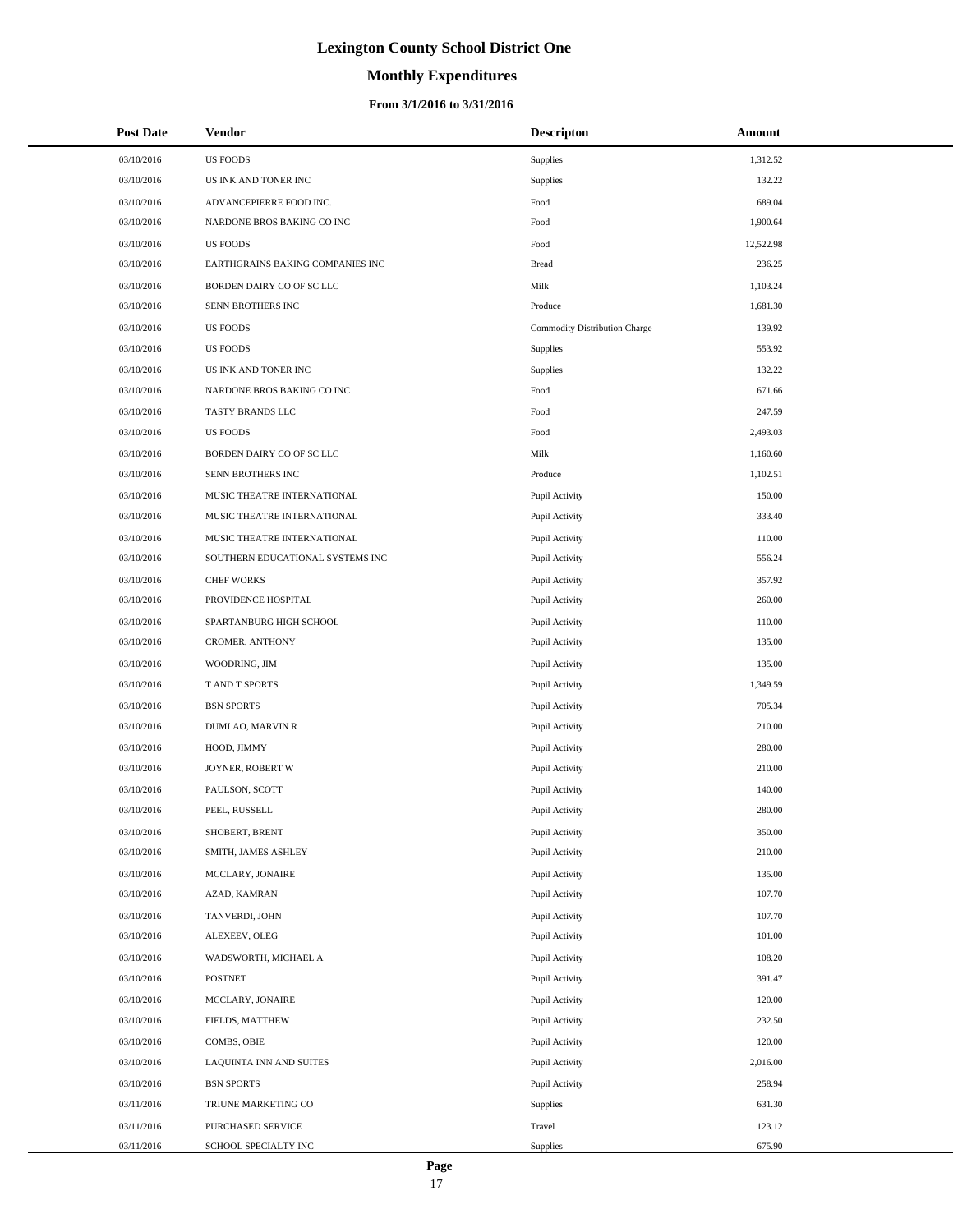# Lexington County School District One

## Monthly Expenditures

### From 3/1/2016 to 3/31/2016

| Post Date | Vendor | Descripton | Amount |
|---|---|---|---|
| 03/10/2016 | US FOODS | Supplies | 1,312.52 |
| 03/10/2016 | US INK AND TONER INC | Supplies | 132.22 |
| 03/10/2016 | ADVANCEPIERRE FOOD INC. | Food | 689.04 |
| 03/10/2016 | NARDONE BROS BAKING CO INC | Food | 1,900.64 |
| 03/10/2016 | US FOODS | Food | 12,522.98 |
| 03/10/2016 | EARTHGRAINS BAKING COMPANIES INC | Bread | 236.25 |
| 03/10/2016 | BORDEN DAIRY CO OF SC LLC | Milk | 1,103.24 |
| 03/10/2016 | SENN BROTHERS INC | Produce | 1,681.30 |
| 03/10/2016 | US FOODS | Commodity Distribution Charge | 139.92 |
| 03/10/2016 | US FOODS | Supplies | 553.92 |
| 03/10/2016 | US INK AND TONER INC | Supplies | 132.22 |
| 03/10/2016 | NARDONE BROS BAKING CO INC | Food | 671.66 |
| 03/10/2016 | TASTY BRANDS LLC | Food | 247.59 |
| 03/10/2016 | US FOODS | Food | 2,493.03 |
| 03/10/2016 | BORDEN DAIRY CO OF SC LLC | Milk | 1,160.60 |
| 03/10/2016 | SENN BROTHERS INC | Produce | 1,102.51 |
| 03/10/2016 | MUSIC THEATRE INTERNATIONAL | Pupil Activity | 150.00 |
| 03/10/2016 | MUSIC THEATRE INTERNATIONAL | Pupil Activity | 333.40 |
| 03/10/2016 | MUSIC THEATRE INTERNATIONAL | Pupil Activity | 110.00 |
| 03/10/2016 | SOUTHERN EDUCATIONAL SYSTEMS INC | Pupil Activity | 556.24 |
| 03/10/2016 | CHEF WORKS | Pupil Activity | 357.92 |
| 03/10/2016 | PROVIDENCE HOSPITAL | Pupil Activity | 260.00 |
| 03/10/2016 | SPARTANBURG HIGH SCHOOL | Pupil Activity | 110.00 |
| 03/10/2016 | CROMER, ANTHONY | Pupil Activity | 135.00 |
| 03/10/2016 | WOODRING, JIM | Pupil Activity | 135.00 |
| 03/10/2016 | T AND T SPORTS | Pupil Activity | 1,349.59 |
| 03/10/2016 | BSN SPORTS | Pupil Activity | 705.34 |
| 03/10/2016 | DUMLAO, MARVIN R | Pupil Activity | 210.00 |
| 03/10/2016 | HOOD, JIMMY | Pupil Activity | 280.00 |
| 03/10/2016 | JOYNER, ROBERT W | Pupil Activity | 210.00 |
| 03/10/2016 | PAULSON, SCOTT | Pupil Activity | 140.00 |
| 03/10/2016 | PEEL, RUSSELL | Pupil Activity | 280.00 |
| 03/10/2016 | SHOBERT, BRENT | Pupil Activity | 350.00 |
| 03/10/2016 | SMITH, JAMES ASHLEY | Pupil Activity | 210.00 |
| 03/10/2016 | MCCLARY, JONAIRE | Pupil Activity | 135.00 |
| 03/10/2016 | AZAD, KAMRAN | Pupil Activity | 107.70 |
| 03/10/2016 | TANVERDI, JOHN | Pupil Activity | 107.70 |
| 03/10/2016 | ALEXEEV, OLEG | Pupil Activity | 101.00 |
| 03/10/2016 | WADSWORTH, MICHAEL A | Pupil Activity | 108.20 |
| 03/10/2016 | POSTNET | Pupil Activity | 391.47 |
| 03/10/2016 | MCCLARY, JONAIRE | Pupil Activity | 120.00 |
| 03/10/2016 | FIELDS, MATTHEW | Pupil Activity | 232.50 |
| 03/10/2016 | COMBS, OBIE | Pupil Activity | 120.00 |
| 03/10/2016 | LAQUINTA INN AND SUITES | Pupil Activity | 2,016.00 |
| 03/10/2016 | BSN SPORTS | Pupil Activity | 258.94 |
| 03/11/2016 | TRIUNE MARKETING CO | Supplies | 631.30 |
| 03/11/2016 | PURCHASED SERVICE | Travel | 123.12 |
| 03/11/2016 | SCHOOL SPECIALTY INC | Supplies | 675.90 |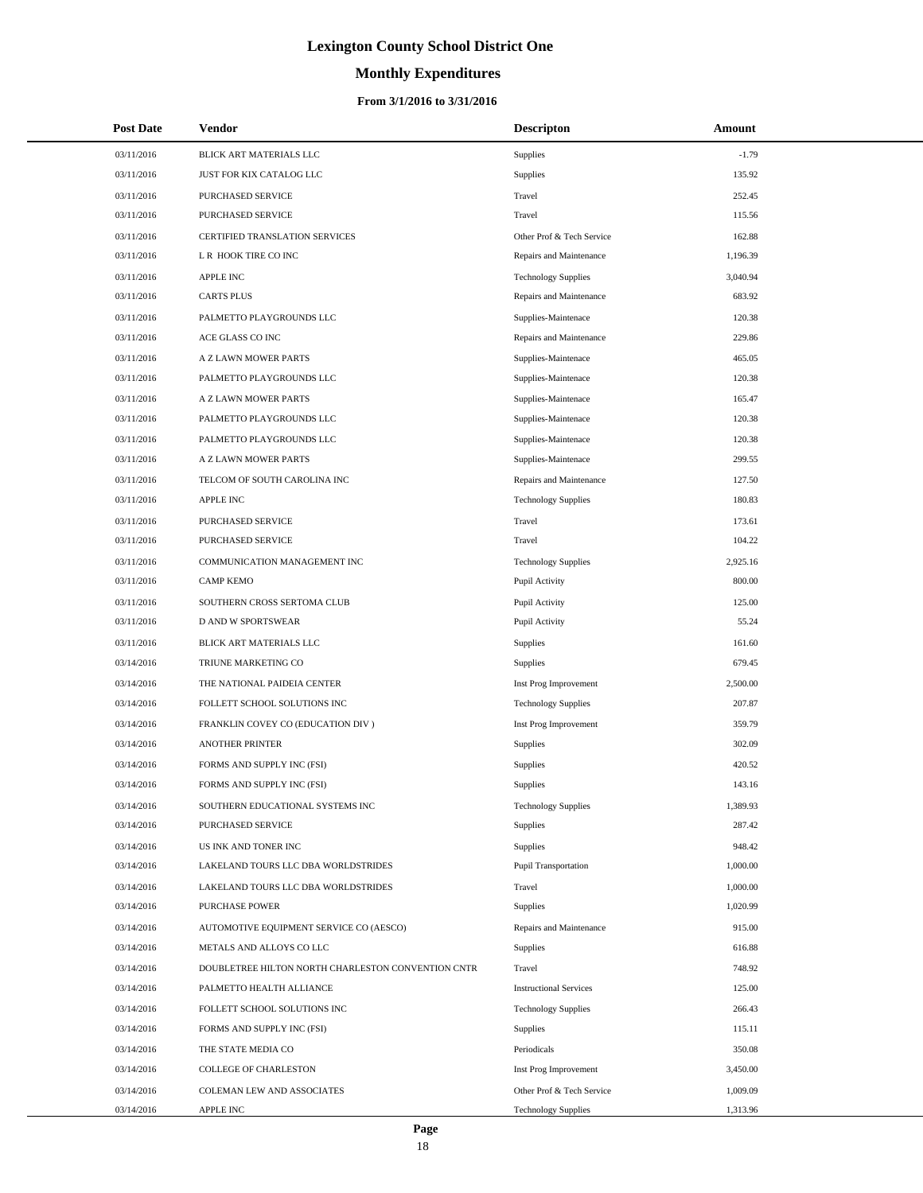# Lexington County School District One

## Monthly Expenditures

### From 3/1/2016 to 3/31/2016

| Post Date | Vendor | Descripton | Amount |
|---|---|---|---|
| 03/11/2016 | BLICK ART MATERIALS LLC | Supplies | -1.79 |
| 03/11/2016 | JUST FOR KIX CATALOG LLC | Supplies | 135.92 |
| 03/11/2016 | PURCHASED SERVICE | Travel | 252.45 |
| 03/11/2016 | PURCHASED SERVICE | Travel | 115.56 |
| 03/11/2016 | CERTIFIED TRANSLATION SERVICES | Other Prof & Tech Service | 162.88 |
| 03/11/2016 | L R HOOK TIRE CO INC | Repairs and Maintenance | 1,196.39 |
| 03/11/2016 | APPLE INC | Technology Supplies | 3,040.94 |
| 03/11/2016 | CARTS PLUS | Repairs and Maintenance | 683.92 |
| 03/11/2016 | PALMETTO PLAYGROUNDS LLC | Supplies-Maintenace | 120.38 |
| 03/11/2016 | ACE GLASS CO INC | Repairs and Maintenance | 229.86 |
| 03/11/2016 | A Z LAWN MOWER PARTS | Supplies-Maintenace | 465.05 |
| 03/11/2016 | PALMETTO PLAYGROUNDS LLC | Supplies-Maintenace | 120.38 |
| 03/11/2016 | A Z LAWN MOWER PARTS | Supplies-Maintenace | 165.47 |
| 03/11/2016 | PALMETTO PLAYGROUNDS LLC | Supplies-Maintenace | 120.38 |
| 03/11/2016 | PALMETTO PLAYGROUNDS LLC | Supplies-Maintenace | 120.38 |
| 03/11/2016 | A Z LAWN MOWER PARTS | Supplies-Maintenace | 299.55 |
| 03/11/2016 | TELCOM OF SOUTH CAROLINA INC | Repairs and Maintenance | 127.50 |
| 03/11/2016 | APPLE INC | Technology Supplies | 180.83 |
| 03/11/2016 | PURCHASED SERVICE | Travel | 173.61 |
| 03/11/2016 | PURCHASED SERVICE | Travel | 104.22 |
| 03/11/2016 | COMMUNICATION MANAGEMENT INC | Technology Supplies | 2,925.16 |
| 03/11/2016 | CAMP KEMO | Pupil Activity | 800.00 |
| 03/11/2016 | SOUTHERN CROSS SERTOMA CLUB | Pupil Activity | 125.00 |
| 03/11/2016 | D AND W SPORTSWEAR | Pupil Activity | 55.24 |
| 03/11/2016 | BLICK ART MATERIALS LLC | Supplies | 161.60 |
| 03/14/2016 | TRIUNE MARKETING CO | Supplies | 679.45 |
| 03/14/2016 | THE NATIONAL PAIDEIA CENTER | Inst Prog Improvement | 2,500.00 |
| 03/14/2016 | FOLLETT SCHOOL SOLUTIONS INC | Technology Supplies | 207.87 |
| 03/14/2016 | FRANKLIN COVEY CO (EDUCATION DIV ) | Inst Prog Improvement | 359.79 |
| 03/14/2016 | ANOTHER PRINTER | Supplies | 302.09 |
| 03/14/2016 | FORMS AND SUPPLY INC (FSI) | Supplies | 420.52 |
| 03/14/2016 | FORMS AND SUPPLY INC (FSI) | Supplies | 143.16 |
| 03/14/2016 | SOUTHERN EDUCATIONAL SYSTEMS INC | Technology Supplies | 1,389.93 |
| 03/14/2016 | PURCHASED SERVICE | Supplies | 287.42 |
| 03/14/2016 | US INK AND TONER INC | Supplies | 948.42 |
| 03/14/2016 | LAKELAND TOURS LLC DBA WORLDSTRIDES | Pupil Transportation | 1,000.00 |
| 03/14/2016 | LAKELAND TOURS LLC DBA WORLDSTRIDES | Travel | 1,000.00 |
| 03/14/2016 | PURCHASE POWER | Supplies | 1,020.99 |
| 03/14/2016 | AUTOMOTIVE EQUIPMENT SERVICE CO (AESCO) | Repairs and Maintenance | 915.00 |
| 03/14/2016 | METALS AND ALLOYS CO LLC | Supplies | 616.88 |
| 03/14/2016 | DOUBLETREE HILTON NORTH CHARLESTON CONVENTION CNTR | Travel | 748.92 |
| 03/14/2016 | PALMETTO HEALTH ALLIANCE | Instructional Services | 125.00 |
| 03/14/2016 | FOLLETT SCHOOL SOLUTIONS INC | Technology Supplies | 266.43 |
| 03/14/2016 | FORMS AND SUPPLY INC (FSI) | Supplies | 115.11 |
| 03/14/2016 | THE STATE MEDIA CO | Periodicals | 350.08 |
| 03/14/2016 | COLLEGE OF CHARLESTON | Inst Prog Improvement | 3,450.00 |
| 03/14/2016 | COLEMAN LEW AND ASSOCIATES | Other Prof & Tech Service | 1,009.09 |
| 03/14/2016 | APPLE INC | Technology Supplies | 1,313.96 |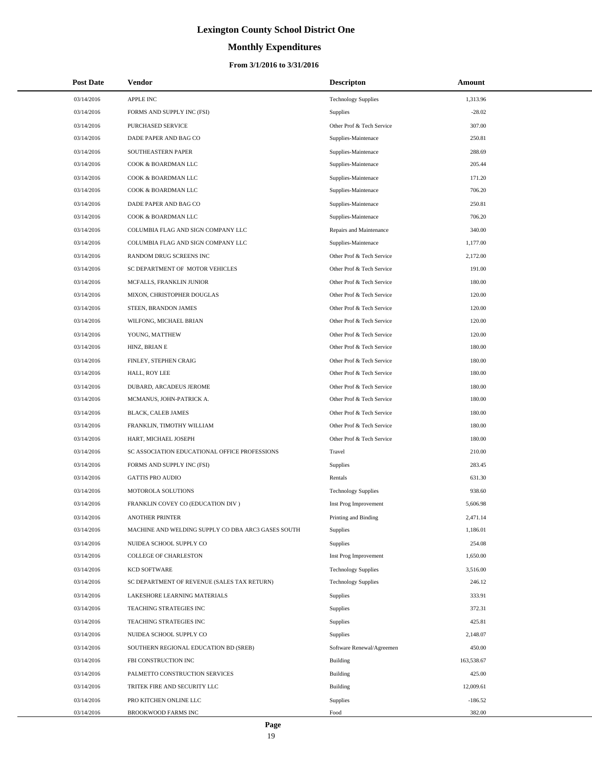# Lexington County School District One

## Monthly Expenditures

### From 3/1/2016 to 3/31/2016

| Post Date | Vendor | Descripton | Amount |
|---|---|---|---|
| 03/14/2016 | APPLE INC | Technology Supplies | 1,313.96 |
| 03/14/2016 | FORMS AND SUPPLY INC (FSI) | Supplies | -28.02 |
| 03/14/2016 | PURCHASED SERVICE | Other Prof & Tech Service | 307.00 |
| 03/14/2016 | DADE PAPER AND BAG CO | Supplies-Maintenace | 250.81 |
| 03/14/2016 | SOUTHEASTERN PAPER | Supplies-Maintenace | 288.69 |
| 03/14/2016 | COOK & BOARDMAN LLC | Supplies-Maintenace | 205.44 |
| 03/14/2016 | COOK & BOARDMAN LLC | Supplies-Maintenace | 171.20 |
| 03/14/2016 | COOK & BOARDMAN LLC | Supplies-Maintenace | 706.20 |
| 03/14/2016 | DADE PAPER AND BAG CO | Supplies-Maintenace | 250.81 |
| 03/14/2016 | COOK & BOARDMAN LLC | Supplies-Maintenace | 706.20 |
| 03/14/2016 | COLUMBIA FLAG AND SIGN COMPANY LLC | Repairs and Maintenance | 340.00 |
| 03/14/2016 | COLUMBIA FLAG AND SIGN COMPANY LLC | Supplies-Maintenace | 1,177.00 |
| 03/14/2016 | RANDOM DRUG SCREENS INC | Other Prof & Tech Service | 2,172.00 |
| 03/14/2016 | SC DEPARTMENT OF MOTOR VEHICLES | Other Prof & Tech Service | 191.00 |
| 03/14/2016 | MCFALLS, FRANKLIN JUNIOR | Other Prof & Tech Service | 180.00 |
| 03/14/2016 | MIXON, CHRISTOPHER DOUGLAS | Other Prof & Tech Service | 120.00 |
| 03/14/2016 | STEEN, BRANDON JAMES | Other Prof & Tech Service | 120.00 |
| 03/14/2016 | WILFONG, MICHAEL BRIAN | Other Prof & Tech Service | 120.00 |
| 03/14/2016 | YOUNG, MATTHEW | Other Prof & Tech Service | 120.00 |
| 03/14/2016 | HINZ, BRIAN E | Other Prof & Tech Service | 180.00 |
| 03/14/2016 | FINLEY, STEPHEN CRAIG | Other Prof & Tech Service | 180.00 |
| 03/14/2016 | HALL, ROY LEE | Other Prof & Tech Service | 180.00 |
| 03/14/2016 | DUBARD, ARCADEUS JEROME | Other Prof & Tech Service | 180.00 |
| 03/14/2016 | MCMANUS, JOHN-PATRICK A. | Other Prof & Tech Service | 180.00 |
| 03/14/2016 | BLACK, CALEB JAMES | Other Prof & Tech Service | 180.00 |
| 03/14/2016 | FRANKLIN, TIMOTHY WILLIAM | Other Prof & Tech Service | 180.00 |
| 03/14/2016 | HART, MICHAEL JOSEPH | Other Prof & Tech Service | 180.00 |
| 03/14/2016 | SC ASSOCIATION EDUCATIONAL OFFICE PROFESSIONS | Travel | 210.00 |
| 03/14/2016 | FORMS AND SUPPLY INC (FSI) | Supplies | 283.45 |
| 03/14/2016 | GATTIS PRO AUDIO | Rentals | 631.30 |
| 03/14/2016 | MOTOROLA SOLUTIONS | Technology Supplies | 938.60 |
| 03/14/2016 | FRANKLIN COVEY CO (EDUCATION DIV ) | Inst Prog Improvement | 5,606.98 |
| 03/14/2016 | ANOTHER PRINTER | Printing and Binding | 2,471.14 |
| 03/14/2016 | MACHINE AND WELDING SUPPLY CO DBA ARC3 GASES SOUTH | Supplies | 1,186.01 |
| 03/14/2016 | NUIDEA SCHOOL SUPPLY CO | Supplies | 254.08 |
| 03/14/2016 | COLLEGE OF CHARLESTON | Inst Prog Improvement | 1,650.00 |
| 03/14/2016 | KCD SOFTWARE | Technology Supplies | 3,516.00 |
| 03/14/2016 | SC DEPARTMENT OF REVENUE (SALES TAX RETURN) | Technology Supplies | 246.12 |
| 03/14/2016 | LAKESHORE LEARNING MATERIALS | Supplies | 333.91 |
| 03/14/2016 | TEACHING STRATEGIES INC | Supplies | 372.31 |
| 03/14/2016 | TEACHING STRATEGIES INC | Supplies | 425.81 |
| 03/14/2016 | NUIDEA SCHOOL SUPPLY CO | Supplies | 2,148.07 |
| 03/14/2016 | SOUTHERN REGIONAL EDUCATION BD (SREB) | Software Renewal/Agreemen | 450.00 |
| 03/14/2016 | FBI CONSTRUCTION INC | Building | 163,538.67 |
| 03/14/2016 | PALMETTO CONSTRUCTION SERVICES | Building | 425.00 |
| 03/14/2016 | TRITEK FIRE AND SECURITY LLC | Building | 12,009.61 |
| 03/14/2016 | PRO KITCHEN ONLINE LLC | Supplies | -186.52 |
| 03/14/2016 | BROOKWOOD FARMS INC | Food | 382.00 |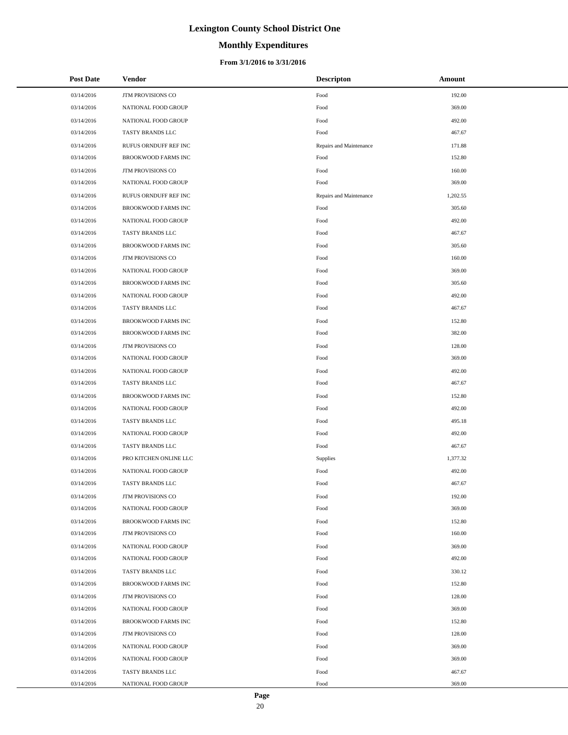# Lexington County School District One

## Monthly Expenditures

### From 3/1/2016 to 3/31/2016

| Post Date | Vendor | Descripton | Amount |
|---|---|---|---|
| 03/14/2016 | JTM PROVISIONS CO | Food | 192.00 |
| 03/14/2016 | NATIONAL FOOD GROUP | Food | 369.00 |
| 03/14/2016 | NATIONAL FOOD GROUP | Food | 492.00 |
| 03/14/2016 | TASTY BRANDS LLC | Food | 467.67 |
| 03/14/2016 | RUFUS ORNDUFF REF INC | Repairs and Maintenance | 171.88 |
| 03/14/2016 | BROOKWOOD FARMS INC | Food | 152.80 |
| 03/14/2016 | JTM PROVISIONS CO | Food | 160.00 |
| 03/14/2016 | NATIONAL FOOD GROUP | Food | 369.00 |
| 03/14/2016 | RUFUS ORNDUFF REF INC | Repairs and Maintenance | 1,202.55 |
| 03/14/2016 | BROOKWOOD FARMS INC | Food | 305.60 |
| 03/14/2016 | NATIONAL FOOD GROUP | Food | 492.00 |
| 03/14/2016 | TASTY BRANDS LLC | Food | 467.67 |
| 03/14/2016 | BROOKWOOD FARMS INC | Food | 305.60 |
| 03/14/2016 | JTM PROVISIONS CO | Food | 160.00 |
| 03/14/2016 | NATIONAL FOOD GROUP | Food | 369.00 |
| 03/14/2016 | BROOKWOOD FARMS INC | Food | 305.60 |
| 03/14/2016 | NATIONAL FOOD GROUP | Food | 492.00 |
| 03/14/2016 | TASTY BRANDS LLC | Food | 467.67 |
| 03/14/2016 | BROOKWOOD FARMS INC | Food | 152.80 |
| 03/14/2016 | BROOKWOOD FARMS INC | Food | 382.00 |
| 03/14/2016 | JTM PROVISIONS CO | Food | 128.00 |
| 03/14/2016 | NATIONAL FOOD GROUP | Food | 369.00 |
| 03/14/2016 | NATIONAL FOOD GROUP | Food | 492.00 |
| 03/14/2016 | TASTY BRANDS LLC | Food | 467.67 |
| 03/14/2016 | BROOKWOOD FARMS INC | Food | 152.80 |
| 03/14/2016 | NATIONAL FOOD GROUP | Food | 492.00 |
| 03/14/2016 | TASTY BRANDS LLC | Food | 495.18 |
| 03/14/2016 | NATIONAL FOOD GROUP | Food | 492.00 |
| 03/14/2016 | TASTY BRANDS LLC | Food | 467.67 |
| 03/14/2016 | PRO KITCHEN ONLINE LLC | Supplies | 1,377.32 |
| 03/14/2016 | NATIONAL FOOD GROUP | Food | 492.00 |
| 03/14/2016 | TASTY BRANDS LLC | Food | 467.67 |
| 03/14/2016 | JTM PROVISIONS CO | Food | 192.00 |
| 03/14/2016 | NATIONAL FOOD GROUP | Food | 369.00 |
| 03/14/2016 | BROOKWOOD FARMS INC | Food | 152.80 |
| 03/14/2016 | JTM PROVISIONS CO | Food | 160.00 |
| 03/14/2016 | NATIONAL FOOD GROUP | Food | 369.00 |
| 03/14/2016 | NATIONAL FOOD GROUP | Food | 492.00 |
| 03/14/2016 | TASTY BRANDS LLC | Food | 330.12 |
| 03/14/2016 | BROOKWOOD FARMS INC | Food | 152.80 |
| 03/14/2016 | JTM PROVISIONS CO | Food | 128.00 |
| 03/14/2016 | NATIONAL FOOD GROUP | Food | 369.00 |
| 03/14/2016 | BROOKWOOD FARMS INC | Food | 152.80 |
| 03/14/2016 | JTM PROVISIONS CO | Food | 128.00 |
| 03/14/2016 | NATIONAL FOOD GROUP | Food | 369.00 |
| 03/14/2016 | NATIONAL FOOD GROUP | Food | 369.00 |
| 03/14/2016 | TASTY BRANDS LLC | Food | 467.67 |
| 03/14/2016 | NATIONAL FOOD GROUP | Food | 369.00 |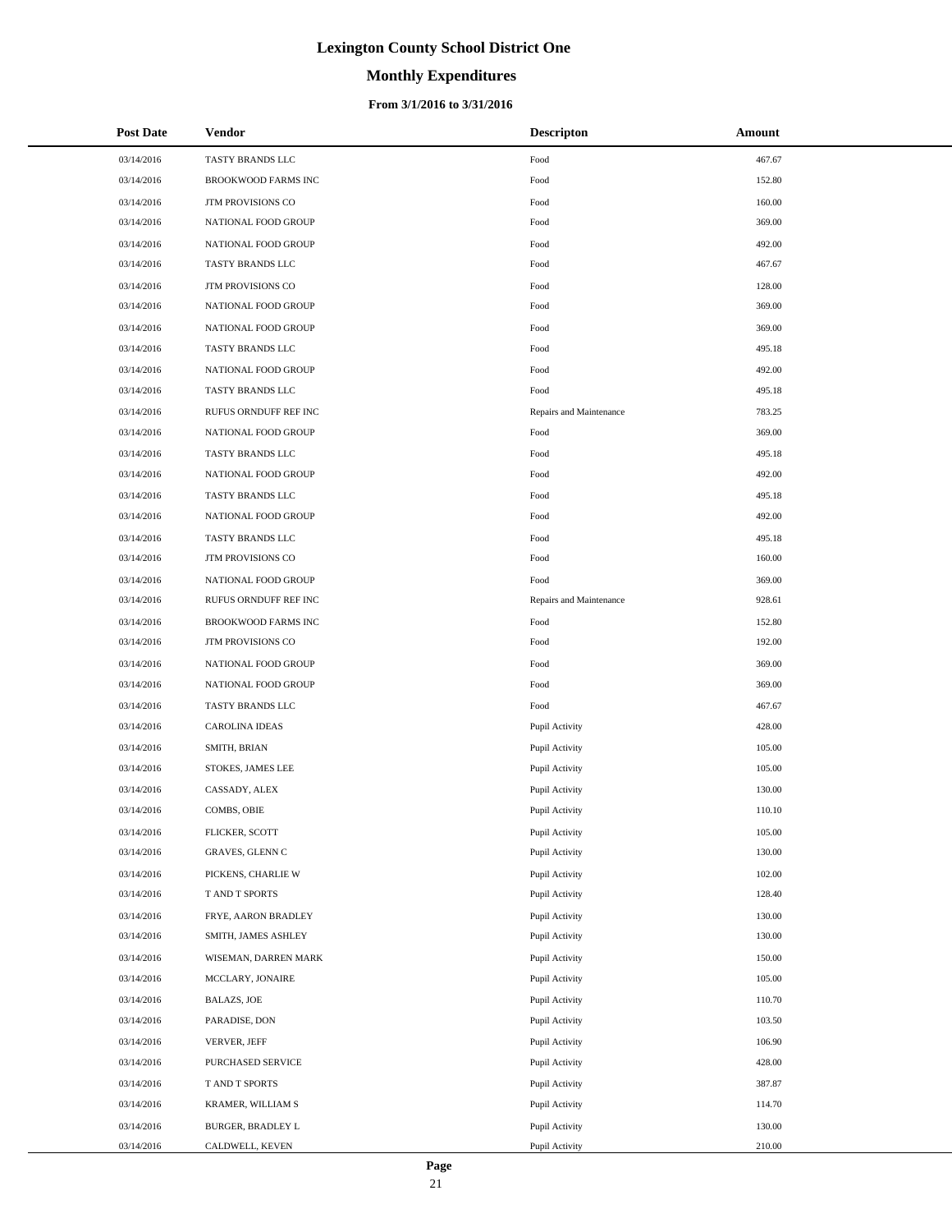# Lexington County School District One

## Monthly Expenditures

### From 3/1/2016 to 3/31/2016

| Post Date | Vendor | Descripton | Amount |
|---|---|---|---|
| 03/14/2016 | TASTY BRANDS LLC | Food | 467.67 |
| 03/14/2016 | BROOKWOOD FARMS INC | Food | 152.80 |
| 03/14/2016 | JTM PROVISIONS CO | Food | 160.00 |
| 03/14/2016 | NATIONAL FOOD GROUP | Food | 369.00 |
| 03/14/2016 | NATIONAL FOOD GROUP | Food | 492.00 |
| 03/14/2016 | TASTY BRANDS LLC | Food | 467.67 |
| 03/14/2016 | JTM PROVISIONS CO | Food | 128.00 |
| 03/14/2016 | NATIONAL FOOD GROUP | Food | 369.00 |
| 03/14/2016 | NATIONAL FOOD GROUP | Food | 369.00 |
| 03/14/2016 | TASTY BRANDS LLC | Food | 495.18 |
| 03/14/2016 | NATIONAL FOOD GROUP | Food | 492.00 |
| 03/14/2016 | TASTY BRANDS LLC | Food | 495.18 |
| 03/14/2016 | RUFUS ORNDUFF REF INC | Repairs and Maintenance | 783.25 |
| 03/14/2016 | NATIONAL FOOD GROUP | Food | 369.00 |
| 03/14/2016 | TASTY BRANDS LLC | Food | 495.18 |
| 03/14/2016 | NATIONAL FOOD GROUP | Food | 492.00 |
| 03/14/2016 | TASTY BRANDS LLC | Food | 495.18 |
| 03/14/2016 | NATIONAL FOOD GROUP | Food | 492.00 |
| 03/14/2016 | TASTY BRANDS LLC | Food | 495.18 |
| 03/14/2016 | JTM PROVISIONS CO | Food | 160.00 |
| 03/14/2016 | NATIONAL FOOD GROUP | Food | 369.00 |
| 03/14/2016 | RUFUS ORNDUFF REF INC | Repairs and Maintenance | 928.61 |
| 03/14/2016 | BROOKWOOD FARMS INC | Food | 152.80 |
| 03/14/2016 | JTM PROVISIONS CO | Food | 192.00 |
| 03/14/2016 | NATIONAL FOOD GROUP | Food | 369.00 |
| 03/14/2016 | NATIONAL FOOD GROUP | Food | 369.00 |
| 03/14/2016 | TASTY BRANDS LLC | Food | 467.67 |
| 03/14/2016 | CAROLINA IDEAS | Pupil Activity | 428.00 |
| 03/14/2016 | SMITH, BRIAN | Pupil Activity | 105.00 |
| 03/14/2016 | STOKES, JAMES LEE | Pupil Activity | 105.00 |
| 03/14/2016 | CASSADY, ALEX | Pupil Activity | 130.00 |
| 03/14/2016 | COMBS, OBIE | Pupil Activity | 110.10 |
| 03/14/2016 | FLICKER, SCOTT | Pupil Activity | 105.00 |
| 03/14/2016 | GRAVES, GLENN C | Pupil Activity | 130.00 |
| 03/14/2016 | PICKENS, CHARLIE W | Pupil Activity | 102.00 |
| 03/14/2016 | T AND T SPORTS | Pupil Activity | 128.40 |
| 03/14/2016 | FRYE, AARON BRADLEY | Pupil Activity | 130.00 |
| 03/14/2016 | SMITH, JAMES ASHLEY | Pupil Activity | 130.00 |
| 03/14/2016 | WISEMAN, DARREN MARK | Pupil Activity | 150.00 |
| 03/14/2016 | MCCLARY, JONAIRE | Pupil Activity | 105.00 |
| 03/14/2016 | BALAZS, JOE | Pupil Activity | 110.70 |
| 03/14/2016 | PARADISE, DON | Pupil Activity | 103.50 |
| 03/14/2016 | VERVER, JEFF | Pupil Activity | 106.90 |
| 03/14/2016 | PURCHASED SERVICE | Pupil Activity | 428.00 |
| 03/14/2016 | T AND T SPORTS | Pupil Activity | 387.87 |
| 03/14/2016 | KRAMER, WILLIAM S | Pupil Activity | 114.70 |
| 03/14/2016 | BURGER, BRADLEY L | Pupil Activity | 130.00 |
| 03/14/2016 | CALDWELL, KEVEN | Pupil Activity | 210.00 |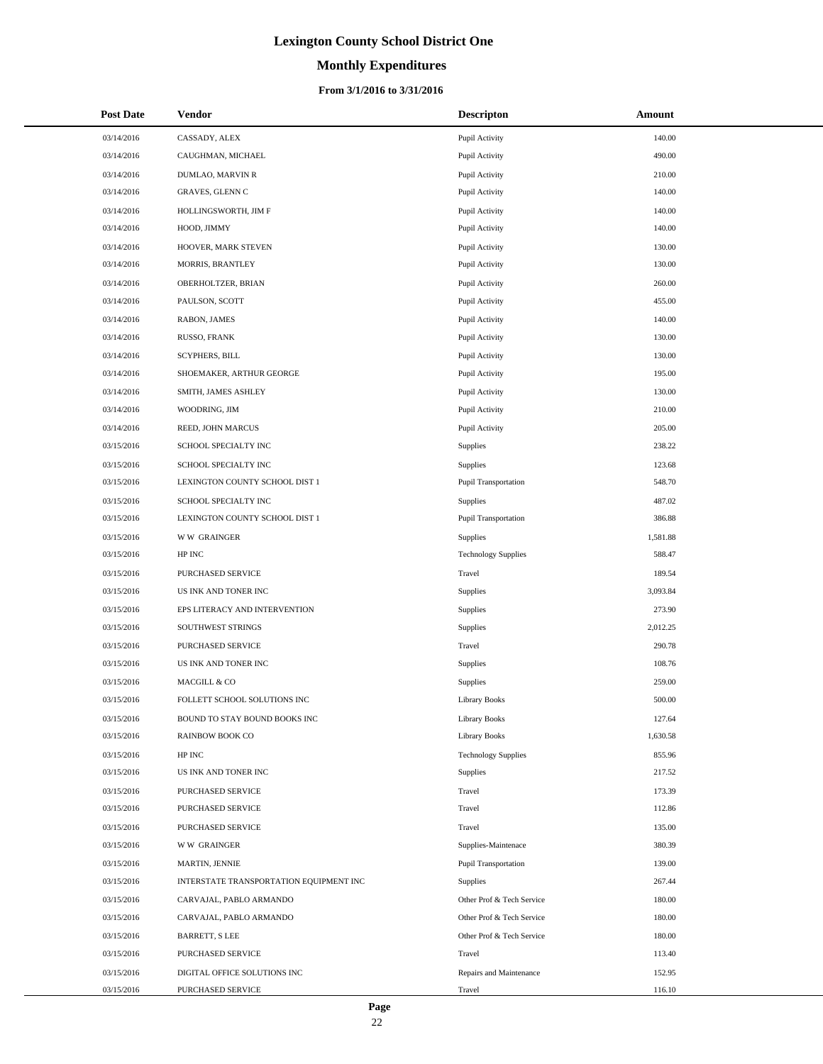# Lexington County School District One

## Monthly Expenditures

### From 3/1/2016 to 3/31/2016

| Post Date | Vendor | Descripton | Amount |
|---|---|---|---|
| 03/14/2016 | CASSADY, ALEX | Pupil Activity | 140.00 |
| 03/14/2016 | CAUGHMAN, MICHAEL | Pupil Activity | 490.00 |
| 03/14/2016 | DUMLAO, MARVIN R | Pupil Activity | 210.00 |
| 03/14/2016 | GRAVES, GLENN C | Pupil Activity | 140.00 |
| 03/14/2016 | HOLLINGSWORTH, JIM F | Pupil Activity | 140.00 |
| 03/14/2016 | HOOD, JIMMY | Pupil Activity | 140.00 |
| 03/14/2016 | HOOVER, MARK STEVEN | Pupil Activity | 130.00 |
| 03/14/2016 | MORRIS, BRANTLEY | Pupil Activity | 130.00 |
| 03/14/2016 | OBERHOLTZER, BRIAN | Pupil Activity | 260.00 |
| 03/14/2016 | PAULSON, SCOTT | Pupil Activity | 455.00 |
| 03/14/2016 | RABON, JAMES | Pupil Activity | 140.00 |
| 03/14/2016 | RUSSO, FRANK | Pupil Activity | 130.00 |
| 03/14/2016 | SCYPHERS, BILL | Pupil Activity | 130.00 |
| 03/14/2016 | SHOEMAKER, ARTHUR GEORGE | Pupil Activity | 195.00 |
| 03/14/2016 | SMITH, JAMES ASHLEY | Pupil Activity | 130.00 |
| 03/14/2016 | WOODRING, JIM | Pupil Activity | 210.00 |
| 03/14/2016 | REED, JOHN MARCUS | Pupil Activity | 205.00 |
| 03/15/2016 | SCHOOL SPECIALTY INC | Supplies | 238.22 |
| 03/15/2016 | SCHOOL SPECIALTY INC | Supplies | 123.68 |
| 03/15/2016 | LEXINGTON COUNTY SCHOOL DIST 1 | Pupil Transportation | 548.70 |
| 03/15/2016 | SCHOOL SPECIALTY INC | Supplies | 487.02 |
| 03/15/2016 | LEXINGTON COUNTY SCHOOL DIST 1 | Pupil Transportation | 386.88 |
| 03/15/2016 | W W GRAINGER | Supplies | 1,581.88 |
| 03/15/2016 | HP INC | Technology Supplies | 588.47 |
| 03/15/2016 | PURCHASED SERVICE | Travel | 189.54 |
| 03/15/2016 | US INK AND TONER INC | Supplies | 3,093.84 |
| 03/15/2016 | EPS LITERACY AND INTERVENTION | Supplies | 273.90 |
| 03/15/2016 | SOUTHWEST STRINGS | Supplies | 2,012.25 |
| 03/15/2016 | PURCHASED SERVICE | Travel | 290.78 |
| 03/15/2016 | US INK AND TONER INC | Supplies | 108.76 |
| 03/15/2016 | MACGILL & CO | Supplies | 259.00 |
| 03/15/2016 | FOLLETT SCHOOL SOLUTIONS INC | Library Books | 500.00 |
| 03/15/2016 | BOUND TO STAY BOUND BOOKS INC | Library Books | 127.64 |
| 03/15/2016 | RAINBOW BOOK CO | Library Books | 1,630.58 |
| 03/15/2016 | HP INC | Technology Supplies | 855.96 |
| 03/15/2016 | US INK AND TONER INC | Supplies | 217.52 |
| 03/15/2016 | PURCHASED SERVICE | Travel | 173.39 |
| 03/15/2016 | PURCHASED SERVICE | Travel | 112.86 |
| 03/15/2016 | PURCHASED SERVICE | Travel | 135.00 |
| 03/15/2016 | W W GRAINGER | Supplies-Maintenace | 380.39 |
| 03/15/2016 | MARTIN, JENNIE | Pupil Transportation | 139.00 |
| 03/15/2016 | INTERSTATE TRANSPORTATION EQUIPMENT INC | Supplies | 267.44 |
| 03/15/2016 | CARVAJAL, PABLO ARMANDO | Other Prof & Tech Service | 180.00 |
| 03/15/2016 | CARVAJAL, PABLO ARMANDO | Other Prof & Tech Service | 180.00 |
| 03/15/2016 | BARRETT, S LEE | Other Prof & Tech Service | 180.00 |
| 03/15/2016 | PURCHASED SERVICE | Travel | 113.40 |
| 03/15/2016 | DIGITAL OFFICE SOLUTIONS INC | Repairs and Maintenance | 152.95 |
| 03/15/2016 | PURCHASED SERVICE | Travel | 116.10 |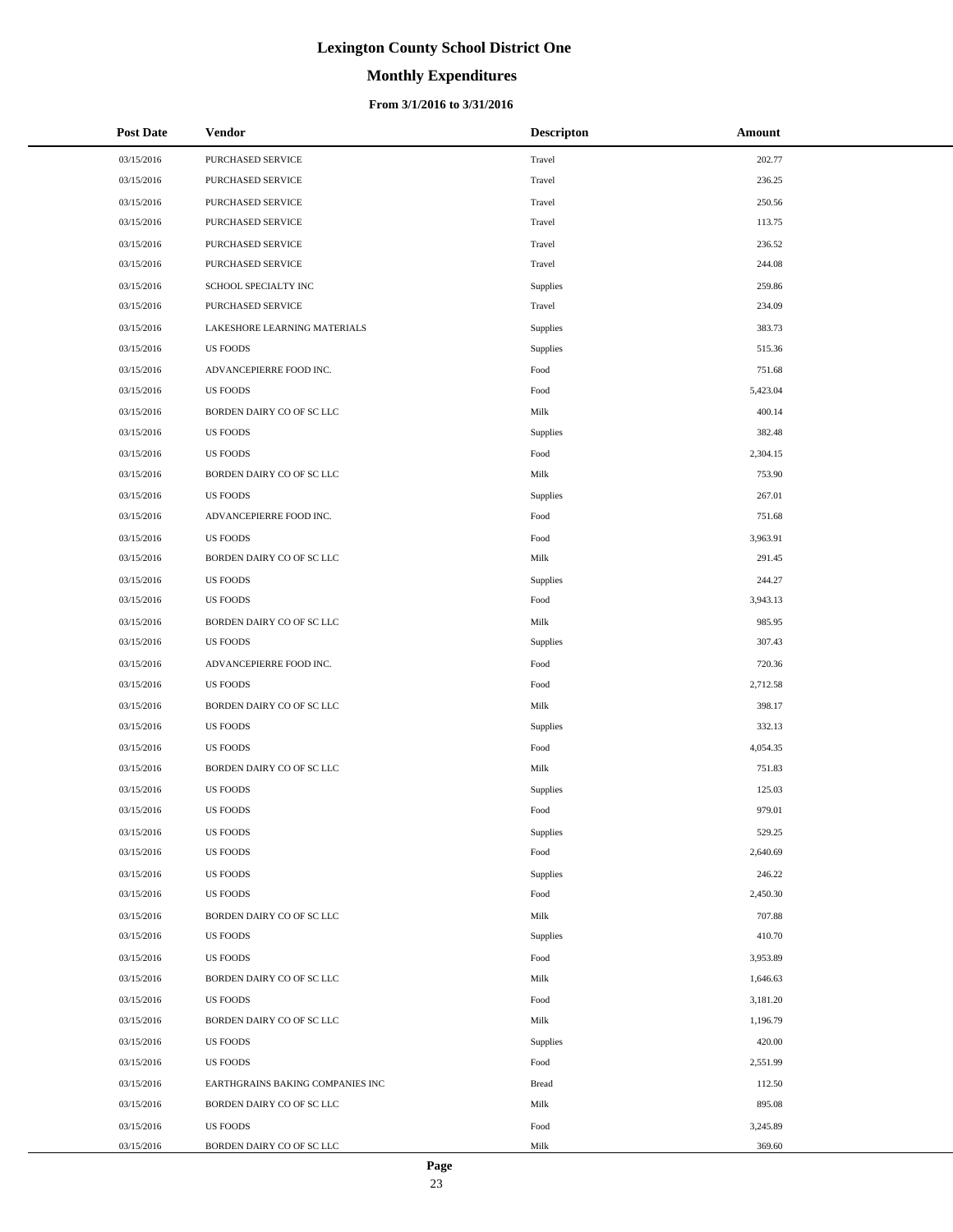# Lexington County School District One

## Monthly Expenditures

### From 3/1/2016 to 3/31/2016

| Post Date | Vendor | Descripton | Amount |
|---|---|---|---|
| 03/15/2016 | PURCHASED SERVICE | Travel | 202.77 |
| 03/15/2016 | PURCHASED SERVICE | Travel | 236.25 |
| 03/15/2016 | PURCHASED SERVICE | Travel | 250.56 |
| 03/15/2016 | PURCHASED SERVICE | Travel | 113.75 |
| 03/15/2016 | PURCHASED SERVICE | Travel | 236.52 |
| 03/15/2016 | PURCHASED SERVICE | Travel | 244.08 |
| 03/15/2016 | SCHOOL SPECIALTY INC | Supplies | 259.86 |
| 03/15/2016 | PURCHASED SERVICE | Travel | 234.09 |
| 03/15/2016 | LAKESHORE LEARNING MATERIALS | Supplies | 383.73 |
| 03/15/2016 | US FOODS | Supplies | 515.36 |
| 03/15/2016 | ADVANCEPIERRE FOOD INC. | Food | 751.68 |
| 03/15/2016 | US FOODS | Food | 5,423.04 |
| 03/15/2016 | BORDEN DAIRY CO OF SC LLC | Milk | 400.14 |
| 03/15/2016 | US FOODS | Supplies | 382.48 |
| 03/15/2016 | US FOODS | Food | 2,304.15 |
| 03/15/2016 | BORDEN DAIRY CO OF SC LLC | Milk | 753.90 |
| 03/15/2016 | US FOODS | Supplies | 267.01 |
| 03/15/2016 | ADVANCEPIERRE FOOD INC. | Food | 751.68 |
| 03/15/2016 | US FOODS | Food | 3,963.91 |
| 03/15/2016 | BORDEN DAIRY CO OF SC LLC | Milk | 291.45 |
| 03/15/2016 | US FOODS | Supplies | 244.27 |
| 03/15/2016 | US FOODS | Food | 3,943.13 |
| 03/15/2016 | BORDEN DAIRY CO OF SC LLC | Milk | 985.95 |
| 03/15/2016 | US FOODS | Supplies | 307.43 |
| 03/15/2016 | ADVANCEPIERRE FOOD INC. | Food | 720.36 |
| 03/15/2016 | US FOODS | Food | 2,712.58 |
| 03/15/2016 | BORDEN DAIRY CO OF SC LLC | Milk | 398.17 |
| 03/15/2016 | US FOODS | Supplies | 332.13 |
| 03/15/2016 | US FOODS | Food | 4,054.35 |
| 03/15/2016 | BORDEN DAIRY CO OF SC LLC | Milk | 751.83 |
| 03/15/2016 | US FOODS | Supplies | 125.03 |
| 03/15/2016 | US FOODS | Food | 979.01 |
| 03/15/2016 | US FOODS | Supplies | 529.25 |
| 03/15/2016 | US FOODS | Food | 2,640.69 |
| 03/15/2016 | US FOODS | Supplies | 246.22 |
| 03/15/2016 | US FOODS | Food | 2,450.30 |
| 03/15/2016 | BORDEN DAIRY CO OF SC LLC | Milk | 707.88 |
| 03/15/2016 | US FOODS | Supplies | 410.70 |
| 03/15/2016 | US FOODS | Food | 3,953.89 |
| 03/15/2016 | BORDEN DAIRY CO OF SC LLC | Milk | 1,646.63 |
| 03/15/2016 | US FOODS | Food | 3,181.20 |
| 03/15/2016 | BORDEN DAIRY CO OF SC LLC | Milk | 1,196.79 |
| 03/15/2016 | US FOODS | Supplies | 420.00 |
| 03/15/2016 | US FOODS | Food | 2,551.99 |
| 03/15/2016 | EARTHGRAINS BAKING COMPANIES INC | Bread | 112.50 |
| 03/15/2016 | BORDEN DAIRY CO OF SC LLC | Milk | 895.08 |
| 03/15/2016 | US FOODS | Food | 3,245.89 |
| 03/15/2016 | BORDEN DAIRY CO OF SC LLC | Milk | 369.60 |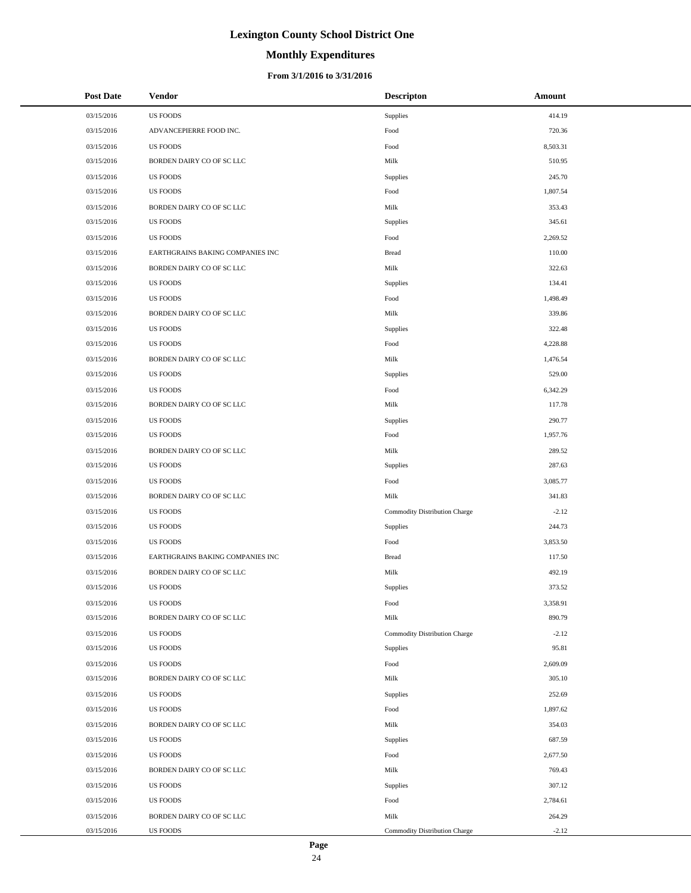# Lexington County School District One

## Monthly Expenditures

### From 3/1/2016 to 3/31/2016

| Post Date | Vendor | Descripton | Amount |
|---|---|---|---|
| 03/15/2016 | US FOODS | Supplies | 414.19 |
| 03/15/2016 | ADVANCEPIERRE FOOD INC. | Food | 720.36 |
| 03/15/2016 | US FOODS | Food | 8,503.31 |
| 03/15/2016 | BORDEN DAIRY CO OF SC LLC | Milk | 510.95 |
| 03/15/2016 | US FOODS | Supplies | 245.70 |
| 03/15/2016 | US FOODS | Food | 1,807.54 |
| 03/15/2016 | BORDEN DAIRY CO OF SC LLC | Milk | 353.43 |
| 03/15/2016 | US FOODS | Supplies | 345.61 |
| 03/15/2016 | US FOODS | Food | 2,269.52 |
| 03/15/2016 | EARTHGRAINS BAKING COMPANIES INC | Bread | 110.00 |
| 03/15/2016 | BORDEN DAIRY CO OF SC LLC | Milk | 322.63 |
| 03/15/2016 | US FOODS | Supplies | 134.41 |
| 03/15/2016 | US FOODS | Food | 1,498.49 |
| 03/15/2016 | BORDEN DAIRY CO OF SC LLC | Milk | 339.86 |
| 03/15/2016 | US FOODS | Supplies | 322.48 |
| 03/15/2016 | US FOODS | Food | 4,228.88 |
| 03/15/2016 | BORDEN DAIRY CO OF SC LLC | Milk | 1,476.54 |
| 03/15/2016 | US FOODS | Supplies | 529.00 |
| 03/15/2016 | US FOODS | Food | 6,342.29 |
| 03/15/2016 | BORDEN DAIRY CO OF SC LLC | Milk | 117.78 |
| 03/15/2016 | US FOODS | Supplies | 290.77 |
| 03/15/2016 | US FOODS | Food | 1,957.76 |
| 03/15/2016 | BORDEN DAIRY CO OF SC LLC | Milk | 289.52 |
| 03/15/2016 | US FOODS | Supplies | 287.63 |
| 03/15/2016 | US FOODS | Food | 3,085.77 |
| 03/15/2016 | BORDEN DAIRY CO OF SC LLC | Milk | 341.83 |
| 03/15/2016 | US FOODS | Commodity Distribution Charge | -2.12 |
| 03/15/2016 | US FOODS | Supplies | 244.73 |
| 03/15/2016 | US FOODS | Food | 3,853.50 |
| 03/15/2016 | EARTHGRAINS BAKING COMPANIES INC | Bread | 117.50 |
| 03/15/2016 | BORDEN DAIRY CO OF SC LLC | Milk | 492.19 |
| 03/15/2016 | US FOODS | Supplies | 373.52 |
| 03/15/2016 | US FOODS | Food | 3,358.91 |
| 03/15/2016 | BORDEN DAIRY CO OF SC LLC | Milk | 890.79 |
| 03/15/2016 | US FOODS | Commodity Distribution Charge | -2.12 |
| 03/15/2016 | US FOODS | Supplies | 95.81 |
| 03/15/2016 | US FOODS | Food | 2,609.09 |
| 03/15/2016 | BORDEN DAIRY CO OF SC LLC | Milk | 305.10 |
| 03/15/2016 | US FOODS | Supplies | 252.69 |
| 03/15/2016 | US FOODS | Food | 1,897.62 |
| 03/15/2016 | BORDEN DAIRY CO OF SC LLC | Milk | 354.03 |
| 03/15/2016 | US FOODS | Supplies | 687.59 |
| 03/15/2016 | US FOODS | Food | 2,677.50 |
| 03/15/2016 | BORDEN DAIRY CO OF SC LLC | Milk | 769.43 |
| 03/15/2016 | US FOODS | Supplies | 307.12 |
| 03/15/2016 | US FOODS | Food | 2,784.61 |
| 03/15/2016 | BORDEN DAIRY CO OF SC LLC | Milk | 264.29 |
| 03/15/2016 | US FOODS | Commodity Distribution Charge | -2.12 |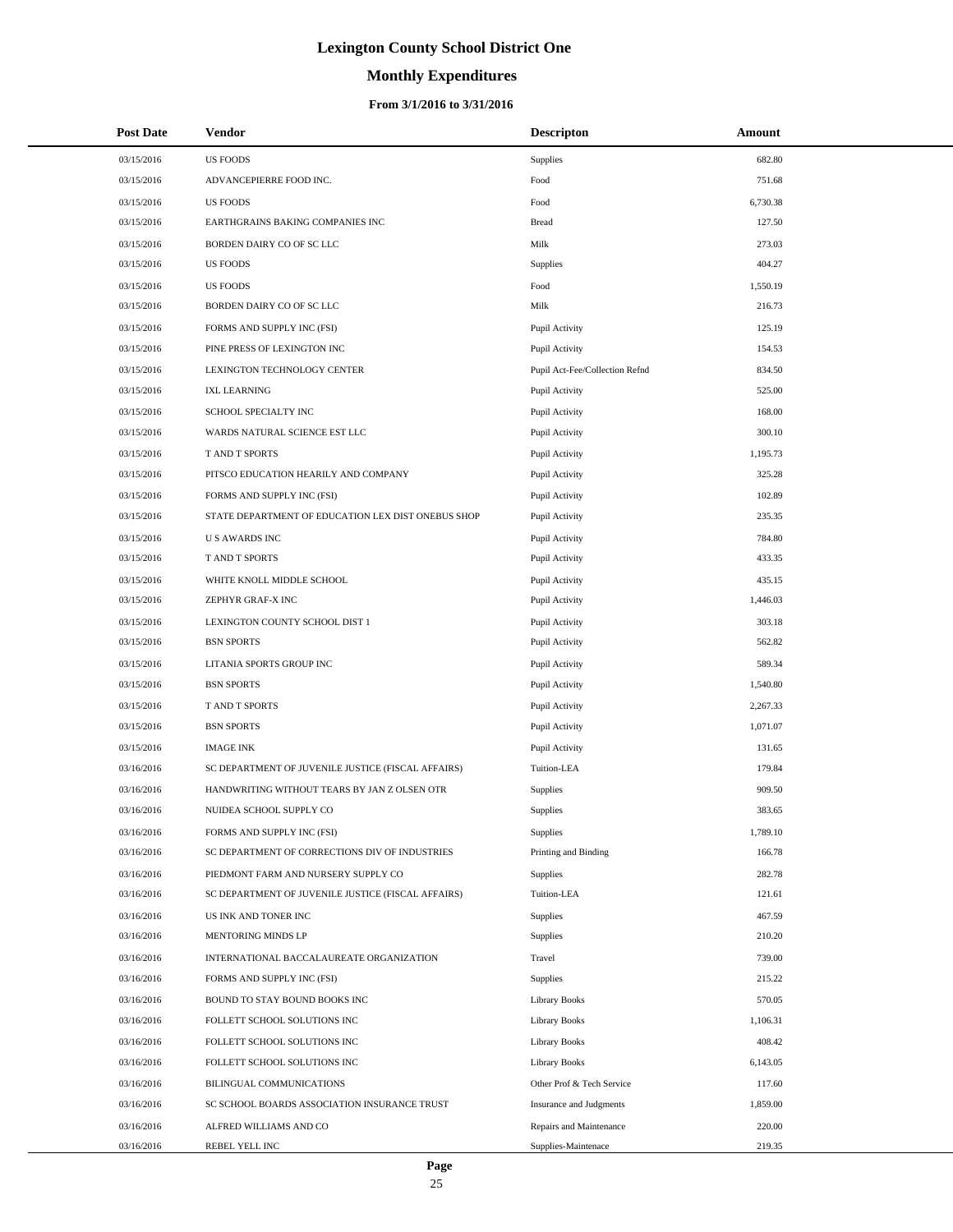# Lexington County School District One

## Monthly Expenditures

### From 3/1/2016 to 3/31/2016

| Post Date | Vendor | Descripton | Amount |
|---|---|---|---|
| 03/15/2016 | US FOODS | Supplies | 682.80 |
| 03/15/2016 | ADVANCEPIERRE FOOD INC. | Food | 751.68 |
| 03/15/2016 | US FOODS | Food | 6,730.38 |
| 03/15/2016 | EARTHGRAINS BAKING COMPANIES INC | Bread | 127.50 |
| 03/15/2016 | BORDEN DAIRY CO OF SC LLC | Milk | 273.03 |
| 03/15/2016 | US FOODS | Supplies | 404.27 |
| 03/15/2016 | US FOODS | Food | 1,550.19 |
| 03/15/2016 | BORDEN DAIRY CO OF SC LLC | Milk | 216.73 |
| 03/15/2016 | FORMS AND SUPPLY INC (FSI) | Pupil Activity | 125.19 |
| 03/15/2016 | PINE PRESS OF LEXINGTON INC | Pupil Activity | 154.53 |
| 03/15/2016 | LEXINGTON TECHNOLOGY CENTER | Pupil Act-Fee/Collection Refnd | 834.50 |
| 03/15/2016 | IXL LEARNING | Pupil Activity | 525.00 |
| 03/15/2016 | SCHOOL SPECIALTY INC | Pupil Activity | 168.00 |
| 03/15/2016 | WARDS NATURAL SCIENCE EST LLC | Pupil Activity | 300.10 |
| 03/15/2016 | T AND T SPORTS | Pupil Activity | 1,195.73 |
| 03/15/2016 | PITSCO EDUCATION HEARILY AND COMPANY | Pupil Activity | 325.28 |
| 03/15/2016 | FORMS AND SUPPLY INC (FSI) | Pupil Activity | 102.89 |
| 03/15/2016 | STATE DEPARTMENT OF EDUCATION LEX DIST ONEBUS SHOP | Pupil Activity | 235.35 |
| 03/15/2016 | U S AWARDS INC | Pupil Activity | 784.80 |
| 03/15/2016 | T AND T SPORTS | Pupil Activity | 433.35 |
| 03/15/2016 | WHITE KNOLL MIDDLE SCHOOL | Pupil Activity | 435.15 |
| 03/15/2016 | ZEPHYR GRAF-X INC | Pupil Activity | 1,446.03 |
| 03/15/2016 | LEXINGTON COUNTY SCHOOL DIST 1 | Pupil Activity | 303.18 |
| 03/15/2016 | BSN SPORTS | Pupil Activity | 562.82 |
| 03/15/2016 | LITANIA SPORTS GROUP INC | Pupil Activity | 589.34 |
| 03/15/2016 | BSN SPORTS | Pupil Activity | 1,540.80 |
| 03/15/2016 | T AND T SPORTS | Pupil Activity | 2,267.33 |
| 03/15/2016 | BSN SPORTS | Pupil Activity | 1,071.07 |
| 03/15/2016 | IMAGE INK | Pupil Activity | 131.65 |
| 03/16/2016 | SC DEPARTMENT OF JUVENILE JUSTICE (FISCAL AFFAIRS) | Tuition-LEA | 179.84 |
| 03/16/2016 | HANDWRITING WITHOUT TEARS BY JAN Z OLSEN OTR | Supplies | 909.50 |
| 03/16/2016 | NUIDEA SCHOOL SUPPLY CO | Supplies | 383.65 |
| 03/16/2016 | FORMS AND SUPPLY INC (FSI) | Supplies | 1,789.10 |
| 03/16/2016 | SC DEPARTMENT OF CORRECTIONS DIV OF INDUSTRIES | Printing and Binding | 166.78 |
| 03/16/2016 | PIEDMONT FARM AND NURSERY SUPPLY CO | Supplies | 282.78 |
| 03/16/2016 | SC DEPARTMENT OF JUVENILE JUSTICE (FISCAL AFFAIRS) | Tuition-LEA | 121.61 |
| 03/16/2016 | US INK AND TONER INC | Supplies | 467.59 |
| 03/16/2016 | MENTORING MINDS LP | Supplies | 210.20 |
| 03/16/2016 | INTERNATIONAL BACCALAUREATE ORGANIZATION | Travel | 739.00 |
| 03/16/2016 | FORMS AND SUPPLY INC (FSI) | Supplies | 215.22 |
| 03/16/2016 | BOUND TO STAY BOUND BOOKS INC | Library Books | 570.05 |
| 03/16/2016 | FOLLETT SCHOOL SOLUTIONS INC | Library Books | 1,106.31 |
| 03/16/2016 | FOLLETT SCHOOL SOLUTIONS INC | Library Books | 408.42 |
| 03/16/2016 | FOLLETT SCHOOL SOLUTIONS INC | Library Books | 6,143.05 |
| 03/16/2016 | BILINGUAL COMMUNICATIONS | Other Prof & Tech Service | 117.60 |
| 03/16/2016 | SC SCHOOL BOARDS ASSOCIATION INSURANCE TRUST | Insurance and Judgments | 1,859.00 |
| 03/16/2016 | ALFRED WILLIAMS AND CO | Repairs and Maintenance | 220.00 |
| 03/16/2016 | REBEL YELL INC | Supplies-Maintenace | 219.35 |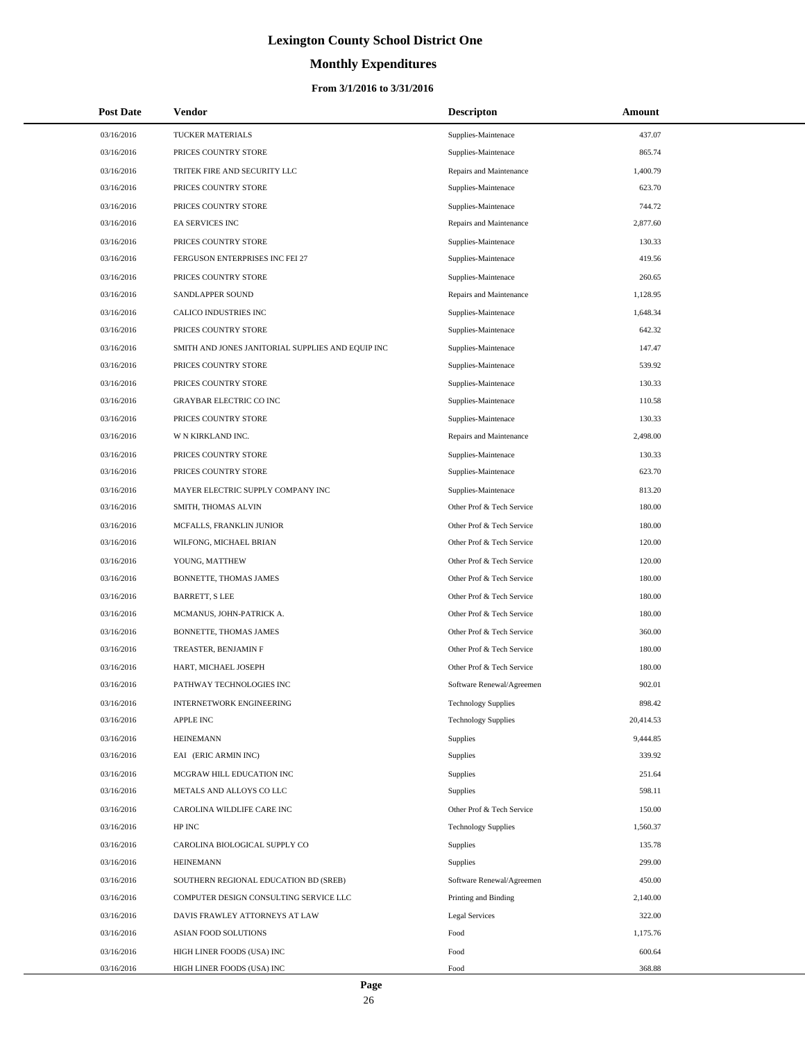# Lexington County School District One

## Monthly Expenditures

### From 3/1/2016 to 3/31/2016

| Post Date | Vendor | Descripton | Amount |
|---|---|---|---|
| 03/16/2016 | TUCKER MATERIALS | Supplies-Maintenace | 437.07 |
| 03/16/2016 | PRICES COUNTRY STORE | Supplies-Maintenace | 865.74 |
| 03/16/2016 | TRITEK FIRE AND SECURITY LLC | Repairs and Maintenance | 1,400.79 |
| 03/16/2016 | PRICES COUNTRY STORE | Supplies-Maintenace | 623.70 |
| 03/16/2016 | PRICES COUNTRY STORE | Supplies-Maintenace | 744.72 |
| 03/16/2016 | EA SERVICES INC | Repairs and Maintenance | 2,877.60 |
| 03/16/2016 | PRICES COUNTRY STORE | Supplies-Maintenace | 130.33 |
| 03/16/2016 | FERGUSON ENTERPRISES INC FEI 27 | Supplies-Maintenace | 419.56 |
| 03/16/2016 | PRICES COUNTRY STORE | Supplies-Maintenace | 260.65 |
| 03/16/2016 | SANDLAPPER SOUND | Repairs and Maintenance | 1,128.95 |
| 03/16/2016 | CALICO INDUSTRIES INC | Supplies-Maintenace | 1,648.34 |
| 03/16/2016 | PRICES COUNTRY STORE | Supplies-Maintenace | 642.32 |
| 03/16/2016 | SMITH AND JONES JANITORIAL SUPPLIES AND EQUIP INC | Supplies-Maintenace | 147.47 |
| 03/16/2016 | PRICES COUNTRY STORE | Supplies-Maintenace | 539.92 |
| 03/16/2016 | PRICES COUNTRY STORE | Supplies-Maintenace | 130.33 |
| 03/16/2016 | GRAYBAR ELECTRIC CO INC | Supplies-Maintenace | 110.58 |
| 03/16/2016 | PRICES COUNTRY STORE | Supplies-Maintenace | 130.33 |
| 03/16/2016 | W N KIRKLAND INC. | Repairs and Maintenance | 2,498.00 |
| 03/16/2016 | PRICES COUNTRY STORE | Supplies-Maintenace | 130.33 |
| 03/16/2016 | PRICES COUNTRY STORE | Supplies-Maintenace | 623.70 |
| 03/16/2016 | MAYER ELECTRIC SUPPLY COMPANY INC | Supplies-Maintenace | 813.20 |
| 03/16/2016 | SMITH, THOMAS ALVIN | Other Prof & Tech Service | 180.00 |
| 03/16/2016 | MCFALLS, FRANKLIN JUNIOR | Other Prof & Tech Service | 180.00 |
| 03/16/2016 | WILFONG, MICHAEL BRIAN | Other Prof & Tech Service | 120.00 |
| 03/16/2016 | YOUNG, MATTHEW | Other Prof & Tech Service | 120.00 |
| 03/16/2016 | BONNETTE, THOMAS JAMES | Other Prof & Tech Service | 180.00 |
| 03/16/2016 | BARRETT, S LEE | Other Prof & Tech Service | 180.00 |
| 03/16/2016 | MCMANUS, JOHN-PATRICK A. | Other Prof & Tech Service | 180.00 |
| 03/16/2016 | BONNETTE, THOMAS JAMES | Other Prof & Tech Service | 360.00 |
| 03/16/2016 | TREASTER, BENJAMIN F | Other Prof & Tech Service | 180.00 |
| 03/16/2016 | HART, MICHAEL JOSEPH | Other Prof & Tech Service | 180.00 |
| 03/16/2016 | PATHWAY TECHNOLOGIES INC | Software Renewal/Agreemen | 902.01 |
| 03/16/2016 | INTERNETWORK ENGINEERING | Technology Supplies | 898.42 |
| 03/16/2016 | APPLE INC | Technology Supplies | 20,414.53 |
| 03/16/2016 | HEINEMANN | Supplies | 9,444.85 |
| 03/16/2016 | EAI (ERIC ARMIN INC) | Supplies | 339.92 |
| 03/16/2016 | MCGRAW HILL EDUCATION INC | Supplies | 251.64 |
| 03/16/2016 | METALS AND ALLOYS CO LLC | Supplies | 598.11 |
| 03/16/2016 | CAROLINA WILDLIFE CARE INC | Other Prof & Tech Service | 150.00 |
| 03/16/2016 | HP INC | Technology Supplies | 1,560.37 |
| 03/16/2016 | CAROLINA BIOLOGICAL SUPPLY CO | Supplies | 135.78 |
| 03/16/2016 | HEINEMANN | Supplies | 299.00 |
| 03/16/2016 | SOUTHERN REGIONAL EDUCATION BD (SREB) | Software Renewal/Agreemen | 450.00 |
| 03/16/2016 | COMPUTER DESIGN CONSULTING SERVICE LLC | Printing and Binding | 2,140.00 |
| 03/16/2016 | DAVIS FRAWLEY ATTORNEYS AT LAW | Legal Services | 322.00 |
| 03/16/2016 | ASIAN FOOD SOLUTIONS | Food | 1,175.76 |
| 03/16/2016 | HIGH LINER FOODS (USA) INC | Food | 600.64 |
| 03/16/2016 | HIGH LINER FOODS (USA) INC | Food | 368.88 |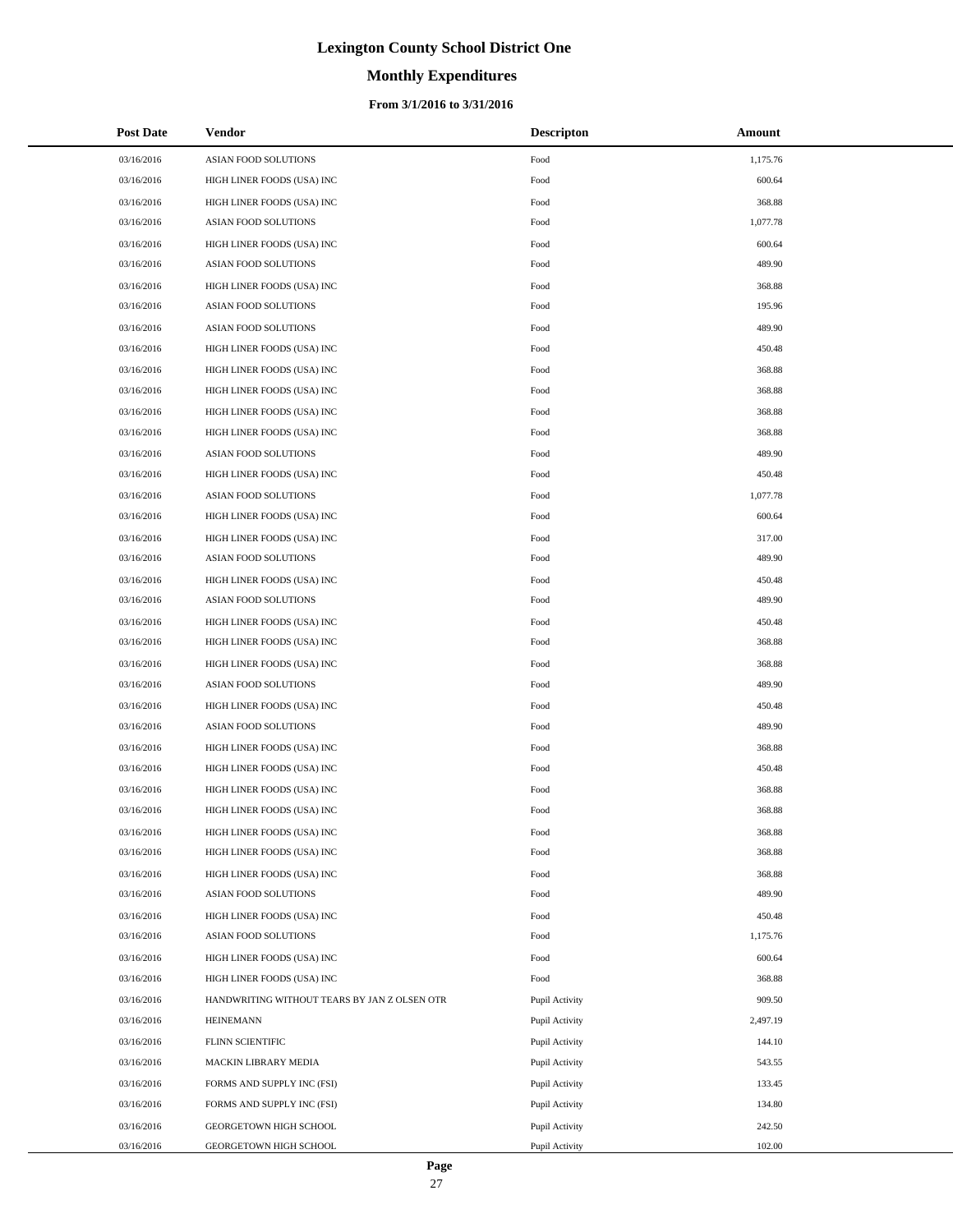# Lexington County School District One

## Monthly Expenditures

### From 3/1/2016 to 3/31/2016

| Post Date | Vendor | Descripton | Amount |
|---|---|---|---|
| 03/16/2016 | ASIAN FOOD SOLUTIONS | Food | 1,175.76 |
| 03/16/2016 | HIGH LINER FOODS (USA) INC | Food | 600.64 |
| 03/16/2016 | HIGH LINER FOODS (USA) INC | Food | 368.88 |
| 03/16/2016 | ASIAN FOOD SOLUTIONS | Food | 1,077.78 |
| 03/16/2016 | HIGH LINER FOODS (USA) INC | Food | 600.64 |
| 03/16/2016 | ASIAN FOOD SOLUTIONS | Food | 489.90 |
| 03/16/2016 | HIGH LINER FOODS (USA) INC | Food | 368.88 |
| 03/16/2016 | ASIAN FOOD SOLUTIONS | Food | 195.96 |
| 03/16/2016 | ASIAN FOOD SOLUTIONS | Food | 489.90 |
| 03/16/2016 | HIGH LINER FOODS (USA) INC | Food | 450.48 |
| 03/16/2016 | HIGH LINER FOODS (USA) INC | Food | 368.88 |
| 03/16/2016 | HIGH LINER FOODS (USA) INC | Food | 368.88 |
| 03/16/2016 | HIGH LINER FOODS (USA) INC | Food | 368.88 |
| 03/16/2016 | HIGH LINER FOODS (USA) INC | Food | 368.88 |
| 03/16/2016 | ASIAN FOOD SOLUTIONS | Food | 489.90 |
| 03/16/2016 | HIGH LINER FOODS (USA) INC | Food | 450.48 |
| 03/16/2016 | ASIAN FOOD SOLUTIONS | Food | 1,077.78 |
| 03/16/2016 | HIGH LINER FOODS (USA) INC | Food | 600.64 |
| 03/16/2016 | HIGH LINER FOODS (USA) INC | Food | 317.00 |
| 03/16/2016 | ASIAN FOOD SOLUTIONS | Food | 489.90 |
| 03/16/2016 | HIGH LINER FOODS (USA) INC | Food | 450.48 |
| 03/16/2016 | ASIAN FOOD SOLUTIONS | Food | 489.90 |
| 03/16/2016 | HIGH LINER FOODS (USA) INC | Food | 450.48 |
| 03/16/2016 | HIGH LINER FOODS (USA) INC | Food | 368.88 |
| 03/16/2016 | HIGH LINER FOODS (USA) INC | Food | 368.88 |
| 03/16/2016 | ASIAN FOOD SOLUTIONS | Food | 489.90 |
| 03/16/2016 | HIGH LINER FOODS (USA) INC | Food | 450.48 |
| 03/16/2016 | ASIAN FOOD SOLUTIONS | Food | 489.90 |
| 03/16/2016 | HIGH LINER FOODS (USA) INC | Food | 368.88 |
| 03/16/2016 | HIGH LINER FOODS (USA) INC | Food | 450.48 |
| 03/16/2016 | HIGH LINER FOODS (USA) INC | Food | 368.88 |
| 03/16/2016 | HIGH LINER FOODS (USA) INC | Food | 368.88 |
| 03/16/2016 | HIGH LINER FOODS (USA) INC | Food | 368.88 |
| 03/16/2016 | HIGH LINER FOODS (USA) INC | Food | 368.88 |
| 03/16/2016 | HIGH LINER FOODS (USA) INC | Food | 368.88 |
| 03/16/2016 | ASIAN FOOD SOLUTIONS | Food | 489.90 |
| 03/16/2016 | HIGH LINER FOODS (USA) INC | Food | 450.48 |
| 03/16/2016 | ASIAN FOOD SOLUTIONS | Food | 1,175.76 |
| 03/16/2016 | HIGH LINER FOODS (USA) INC | Food | 600.64 |
| 03/16/2016 | HIGH LINER FOODS (USA) INC | Food | 368.88 |
| 03/16/2016 | HANDWRITING WITHOUT TEARS BY JAN Z OLSEN OTR | Pupil Activity | 909.50 |
| 03/16/2016 | HEINEMANN | Pupil Activity | 2,497.19 |
| 03/16/2016 | FLINN SCIENTIFIC | Pupil Activity | 144.10 |
| 03/16/2016 | MACKIN LIBRARY MEDIA | Pupil Activity | 543.55 |
| 03/16/2016 | FORMS AND SUPPLY INC (FSI) | Pupil Activity | 133.45 |
| 03/16/2016 | FORMS AND SUPPLY INC (FSI) | Pupil Activity | 134.80 |
| 03/16/2016 | GEORGETOWN HIGH SCHOOL | Pupil Activity | 242.50 |
| 03/16/2016 | GEORGETOWN HIGH SCHOOL | Pupil Activity | 102.00 |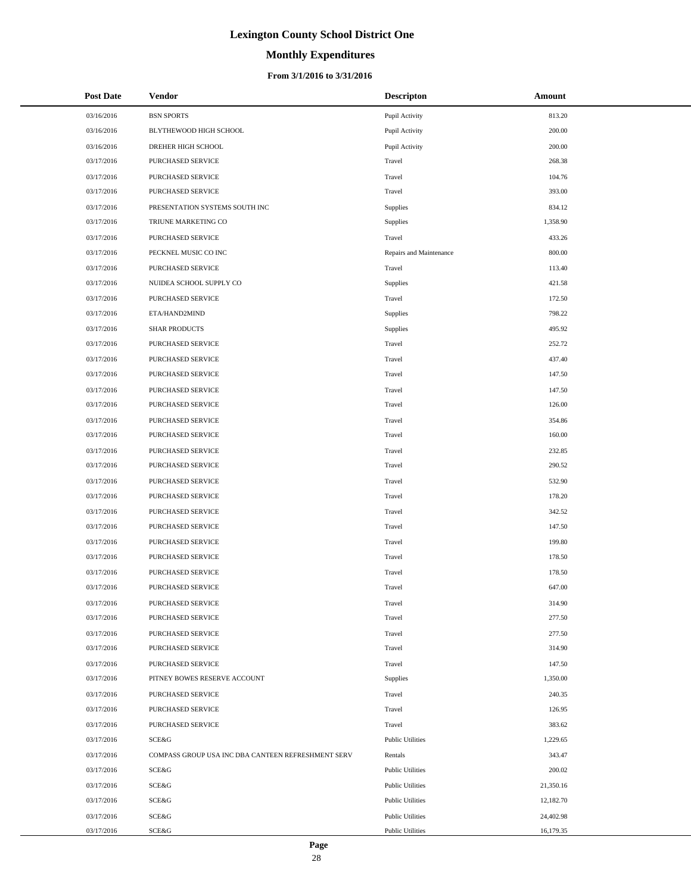# Lexington County School District One

## Monthly Expenditures

### From 3/1/2016 to 3/31/2016

| Post Date | Vendor | Descripton | Amount |
|---|---|---|---|
| 03/16/2016 | BSN SPORTS | Pupil Activity | 813.20 |
| 03/16/2016 | BLYTHEWOOD HIGH SCHOOL | Pupil Activity | 200.00 |
| 03/16/2016 | DREHER HIGH SCHOOL | Pupil Activity | 200.00 |
| 03/17/2016 | PURCHASED SERVICE | Travel | 268.38 |
| 03/17/2016 | PURCHASED SERVICE | Travel | 104.76 |
| 03/17/2016 | PURCHASED SERVICE | Travel | 393.00 |
| 03/17/2016 | PRESENTATION SYSTEMS SOUTH INC | Supplies | 834.12 |
| 03/17/2016 | TRIUNE MARKETING CO | Supplies | 1,358.90 |
| 03/17/2016 | PURCHASED SERVICE | Travel | 433.26 |
| 03/17/2016 | PECKNEL MUSIC CO INC | Repairs and Maintenance | 800.00 |
| 03/17/2016 | PURCHASED SERVICE | Travel | 113.40 |
| 03/17/2016 | NUIDEA SCHOOL SUPPLY CO | Supplies | 421.58 |
| 03/17/2016 | PURCHASED SERVICE | Travel | 172.50 |
| 03/17/2016 | ETA/HAND2MIND | Supplies | 798.22 |
| 03/17/2016 | SHAR PRODUCTS | Supplies | 495.92 |
| 03/17/2016 | PURCHASED SERVICE | Travel | 252.72 |
| 03/17/2016 | PURCHASED SERVICE | Travel | 437.40 |
| 03/17/2016 | PURCHASED SERVICE | Travel | 147.50 |
| 03/17/2016 | PURCHASED SERVICE | Travel | 147.50 |
| 03/17/2016 | PURCHASED SERVICE | Travel | 126.00 |
| 03/17/2016 | PURCHASED SERVICE | Travel | 354.86 |
| 03/17/2016 | PURCHASED SERVICE | Travel | 160.00 |
| 03/17/2016 | PURCHASED SERVICE | Travel | 232.85 |
| 03/17/2016 | PURCHASED SERVICE | Travel | 290.52 |
| 03/17/2016 | PURCHASED SERVICE | Travel | 532.90 |
| 03/17/2016 | PURCHASED SERVICE | Travel | 178.20 |
| 03/17/2016 | PURCHASED SERVICE | Travel | 342.52 |
| 03/17/2016 | PURCHASED SERVICE | Travel | 147.50 |
| 03/17/2016 | PURCHASED SERVICE | Travel | 199.80 |
| 03/17/2016 | PURCHASED SERVICE | Travel | 178.50 |
| 03/17/2016 | PURCHASED SERVICE | Travel | 178.50 |
| 03/17/2016 | PURCHASED SERVICE | Travel | 647.00 |
| 03/17/2016 | PURCHASED SERVICE | Travel | 314.90 |
| 03/17/2016 | PURCHASED SERVICE | Travel | 277.50 |
| 03/17/2016 | PURCHASED SERVICE | Travel | 277.50 |
| 03/17/2016 | PURCHASED SERVICE | Travel | 314.90 |
| 03/17/2016 | PURCHASED SERVICE | Travel | 147.50 |
| 03/17/2016 | PITNEY BOWES RESERVE ACCOUNT | Supplies | 1,350.00 |
| 03/17/2016 | PURCHASED SERVICE | Travel | 240.35 |
| 03/17/2016 | PURCHASED SERVICE | Travel | 126.95 |
| 03/17/2016 | PURCHASED SERVICE | Travel | 383.62 |
| 03/17/2016 | SCE&G | Public Utilities | 1,229.65 |
| 03/17/2016 | COMPASS GROUP USA INC DBA CANTEEN REFRESHMENT SERV | Rentals | 343.47 |
| 03/17/2016 | SCE&G | Public Utilities | 200.02 |
| 03/17/2016 | SCE&G | Public Utilities | 21,350.16 |
| 03/17/2016 | SCE&G | Public Utilities | 12,182.70 |
| 03/17/2016 | SCE&G | Public Utilities | 24,402.98 |
| 03/17/2016 | SCE&G | Public Utilities | 16,179.35 |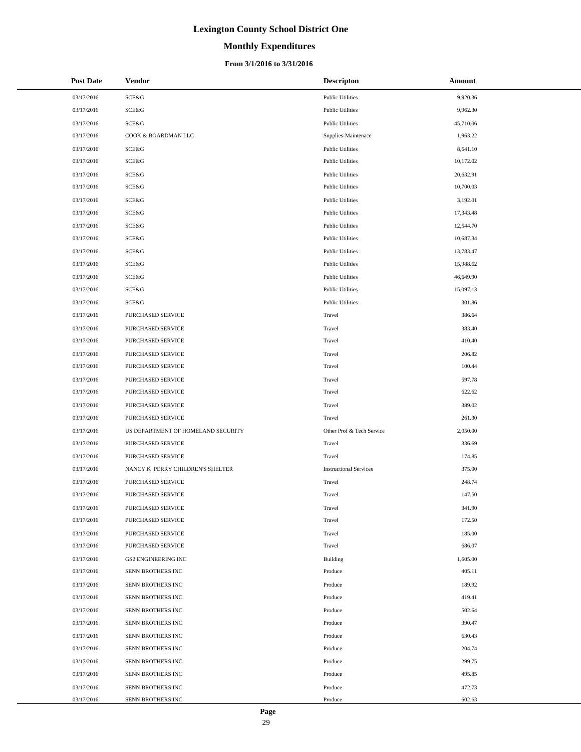# Lexington County School District One

## Monthly Expenditures

### From 3/1/2016 to 3/31/2016

| Post Date | Vendor | Descripton | Amount |
|---|---|---|---|
| 03/17/2016 | SCE&G | Public Utilities | 9,920.36 |
| 03/17/2016 | SCE&G | Public Utilities | 9,962.30 |
| 03/17/2016 | SCE&G | Public Utilities | 45,710.06 |
| 03/17/2016 | COOK & BOARDMAN LLC | Supplies-Maintenace | 1,963.22 |
| 03/17/2016 | SCE&G | Public Utilities | 8,641.10 |
| 03/17/2016 | SCE&G | Public Utilities | 10,172.02 |
| 03/17/2016 | SCE&G | Public Utilities | 20,632.91 |
| 03/17/2016 | SCE&G | Public Utilities | 10,700.03 |
| 03/17/2016 | SCE&G | Public Utilities | 3,192.01 |
| 03/17/2016 | SCE&G | Public Utilities | 17,343.48 |
| 03/17/2016 | SCE&G | Public Utilities | 12,544.70 |
| 03/17/2016 | SCE&G | Public Utilities | 10,687.34 |
| 03/17/2016 | SCE&G | Public Utilities | 13,783.47 |
| 03/17/2016 | SCE&G | Public Utilities | 15,988.62 |
| 03/17/2016 | SCE&G | Public Utilities | 46,649.90 |
| 03/17/2016 | SCE&G | Public Utilities | 15,097.13 |
| 03/17/2016 | SCE&G | Public Utilities | 301.86 |
| 03/17/2016 | PURCHASED SERVICE | Travel | 386.64 |
| 03/17/2016 | PURCHASED SERVICE | Travel | 383.40 |
| 03/17/2016 | PURCHASED SERVICE | Travel | 410.40 |
| 03/17/2016 | PURCHASED SERVICE | Travel | 206.82 |
| 03/17/2016 | PURCHASED SERVICE | Travel | 100.44 |
| 03/17/2016 | PURCHASED SERVICE | Travel | 597.78 |
| 03/17/2016 | PURCHASED SERVICE | Travel | 622.62 |
| 03/17/2016 | PURCHASED SERVICE | Travel | 389.02 |
| 03/17/2016 | PURCHASED SERVICE | Travel | 261.30 |
| 03/17/2016 | US DEPARTMENT OF HOMELAND SECURITY | Other Prof & Tech Service | 2,050.00 |
| 03/17/2016 | PURCHASED SERVICE | Travel | 336.69 |
| 03/17/2016 | PURCHASED SERVICE | Travel | 174.85 |
| 03/17/2016 | NANCY K PERRY CHILDREN'S SHELTER | Instructional Services | 375.00 |
| 03/17/2016 | PURCHASED SERVICE | Travel | 248.74 |
| 03/17/2016 | PURCHASED SERVICE | Travel | 147.50 |
| 03/17/2016 | PURCHASED SERVICE | Travel | 341.90 |
| 03/17/2016 | PURCHASED SERVICE | Travel | 172.50 |
| 03/17/2016 | PURCHASED SERVICE | Travel | 185.00 |
| 03/17/2016 | PURCHASED SERVICE | Travel | 686.07 |
| 03/17/2016 | GS2 ENGINEERING INC | Building | 1,605.00 |
| 03/17/2016 | SENN BROTHERS INC | Produce | 405.11 |
| 03/17/2016 | SENN BROTHERS INC | Produce | 189.92 |
| 03/17/2016 | SENN BROTHERS INC | Produce | 419.41 |
| 03/17/2016 | SENN BROTHERS INC | Produce | 502.64 |
| 03/17/2016 | SENN BROTHERS INC | Produce | 390.47 |
| 03/17/2016 | SENN BROTHERS INC | Produce | 630.43 |
| 03/17/2016 | SENN BROTHERS INC | Produce | 204.74 |
| 03/17/2016 | SENN BROTHERS INC | Produce | 299.75 |
| 03/17/2016 | SENN BROTHERS INC | Produce | 495.85 |
| 03/17/2016 | SENN BROTHERS INC | Produce | 472.73 |
| 03/17/2016 | SENN BROTHERS INC | Produce | 602.63 |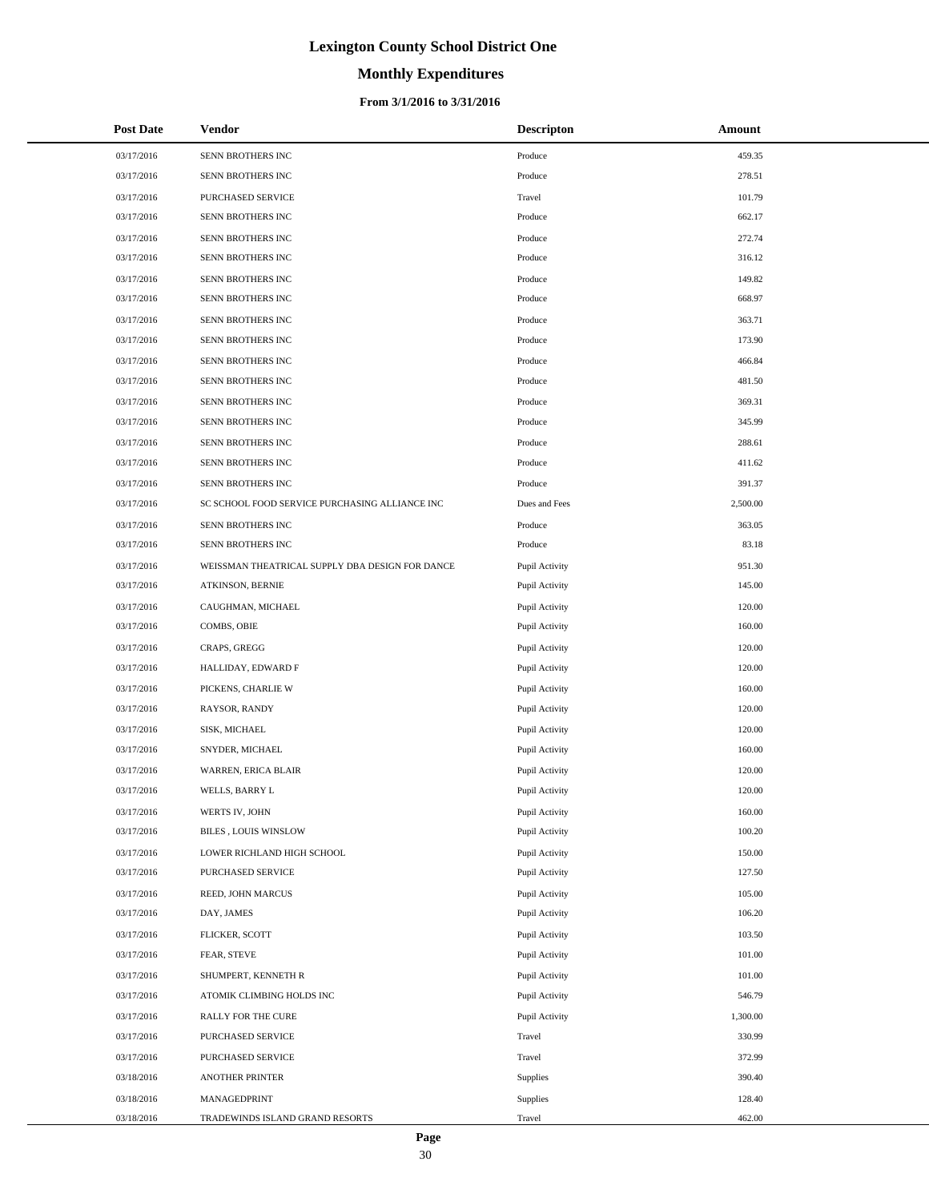# Lexington County School District One

## Monthly Expenditures

### From 3/1/2016 to 3/31/2016

| Post Date | Vendor | Descripton | Amount |
|---|---|---|---|
| 03/17/2016 | SENN BROTHERS INC | Produce | 459.35 |
| 03/17/2016 | SENN BROTHERS INC | Produce | 278.51 |
| 03/17/2016 | PURCHASED SERVICE | Travel | 101.79 |
| 03/17/2016 | SENN BROTHERS INC | Produce | 662.17 |
| 03/17/2016 | SENN BROTHERS INC | Produce | 272.74 |
| 03/17/2016 | SENN BROTHERS INC | Produce | 316.12 |
| 03/17/2016 | SENN BROTHERS INC | Produce | 149.82 |
| 03/17/2016 | SENN BROTHERS INC | Produce | 668.97 |
| 03/17/2016 | SENN BROTHERS INC | Produce | 363.71 |
| 03/17/2016 | SENN BROTHERS INC | Produce | 173.90 |
| 03/17/2016 | SENN BROTHERS INC | Produce | 466.84 |
| 03/17/2016 | SENN BROTHERS INC | Produce | 481.50 |
| 03/17/2016 | SENN BROTHERS INC | Produce | 369.31 |
| 03/17/2016 | SENN BROTHERS INC | Produce | 345.99 |
| 03/17/2016 | SENN BROTHERS INC | Produce | 288.61 |
| 03/17/2016 | SENN BROTHERS INC | Produce | 411.62 |
| 03/17/2016 | SENN BROTHERS INC | Produce | 391.37 |
| 03/17/2016 | SC SCHOOL FOOD SERVICE PURCHASING ALLIANCE INC | Dues and Fees | 2,500.00 |
| 03/17/2016 | SENN BROTHERS INC | Produce | 363.05 |
| 03/17/2016 | SENN BROTHERS INC | Produce | 83.18 |
| 03/17/2016 | WEISSMAN THEATRICAL SUPPLY DBA DESIGN FOR DANCE | Pupil Activity | 951.30 |
| 03/17/2016 | ATKINSON, BERNIE | Pupil Activity | 145.00 |
| 03/17/2016 | CAUGHMAN, MICHAEL | Pupil Activity | 120.00 |
| 03/17/2016 | COMBS, OBIE | Pupil Activity | 160.00 |
| 03/17/2016 | CRAPS, GREGG | Pupil Activity | 120.00 |
| 03/17/2016 | HALLIDAY, EDWARD F | Pupil Activity | 120.00 |
| 03/17/2016 | PICKENS, CHARLIE W | Pupil Activity | 160.00 |
| 03/17/2016 | RAYSOR, RANDY | Pupil Activity | 120.00 |
| 03/17/2016 | SISK, MICHAEL | Pupil Activity | 120.00 |
| 03/17/2016 | SNYDER, MICHAEL | Pupil Activity | 160.00 |
| 03/17/2016 | WARREN, ERICA BLAIR | Pupil Activity | 120.00 |
| 03/17/2016 | WELLS, BARRY L | Pupil Activity | 120.00 |
| 03/17/2016 | WERTS IV, JOHN | Pupil Activity | 160.00 |
| 03/17/2016 | BILES , LOUIS WINSLOW | Pupil Activity | 100.20 |
| 03/17/2016 | LOWER RICHLAND HIGH SCHOOL | Pupil Activity | 150.00 |
| 03/17/2016 | PURCHASED SERVICE | Pupil Activity | 127.50 |
| 03/17/2016 | REED, JOHN MARCUS | Pupil Activity | 105.00 |
| 03/17/2016 | DAY, JAMES | Pupil Activity | 106.20 |
| 03/17/2016 | FLICKER, SCOTT | Pupil Activity | 103.50 |
| 03/17/2016 | FEAR, STEVE | Pupil Activity | 101.00 |
| 03/17/2016 | SHUMPERT, KENNETH R | Pupil Activity | 101.00 |
| 03/17/2016 | ATOMIK CLIMBING HOLDS INC | Pupil Activity | 546.79 |
| 03/17/2016 | RALLY FOR THE CURE | Pupil Activity | 1,300.00 |
| 03/17/2016 | PURCHASED SERVICE | Travel | 330.99 |
| 03/17/2016 | PURCHASED SERVICE | Travel | 372.99 |
| 03/18/2016 | ANOTHER PRINTER | Supplies | 390.40 |
| 03/18/2016 | MANAGEDPRINT | Supplies | 128.40 |
| 03/18/2016 | TRADEWINDS ISLAND GRAND RESORTS | Travel | 462.00 |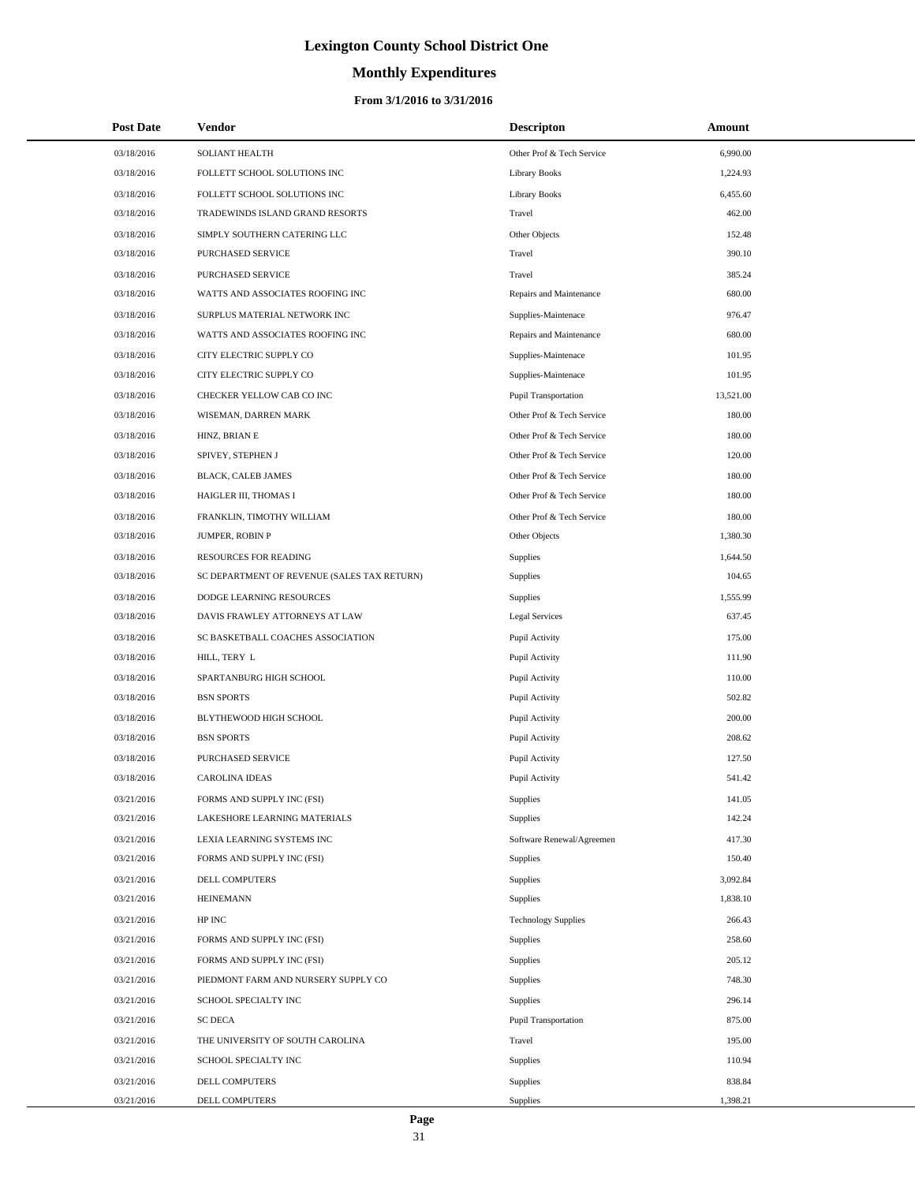# Lexington County School District One

## Monthly Expenditures

### From 3/1/2016 to 3/31/2016

| Post Date | Vendor | Descripton | Amount |
|---|---|---|---|
| 03/18/2016 | SOLIANT HEALTH | Other Prof & Tech Service | 6,990.00 |
| 03/18/2016 | FOLLETT SCHOOL SOLUTIONS INC | Library Books | 1,224.93 |
| 03/18/2016 | FOLLETT SCHOOL SOLUTIONS INC | Library Books | 6,455.60 |
| 03/18/2016 | TRADEWINDS ISLAND GRAND RESORTS | Travel | 462.00 |
| 03/18/2016 | SIMPLY SOUTHERN CATERING LLC | Other Objects | 152.48 |
| 03/18/2016 | PURCHASED SERVICE | Travel | 390.10 |
| 03/18/2016 | PURCHASED SERVICE | Travel | 385.24 |
| 03/18/2016 | WATTS AND ASSOCIATES ROOFING INC | Repairs and Maintenance | 680.00 |
| 03/18/2016 | SURPLUS MATERIAL NETWORK INC | Supplies-Maintenace | 976.47 |
| 03/18/2016 | WATTS AND ASSOCIATES ROOFING INC | Repairs and Maintenance | 680.00 |
| 03/18/2016 | CITY ELECTRIC SUPPLY CO | Supplies-Maintenace | 101.95 |
| 03/18/2016 | CITY ELECTRIC SUPPLY CO | Supplies-Maintenace | 101.95 |
| 03/18/2016 | CHECKER YELLOW CAB CO INC | Pupil Transportation | 13,521.00 |
| 03/18/2016 | WISEMAN, DARREN MARK | Other Prof & Tech Service | 180.00 |
| 03/18/2016 | HINZ, BRIAN E | Other Prof & Tech Service | 180.00 |
| 03/18/2016 | SPIVEY, STEPHEN J | Other Prof & Tech Service | 120.00 |
| 03/18/2016 | BLACK, CALEB JAMES | Other Prof & Tech Service | 180.00 |
| 03/18/2016 | HAIGLER III, THOMAS I | Other Prof & Tech Service | 180.00 |
| 03/18/2016 | FRANKLIN, TIMOTHY WILLIAM | Other Prof & Tech Service | 180.00 |
| 03/18/2016 | JUMPER, ROBIN P | Other Objects | 1,380.30 |
| 03/18/2016 | RESOURCES FOR READING | Supplies | 1,644.50 |
| 03/18/2016 | SC DEPARTMENT OF REVENUE (SALES TAX RETURN) | Supplies | 104.65 |
| 03/18/2016 | DODGE LEARNING RESOURCES | Supplies | 1,555.99 |
| 03/18/2016 | DAVIS FRAWLEY ATTORNEYS AT LAW | Legal Services | 637.45 |
| 03/18/2016 | SC BASKETBALL COACHES ASSOCIATION | Pupil Activity | 175.00 |
| 03/18/2016 | HILL, TERY L | Pupil Activity | 111.90 |
| 03/18/2016 | SPARTANBURG HIGH SCHOOL | Pupil Activity | 110.00 |
| 03/18/2016 | BSN SPORTS | Pupil Activity | 502.82 |
| 03/18/2016 | BLYTHEWOOD HIGH SCHOOL | Pupil Activity | 200.00 |
| 03/18/2016 | BSN SPORTS | Pupil Activity | 208.62 |
| 03/18/2016 | PURCHASED SERVICE | Pupil Activity | 127.50 |
| 03/18/2016 | CAROLINA IDEAS | Pupil Activity | 541.42 |
| 03/21/2016 | FORMS AND SUPPLY INC (FSI) | Supplies | 141.05 |
| 03/21/2016 | LAKESHORE LEARNING MATERIALS | Supplies | 142.24 |
| 03/21/2016 | LEXIA LEARNING SYSTEMS INC | Software Renewal/Agreemen | 417.30 |
| 03/21/2016 | FORMS AND SUPPLY INC (FSI) | Supplies | 150.40 |
| 03/21/2016 | DELL COMPUTERS | Supplies | 3,092.84 |
| 03/21/2016 | HEINEMANN | Supplies | 1,838.10 |
| 03/21/2016 | HP INC | Technology Supplies | 266.43 |
| 03/21/2016 | FORMS AND SUPPLY INC (FSI) | Supplies | 258.60 |
| 03/21/2016 | FORMS AND SUPPLY INC (FSI) | Supplies | 205.12 |
| 03/21/2016 | PIEDMONT FARM AND NURSERY SUPPLY CO | Supplies | 748.30 |
| 03/21/2016 | SCHOOL SPECIALTY INC | Supplies | 296.14 |
| 03/21/2016 | SC DECA | Pupil Transportation | 875.00 |
| 03/21/2016 | THE UNIVERSITY OF SOUTH CAROLINA | Travel | 195.00 |
| 03/21/2016 | SCHOOL SPECIALTY INC | Supplies | 110.94 |
| 03/21/2016 | DELL COMPUTERS | Supplies | 838.84 |
| 03/21/2016 | DELL COMPUTERS | Supplies | 1,398.21 |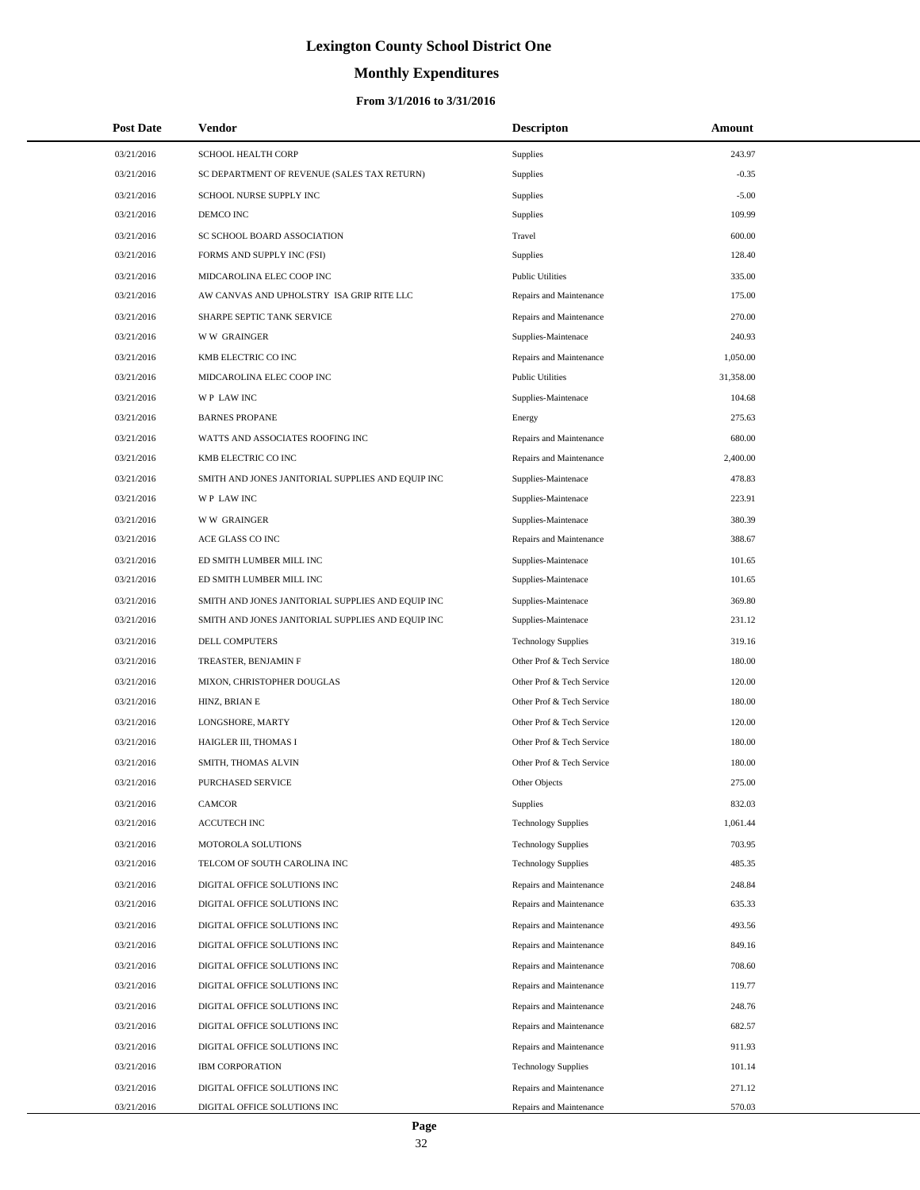# Lexington County School District One

## Monthly Expenditures

### From 3/1/2016 to 3/31/2016

| Post Date | Vendor | Descripton | Amount |
|---|---|---|---|
| 03/21/2016 | SCHOOL HEALTH CORP | Supplies | 243.97 |
| 03/21/2016 | SC DEPARTMENT OF REVENUE (SALES TAX RETURN) | Supplies | -0.35 |
| 03/21/2016 | SCHOOL NURSE SUPPLY INC | Supplies | -5.00 |
| 03/21/2016 | DEMCO INC | Supplies | 109.99 |
| 03/21/2016 | SC SCHOOL BOARD ASSOCIATION | Travel | 600.00 |
| 03/21/2016 | FORMS AND SUPPLY INC (FSI) | Supplies | 128.40 |
| 03/21/2016 | MIDCAROLINA ELEC COOP INC | Public Utilities | 335.00 |
| 03/21/2016 | AW CANVAS AND UPHOLSTRY ISA GRIP RITE LLC | Repairs and Maintenance | 175.00 |
| 03/21/2016 | SHARPE SEPTIC TANK SERVICE | Repairs and Maintenance | 270.00 |
| 03/21/2016 | W W GRAINGER | Supplies-Maintenace | 240.93 |
| 03/21/2016 | KMB ELECTRIC CO INC | Repairs and Maintenance | 1,050.00 |
| 03/21/2016 | MIDCAROLINA ELEC COOP INC | Public Utilities | 31,358.00 |
| 03/21/2016 | W P LAW INC | Supplies-Maintenace | 104.68 |
| 03/21/2016 | BARNES PROPANE | Energy | 275.63 |
| 03/21/2016 | WATTS AND ASSOCIATES ROOFING INC | Repairs and Maintenance | 680.00 |
| 03/21/2016 | KMB ELECTRIC CO INC | Repairs and Maintenance | 2,400.00 |
| 03/21/2016 | SMITH AND JONES JANITORIAL SUPPLIES AND EQUIP INC | Supplies-Maintenace | 478.83 |
| 03/21/2016 | W P LAW INC | Supplies-Maintenace | 223.91 |
| 03/21/2016 | W W GRAINGER | Supplies-Maintenace | 380.39 |
| 03/21/2016 | ACE GLASS CO INC | Repairs and Maintenance | 388.67 |
| 03/21/2016 | ED SMITH LUMBER MILL INC | Supplies-Maintenace | 101.65 |
| 03/21/2016 | ED SMITH LUMBER MILL INC | Supplies-Maintenace | 101.65 |
| 03/21/2016 | SMITH AND JONES JANITORIAL SUPPLIES AND EQUIP INC | Supplies-Maintenace | 369.80 |
| 03/21/2016 | SMITH AND JONES JANITORIAL SUPPLIES AND EQUIP INC | Supplies-Maintenace | 231.12 |
| 03/21/2016 | DELL COMPUTERS | Technology Supplies | 319.16 |
| 03/21/2016 | TREASTER, BENJAMIN F | Other Prof & Tech Service | 180.00 |
| 03/21/2016 | MIXON, CHRISTOPHER DOUGLAS | Other Prof & Tech Service | 120.00 |
| 03/21/2016 | HINZ, BRIAN E | Other Prof & Tech Service | 180.00 |
| 03/21/2016 | LONGSHORE, MARTY | Other Prof & Tech Service | 120.00 |
| 03/21/2016 | HAIGLER III, THOMAS I | Other Prof & Tech Service | 180.00 |
| 03/21/2016 | SMITH, THOMAS ALVIN | Other Prof & Tech Service | 180.00 |
| 03/21/2016 | PURCHASED SERVICE | Other Objects | 275.00 |
| 03/21/2016 | CAMCOR | Supplies | 832.03 |
| 03/21/2016 | ACCUTECH INC | Technology Supplies | 1,061.44 |
| 03/21/2016 | MOTOROLA SOLUTIONS | Technology Supplies | 703.95 |
| 03/21/2016 | TELCOM OF SOUTH CAROLINA INC | Technology Supplies | 485.35 |
| 03/21/2016 | DIGITAL OFFICE SOLUTIONS INC | Repairs and Maintenance | 248.84 |
| 03/21/2016 | DIGITAL OFFICE SOLUTIONS INC | Repairs and Maintenance | 635.33 |
| 03/21/2016 | DIGITAL OFFICE SOLUTIONS INC | Repairs and Maintenance | 493.56 |
| 03/21/2016 | DIGITAL OFFICE SOLUTIONS INC | Repairs and Maintenance | 849.16 |
| 03/21/2016 | DIGITAL OFFICE SOLUTIONS INC | Repairs and Maintenance | 708.60 |
| 03/21/2016 | DIGITAL OFFICE SOLUTIONS INC | Repairs and Maintenance | 119.77 |
| 03/21/2016 | DIGITAL OFFICE SOLUTIONS INC | Repairs and Maintenance | 248.76 |
| 03/21/2016 | DIGITAL OFFICE SOLUTIONS INC | Repairs and Maintenance | 682.57 |
| 03/21/2016 | DIGITAL OFFICE SOLUTIONS INC | Repairs and Maintenance | 911.93 |
| 03/21/2016 | IBM CORPORATION | Technology Supplies | 101.14 |
| 03/21/2016 | DIGITAL OFFICE SOLUTIONS INC | Repairs and Maintenance | 271.12 |
| 03/21/2016 | DIGITAL OFFICE SOLUTIONS INC | Repairs and Maintenance | 570.03 |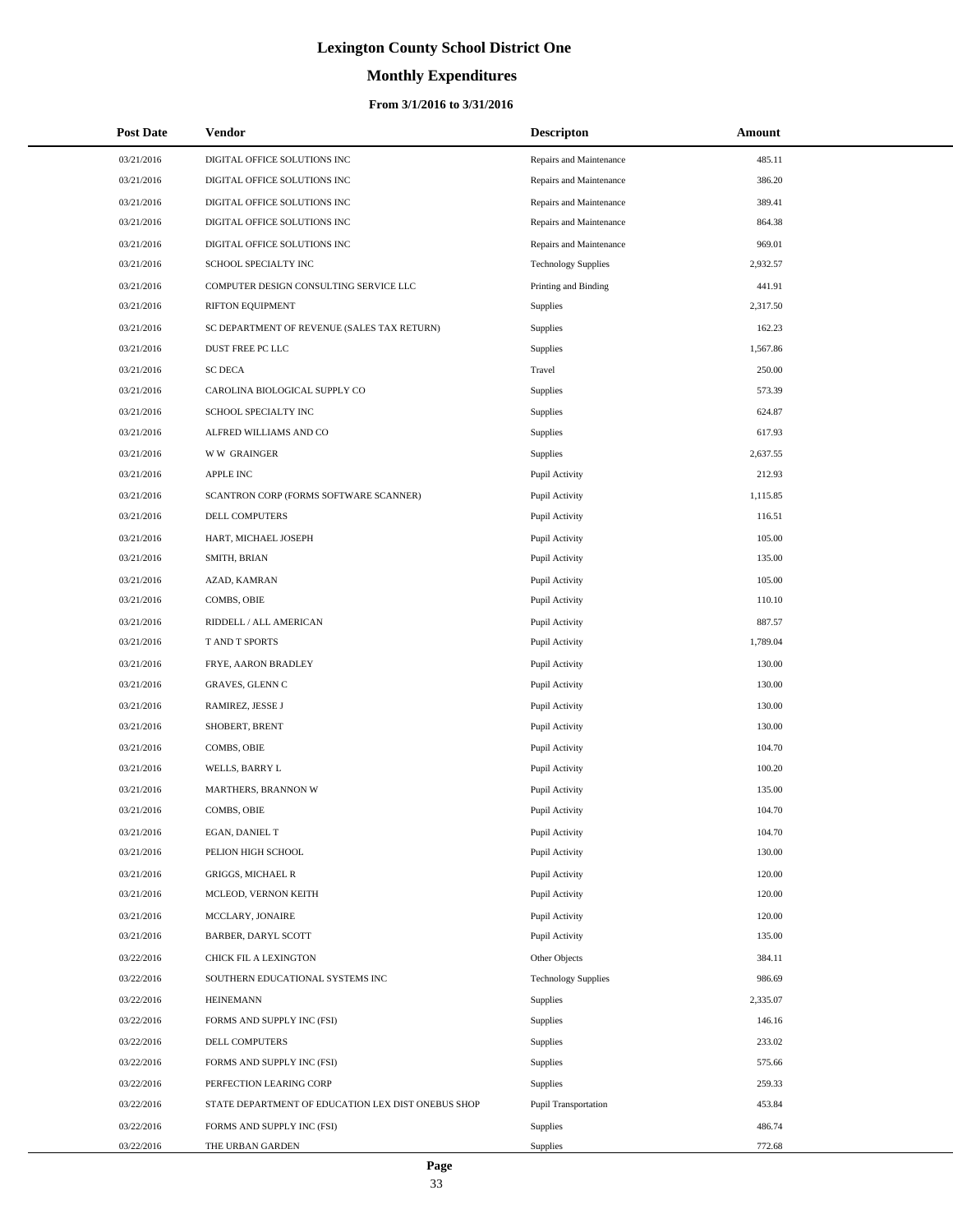# Lexington County School District One

## Monthly Expenditures

### From 3/1/2016 to 3/31/2016

| Post Date | Vendor | Descripton | Amount |
|---|---|---|---|
| 03/21/2016 | DIGITAL OFFICE SOLUTIONS INC | Repairs and Maintenance | 485.11 |
| 03/21/2016 | DIGITAL OFFICE SOLUTIONS INC | Repairs and Maintenance | 386.20 |
| 03/21/2016 | DIGITAL OFFICE SOLUTIONS INC | Repairs and Maintenance | 389.41 |
| 03/21/2016 | DIGITAL OFFICE SOLUTIONS INC | Repairs and Maintenance | 864.38 |
| 03/21/2016 | DIGITAL OFFICE SOLUTIONS INC | Repairs and Maintenance | 969.01 |
| 03/21/2016 | SCHOOL SPECIALTY INC | Technology Supplies | 2,932.57 |
| 03/21/2016 | COMPUTER DESIGN CONSULTING SERVICE LLC | Printing and Binding | 441.91 |
| 03/21/2016 | RIFTON EQUIPMENT | Supplies | 2,317.50 |
| 03/21/2016 | SC DEPARTMENT OF REVENUE (SALES TAX RETURN) | Supplies | 162.23 |
| 03/21/2016 | DUST FREE PC LLC | Supplies | 1,567.86 |
| 03/21/2016 | SC DECA | Travel | 250.00 |
| 03/21/2016 | CAROLINA BIOLOGICAL SUPPLY CO | Supplies | 573.39 |
| 03/21/2016 | SCHOOL SPECIALTY INC | Supplies | 624.87 |
| 03/21/2016 | ALFRED WILLIAMS AND CO | Supplies | 617.93 |
| 03/21/2016 | W W GRAINGER | Supplies | 2,637.55 |
| 03/21/2016 | APPLE INC | Pupil Activity | 212.93 |
| 03/21/2016 | SCANTRON CORP (FORMS SOFTWARE SCANNER) | Pupil Activity | 1,115.85 |
| 03/21/2016 | DELL COMPUTERS | Pupil Activity | 116.51 |
| 03/21/2016 | HART, MICHAEL JOSEPH | Pupil Activity | 105.00 |
| 03/21/2016 | SMITH, BRIAN | Pupil Activity | 135.00 |
| 03/21/2016 | AZAD, KAMRAN | Pupil Activity | 105.00 |
| 03/21/2016 | COMBS, OBIE | Pupil Activity | 110.10 |
| 03/21/2016 | RIDDELL / ALL AMERICAN | Pupil Activity | 887.57 |
| 03/21/2016 | T AND T SPORTS | Pupil Activity | 1,789.04 |
| 03/21/2016 | FRYE, AARON BRADLEY | Pupil Activity | 130.00 |
| 03/21/2016 | GRAVES, GLENN C | Pupil Activity | 130.00 |
| 03/21/2016 | RAMIREZ, JESSE J | Pupil Activity | 130.00 |
| 03/21/2016 | SHOBERT, BRENT | Pupil Activity | 130.00 |
| 03/21/2016 | COMBS, OBIE | Pupil Activity | 104.70 |
| 03/21/2016 | WELLS, BARRY L | Pupil Activity | 100.20 |
| 03/21/2016 | MARTHERS, BRANNON W | Pupil Activity | 135.00 |
| 03/21/2016 | COMBS, OBIE | Pupil Activity | 104.70 |
| 03/21/2016 | EGAN, DANIEL T | Pupil Activity | 104.70 |
| 03/21/2016 | PELION HIGH SCHOOL | Pupil Activity | 130.00 |
| 03/21/2016 | GRIGGS, MICHAEL R | Pupil Activity | 120.00 |
| 03/21/2016 | MCLEOD, VERNON KEITH | Pupil Activity | 120.00 |
| 03/21/2016 | MCCLARY, JONAIRE | Pupil Activity | 120.00 |
| 03/21/2016 | BARBER, DARYL SCOTT | Pupil Activity | 135.00 |
| 03/22/2016 | CHICK FIL A LEXINGTON | Other Objects | 384.11 |
| 03/22/2016 | SOUTHERN EDUCATIONAL SYSTEMS INC | Technology Supplies | 986.69 |
| 03/22/2016 | HEINEMANN | Supplies | 2,335.07 |
| 03/22/2016 | FORMS AND SUPPLY INC (FSI) | Supplies | 146.16 |
| 03/22/2016 | DELL COMPUTERS | Supplies | 233.02 |
| 03/22/2016 | FORMS AND SUPPLY INC (FSI) | Supplies | 575.66 |
| 03/22/2016 | PERFECTION LEARING CORP | Supplies | 259.33 |
| 03/22/2016 | STATE DEPARTMENT OF EDUCATION LEX DIST ONEBUS SHOP | Pupil Transportation | 453.84 |
| 03/22/2016 | FORMS AND SUPPLY INC (FSI) | Supplies | 486.74 |
| 03/22/2016 | THE URBAN GARDEN | Supplies | 772.68 |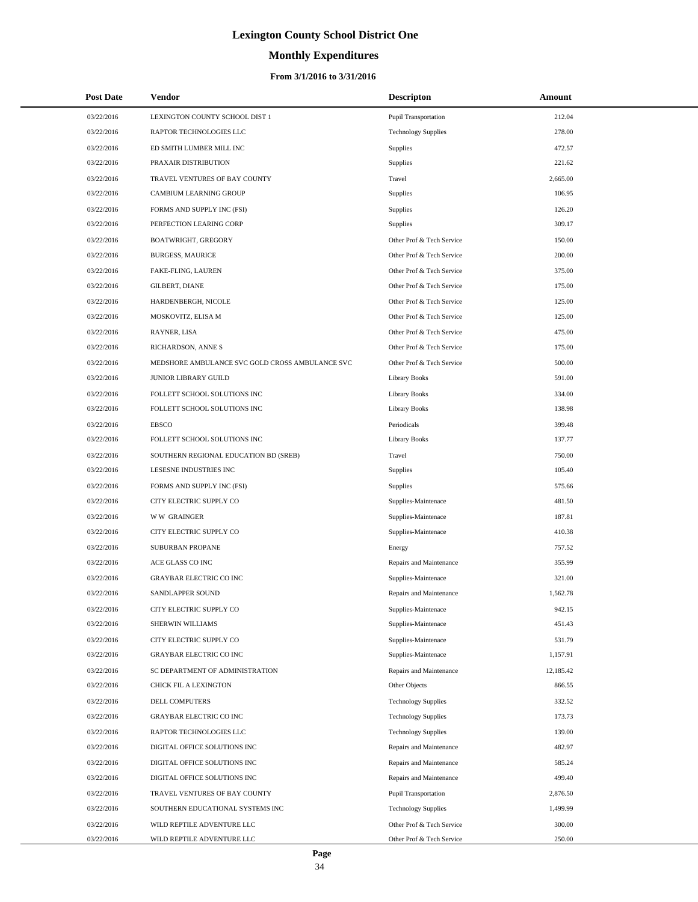# Lexington County School District One

## Monthly Expenditures

### From 3/1/2016 to 3/31/2016

| Post Date | Vendor | Descripton | Amount |
|---|---|---|---|
| 03/22/2016 | LEXINGTON COUNTY SCHOOL DIST 1 | Pupil Transportation | 212.04 |
| 03/22/2016 | RAPTOR TECHNOLOGIES LLC | Technology Supplies | 278.00 |
| 03/22/2016 | ED SMITH LUMBER MILL INC | Supplies | 472.57 |
| 03/22/2016 | PRAXAIR DISTRIBUTION | Supplies | 221.62 |
| 03/22/2016 | TRAVEL VENTURES OF BAY COUNTY | Travel | 2,665.00 |
| 03/22/2016 | CAMBIUM LEARNING GROUP | Supplies | 106.95 |
| 03/22/2016 | FORMS AND SUPPLY INC (FSI) | Supplies | 126.20 |
| 03/22/2016 | PERFECTION LEARING CORP | Supplies | 309.17 |
| 03/22/2016 | BOATWRIGHT, GREGORY | Other Prof & Tech Service | 150.00 |
| 03/22/2016 | BURGESS, MAURICE | Other Prof & Tech Service | 200.00 |
| 03/22/2016 | FAKE-FLING, LAUREN | Other Prof & Tech Service | 375.00 |
| 03/22/2016 | GILBERT, DIANE | Other Prof & Tech Service | 175.00 |
| 03/22/2016 | HARDENBERGH, NICOLE | Other Prof & Tech Service | 125.00 |
| 03/22/2016 | MOSKOVITZ, ELISA M | Other Prof & Tech Service | 125.00 |
| 03/22/2016 | RAYNER, LISA | Other Prof & Tech Service | 475.00 |
| 03/22/2016 | RICHARDSON, ANNE S | Other Prof & Tech Service | 175.00 |
| 03/22/2016 | MEDSHORE AMBULANCE SVC GOLD CROSS AMBULANCE SVC | Other Prof & Tech Service | 500.00 |
| 03/22/2016 | JUNIOR LIBRARY GUILD | Library Books | 591.00 |
| 03/22/2016 | FOLLETT SCHOOL SOLUTIONS INC | Library Books | 334.00 |
| 03/22/2016 | FOLLETT SCHOOL SOLUTIONS INC | Library Books | 138.98 |
| 03/22/2016 | EBSCO | Periodicals | 399.48 |
| 03/22/2016 | FOLLETT SCHOOL SOLUTIONS INC | Library Books | 137.77 |
| 03/22/2016 | SOUTHERN REGIONAL EDUCATION BD (SREB) | Travel | 750.00 |
| 03/22/2016 | LESESNE INDUSTRIES INC | Supplies | 105.40 |
| 03/22/2016 | FORMS AND SUPPLY INC (FSI) | Supplies | 575.66 |
| 03/22/2016 | CITY ELECTRIC SUPPLY CO | Supplies-Maintenace | 481.50 |
| 03/22/2016 | W W GRAINGER | Supplies-Maintenace | 187.81 |
| 03/22/2016 | CITY ELECTRIC SUPPLY CO | Supplies-Maintenace | 410.38 |
| 03/22/2016 | SUBURBAN PROPANE | Energy | 757.52 |
| 03/22/2016 | ACE GLASS CO INC | Repairs and Maintenance | 355.99 |
| 03/22/2016 | GRAYBAR ELECTRIC CO INC | Supplies-Maintenace | 321.00 |
| 03/22/2016 | SANDLAPPER SOUND | Repairs and Maintenance | 1,562.78 |
| 03/22/2016 | CITY ELECTRIC SUPPLY CO | Supplies-Maintenace | 942.15 |
| 03/22/2016 | SHERWIN WILLIAMS | Supplies-Maintenace | 451.43 |
| 03/22/2016 | CITY ELECTRIC SUPPLY CO | Supplies-Maintenace | 531.79 |
| 03/22/2016 | GRAYBAR ELECTRIC CO INC | Supplies-Maintenace | 1,157.91 |
| 03/22/2016 | SC DEPARTMENT OF ADMINISTRATION | Repairs and Maintenance | 12,185.42 |
| 03/22/2016 | CHICK FIL A LEXINGTON | Other Objects | 866.55 |
| 03/22/2016 | DELL COMPUTERS | Technology Supplies | 332.52 |
| 03/22/2016 | GRAYBAR ELECTRIC CO INC | Technology Supplies | 173.73 |
| 03/22/2016 | RAPTOR TECHNOLOGIES LLC | Technology Supplies | 139.00 |
| 03/22/2016 | DIGITAL OFFICE SOLUTIONS INC | Repairs and Maintenance | 482.97 |
| 03/22/2016 | DIGITAL OFFICE SOLUTIONS INC | Repairs and Maintenance | 585.24 |
| 03/22/2016 | DIGITAL OFFICE SOLUTIONS INC | Repairs and Maintenance | 499.40 |
| 03/22/2016 | TRAVEL VENTURES OF BAY COUNTY | Pupil Transportation | 2,876.50 |
| 03/22/2016 | SOUTHERN EDUCATIONAL SYSTEMS INC | Technology Supplies | 1,499.99 |
| 03/22/2016 | WILD REPTILE ADVENTURE LLC | Other Prof & Tech Service | 300.00 |
| 03/22/2016 | WILD REPTILE ADVENTURE LLC | Other Prof & Tech Service | 250.00 |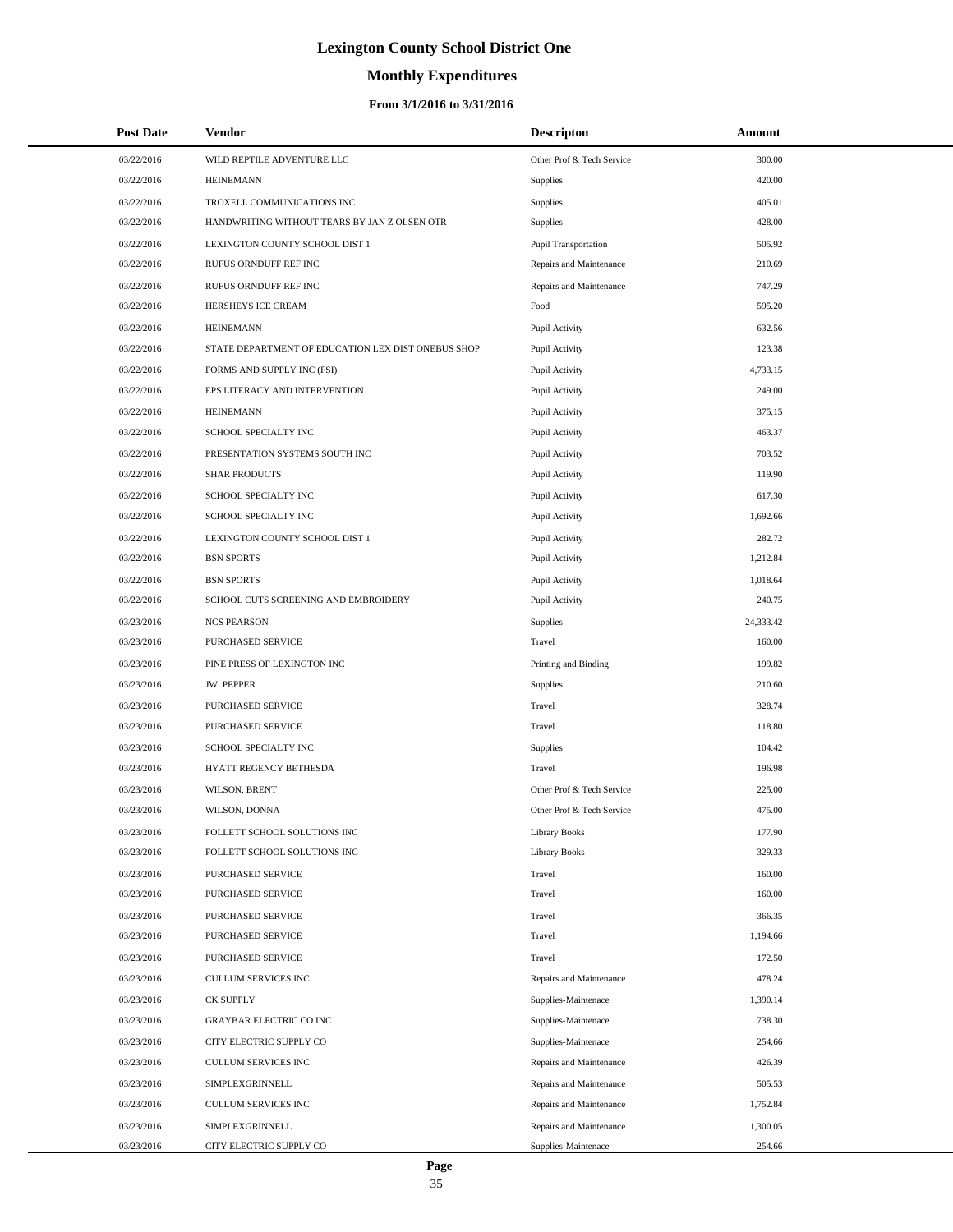# Lexington County School District One

## Monthly Expenditures

### From 3/1/2016 to 3/31/2016

| Post Date | Vendor | Descripton | Amount |
|---|---|---|---|
| 03/22/2016 | WILD REPTILE ADVENTURE LLC | Other Prof & Tech Service | 300.00 |
| 03/22/2016 | HEINEMANN | Supplies | 420.00 |
| 03/22/2016 | TROXELL COMMUNICATIONS INC | Supplies | 405.01 |
| 03/22/2016 | HANDWRITING WITHOUT TEARS BY JAN Z OLSEN OTR | Supplies | 428.00 |
| 03/22/2016 | LEXINGTON COUNTY SCHOOL DIST 1 | Pupil Transportation | 505.92 |
| 03/22/2016 | RUFUS ORNDUFF REF INC | Repairs and Maintenance | 210.69 |
| 03/22/2016 | RUFUS ORNDUFF REF INC | Repairs and Maintenance | 747.29 |
| 03/22/2016 | HERSHEYS ICE CREAM | Food | 595.20 |
| 03/22/2016 | HEINEMANN | Pupil Activity | 632.56 |
| 03/22/2016 | STATE DEPARTMENT OF EDUCATION LEX DIST ONEBUS SHOP | Pupil Activity | 123.38 |
| 03/22/2016 | FORMS AND SUPPLY INC (FSI) | Pupil Activity | 4,733.15 |
| 03/22/2016 | EPS LITERACY AND INTERVENTION | Pupil Activity | 249.00 |
| 03/22/2016 | HEINEMANN | Pupil Activity | 375.15 |
| 03/22/2016 | SCHOOL SPECIALTY INC | Pupil Activity | 463.37 |
| 03/22/2016 | PRESENTATION SYSTEMS SOUTH INC | Pupil Activity | 703.52 |
| 03/22/2016 | SHAR PRODUCTS | Pupil Activity | 119.90 |
| 03/22/2016 | SCHOOL SPECIALTY INC | Pupil Activity | 617.30 |
| 03/22/2016 | SCHOOL SPECIALTY INC | Pupil Activity | 1,692.66 |
| 03/22/2016 | LEXINGTON COUNTY SCHOOL DIST 1 | Pupil Activity | 282.72 |
| 03/22/2016 | BSN SPORTS | Pupil Activity | 1,212.84 |
| 03/22/2016 | BSN SPORTS | Pupil Activity | 1,018.64 |
| 03/22/2016 | SCHOOL CUTS SCREENING AND EMBROIDERY | Pupil Activity | 240.75 |
| 03/23/2016 | NCS PEARSON | Supplies | 24,333.42 |
| 03/23/2016 | PURCHASED SERVICE | Travel | 160.00 |
| 03/23/2016 | PINE PRESS OF LEXINGTON INC | Printing and Binding | 199.82 |
| 03/23/2016 | JW PEPPER | Supplies | 210.60 |
| 03/23/2016 | PURCHASED SERVICE | Travel | 328.74 |
| 03/23/2016 | PURCHASED SERVICE | Travel | 118.80 |
| 03/23/2016 | SCHOOL SPECIALTY INC | Supplies | 104.42 |
| 03/23/2016 | HYATT REGENCY BETHESDA | Travel | 196.98 |
| 03/23/2016 | WILSON, BRENT | Other Prof & Tech Service | 225.00 |
| 03/23/2016 | WILSON, DONNA | Other Prof & Tech Service | 475.00 |
| 03/23/2016 | FOLLETT SCHOOL SOLUTIONS INC | Library Books | 177.90 |
| 03/23/2016 | FOLLETT SCHOOL SOLUTIONS INC | Library Books | 329.33 |
| 03/23/2016 | PURCHASED SERVICE | Travel | 160.00 |
| 03/23/2016 | PURCHASED SERVICE | Travel | 160.00 |
| 03/23/2016 | PURCHASED SERVICE | Travel | 366.35 |
| 03/23/2016 | PURCHASED SERVICE | Travel | 1,194.66 |
| 03/23/2016 | PURCHASED SERVICE | Travel | 172.50 |
| 03/23/2016 | CULLUM SERVICES INC | Repairs and Maintenance | 478.24 |
| 03/23/2016 | CK SUPPLY | Supplies-Maintenace | 1,390.14 |
| 03/23/2016 | GRAYBAR ELECTRIC CO INC | Supplies-Maintenace | 738.30 |
| 03/23/2016 | CITY ELECTRIC SUPPLY CO | Supplies-Maintenace | 254.66 |
| 03/23/2016 | CULLUM SERVICES INC | Repairs and Maintenance | 426.39 |
| 03/23/2016 | SIMPLEXGRINNELL | Repairs and Maintenance | 505.53 |
| 03/23/2016 | CULLUM SERVICES INC | Repairs and Maintenance | 1,752.84 |
| 03/23/2016 | SIMPLEXGRINNELL | Repairs and Maintenance | 1,300.05 |
| 03/23/2016 | CITY ELECTRIC SUPPLY CO | Supplies-Maintenace | 254.66 |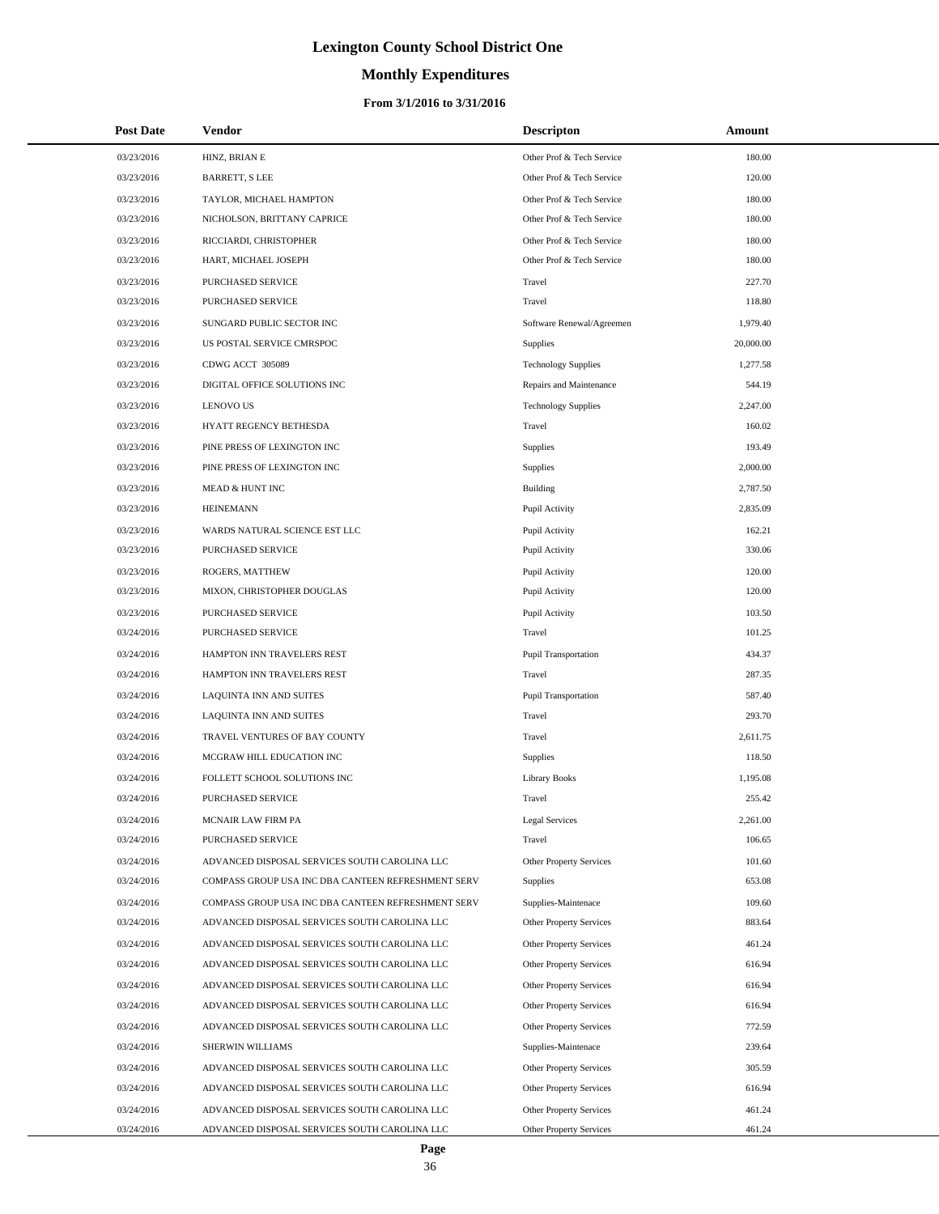# Lexington County School District One

## Monthly Expenditures

### From 3/1/2016 to 3/31/2016

| Post Date | Vendor | Descripton | Amount |
|---|---|---|---|
| 03/23/2016 | HINZ, BRIAN E | Other Prof & Tech Service | 180.00 |
| 03/23/2016 | BARRETT, S LEE | Other Prof & Tech Service | 120.00 |
| 03/23/2016 | TAYLOR, MICHAEL HAMPTON | Other Prof & Tech Service | 180.00 |
| 03/23/2016 | NICHOLSON, BRITTANY CAPRICE | Other Prof & Tech Service | 180.00 |
| 03/23/2016 | RICCIARDI, CHRISTOPHER | Other Prof & Tech Service | 180.00 |
| 03/23/2016 | HART, MICHAEL JOSEPH | Other Prof & Tech Service | 180.00 |
| 03/23/2016 | PURCHASED SERVICE | Travel | 227.70 |
| 03/23/2016 | PURCHASED SERVICE | Travel | 118.80 |
| 03/23/2016 | SUNGARD PUBLIC SECTOR INC | Software Renewal/Agreemen | 1,979.40 |
| 03/23/2016 | US POSTAL SERVICE CMRSPOC | Supplies | 20,000.00 |
| 03/23/2016 | CDWG ACCT 305089 | Technology Supplies | 1,277.58 |
| 03/23/2016 | DIGITAL OFFICE SOLUTIONS INC | Repairs and Maintenance | 544.19 |
| 03/23/2016 | LENOVO US | Technology Supplies | 2,247.00 |
| 03/23/2016 | HYATT REGENCY BETHESDA | Travel | 160.02 |
| 03/23/2016 | PINE PRESS OF LEXINGTON INC | Supplies | 193.49 |
| 03/23/2016 | PINE PRESS OF LEXINGTON INC | Supplies | 2,000.00 |
| 03/23/2016 | MEAD & HUNT INC | Building | 2,787.50 |
| 03/23/2016 | HEINEMANN | Pupil Activity | 2,835.09 |
| 03/23/2016 | WARDS NATURAL SCIENCE EST LLC | Pupil Activity | 162.21 |
| 03/23/2016 | PURCHASED SERVICE | Pupil Activity | 330.06 |
| 03/23/2016 | ROGERS, MATTHEW | Pupil Activity | 120.00 |
| 03/23/2016 | MIXON, CHRISTOPHER DOUGLAS | Pupil Activity | 120.00 |
| 03/23/2016 | PURCHASED SERVICE | Pupil Activity | 103.50 |
| 03/24/2016 | PURCHASED SERVICE | Travel | 101.25 |
| 03/24/2016 | HAMPTON INN TRAVELERS REST | Pupil Transportation | 434.37 |
| 03/24/2016 | HAMPTON INN TRAVELERS REST | Travel | 287.35 |
| 03/24/2016 | LAQUINTA INN AND SUITES | Pupil Transportation | 587.40 |
| 03/24/2016 | LAQUINTA INN AND SUITES | Travel | 293.70 |
| 03/24/2016 | TRAVEL VENTURES OF BAY COUNTY | Travel | 2,611.75 |
| 03/24/2016 | MCGRAW HILL EDUCATION INC | Supplies | 118.50 |
| 03/24/2016 | FOLLETT SCHOOL SOLUTIONS INC | Library Books | 1,195.08 |
| 03/24/2016 | PURCHASED SERVICE | Travel | 255.42 |
| 03/24/2016 | MCNAIR LAW FIRM PA | Legal Services | 2,261.00 |
| 03/24/2016 | PURCHASED SERVICE | Travel | 106.65 |
| 03/24/2016 | ADVANCED DISPOSAL SERVICES SOUTH CAROLINA LLC | Other Property Services | 101.60 |
| 03/24/2016 | COMPASS GROUP USA INC DBA CANTEEN REFRESHMENT SERV | Supplies | 653.08 |
| 03/24/2016 | COMPASS GROUP USA INC DBA CANTEEN REFRESHMENT SERV | Supplies-Maintenace | 109.60 |
| 03/24/2016 | ADVANCED DISPOSAL SERVICES SOUTH CAROLINA LLC | Other Property Services | 883.64 |
| 03/24/2016 | ADVANCED DISPOSAL SERVICES SOUTH CAROLINA LLC | Other Property Services | 461.24 |
| 03/24/2016 | ADVANCED DISPOSAL SERVICES SOUTH CAROLINA LLC | Other Property Services | 616.94 |
| 03/24/2016 | ADVANCED DISPOSAL SERVICES SOUTH CAROLINA LLC | Other Property Services | 616.94 |
| 03/24/2016 | ADVANCED DISPOSAL SERVICES SOUTH CAROLINA LLC | Other Property Services | 616.94 |
| 03/24/2016 | ADVANCED DISPOSAL SERVICES SOUTH CAROLINA LLC | Other Property Services | 772.59 |
| 03/24/2016 | SHERWIN WILLIAMS | Supplies-Maintenace | 239.64 |
| 03/24/2016 | ADVANCED DISPOSAL SERVICES SOUTH CAROLINA LLC | Other Property Services | 305.59 |
| 03/24/2016 | ADVANCED DISPOSAL SERVICES SOUTH CAROLINA LLC | Other Property Services | 616.94 |
| 03/24/2016 | ADVANCED DISPOSAL SERVICES SOUTH CAROLINA LLC | Other Property Services | 461.24 |
| 03/24/2016 | ADVANCED DISPOSAL SERVICES SOUTH CAROLINA LLC | Other Property Services | 461.24 |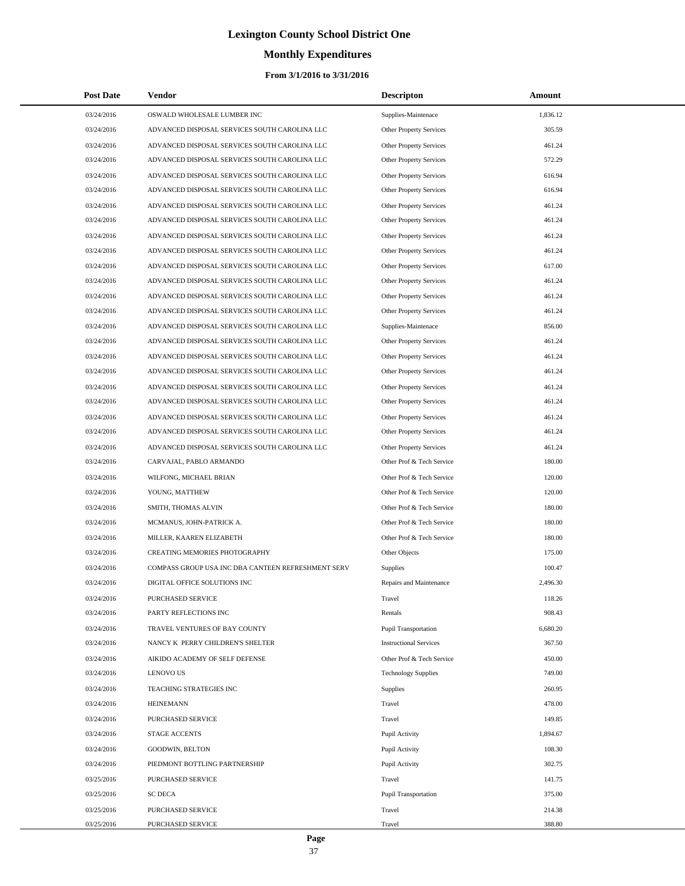# Lexington County School District One

## Monthly Expenditures

### From 3/1/2016 to 3/31/2016

| Post Date | Vendor | Descripton | Amount |
|---|---|---|---|
| 03/24/2016 | OSWALD WHOLESALE LUMBER INC | Supplies-Maintenace | 1,836.12 |
| 03/24/2016 | ADVANCED DISPOSAL SERVICES SOUTH CAROLINA LLC | Other Property Services | 305.59 |
| 03/24/2016 | ADVANCED DISPOSAL SERVICES SOUTH CAROLINA LLC | Other Property Services | 461.24 |
| 03/24/2016 | ADVANCED DISPOSAL SERVICES SOUTH CAROLINA LLC | Other Property Services | 572.29 |
| 03/24/2016 | ADVANCED DISPOSAL SERVICES SOUTH CAROLINA LLC | Other Property Services | 616.94 |
| 03/24/2016 | ADVANCED DISPOSAL SERVICES SOUTH CAROLINA LLC | Other Property Services | 616.94 |
| 03/24/2016 | ADVANCED DISPOSAL SERVICES SOUTH CAROLINA LLC | Other Property Services | 461.24 |
| 03/24/2016 | ADVANCED DISPOSAL SERVICES SOUTH CAROLINA LLC | Other Property Services | 461.24 |
| 03/24/2016 | ADVANCED DISPOSAL SERVICES SOUTH CAROLINA LLC | Other Property Services | 461.24 |
| 03/24/2016 | ADVANCED DISPOSAL SERVICES SOUTH CAROLINA LLC | Other Property Services | 461.24 |
| 03/24/2016 | ADVANCED DISPOSAL SERVICES SOUTH CAROLINA LLC | Other Property Services | 617.00 |
| 03/24/2016 | ADVANCED DISPOSAL SERVICES SOUTH CAROLINA LLC | Other Property Services | 461.24 |
| 03/24/2016 | ADVANCED DISPOSAL SERVICES SOUTH CAROLINA LLC | Other Property Services | 461.24 |
| 03/24/2016 | ADVANCED DISPOSAL SERVICES SOUTH CAROLINA LLC | Other Property Services | 461.24 |
| 03/24/2016 | ADVANCED DISPOSAL SERVICES SOUTH CAROLINA LLC | Supplies-Maintenace | 856.00 |
| 03/24/2016 | ADVANCED DISPOSAL SERVICES SOUTH CAROLINA LLC | Other Property Services | 461.24 |
| 03/24/2016 | ADVANCED DISPOSAL SERVICES SOUTH CAROLINA LLC | Other Property Services | 461.24 |
| 03/24/2016 | ADVANCED DISPOSAL SERVICES SOUTH CAROLINA LLC | Other Property Services | 461.24 |
| 03/24/2016 | ADVANCED DISPOSAL SERVICES SOUTH CAROLINA LLC | Other Property Services | 461.24 |
| 03/24/2016 | ADVANCED DISPOSAL SERVICES SOUTH CAROLINA LLC | Other Property Services | 461.24 |
| 03/24/2016 | ADVANCED DISPOSAL SERVICES SOUTH CAROLINA LLC | Other Property Services | 461.24 |
| 03/24/2016 | ADVANCED DISPOSAL SERVICES SOUTH CAROLINA LLC | Other Property Services | 461.24 |
| 03/24/2016 | ADVANCED DISPOSAL SERVICES SOUTH CAROLINA LLC | Other Property Services | 461.24 |
| 03/24/2016 | CARVAJAL, PABLO ARMANDO | Other Prof & Tech Service | 180.00 |
| 03/24/2016 | WILFONG, MICHAEL BRIAN | Other Prof & Tech Service | 120.00 |
| 03/24/2016 | YOUNG, MATTHEW | Other Prof & Tech Service | 120.00 |
| 03/24/2016 | SMITH, THOMAS ALVIN | Other Prof & Tech Service | 180.00 |
| 03/24/2016 | MCMANUS, JOHN-PATRICK A. | Other Prof & Tech Service | 180.00 |
| 03/24/2016 | MILLER, KAAREN ELIZABETH | Other Prof & Tech Service | 180.00 |
| 03/24/2016 | CREATING MEMORIES PHOTOGRAPHY | Other Objects | 175.00 |
| 03/24/2016 | COMPASS GROUP USA INC DBA CANTEEN REFRESHMENT SERV | Supplies | 100.47 |
| 03/24/2016 | DIGITAL OFFICE SOLUTIONS INC | Repairs and Maintenance | 2,496.30 |
| 03/24/2016 | PURCHASED SERVICE | Travel | 118.26 |
| 03/24/2016 | PARTY REFLECTIONS INC | Rentals | 908.43 |
| 03/24/2016 | TRAVEL VENTURES OF BAY COUNTY | Pupil Transportation | 6,680.20 |
| 03/24/2016 | NANCY K PERRY CHILDREN'S SHELTER | Instructional Services | 367.50 |
| 03/24/2016 | AIKIDO ACADEMY OF SELF DEFENSE | Other Prof & Tech Service | 450.00 |
| 03/24/2016 | LENOVO US | Technology Supplies | 749.00 |
| 03/24/2016 | TEACHING STRATEGIES INC | Supplies | 260.95 |
| 03/24/2016 | HEINEMANN | Travel | 478.00 |
| 03/24/2016 | PURCHASED SERVICE | Travel | 149.85 |
| 03/24/2016 | STAGE ACCENTS | Pupil Activity | 1,894.67 |
| 03/24/2016 | GOODWIN, BELTON | Pupil Activity | 108.30 |
| 03/24/2016 | PIEDMONT BOTTLING PARTNERSHIP | Pupil Activity | 302.75 |
| 03/25/2016 | PURCHASED SERVICE | Travel | 141.75 |
| 03/25/2016 | SC DECA | Pupil Transportation | 375.00 |
| 03/25/2016 | PURCHASED SERVICE | Travel | 214.38 |
| 03/25/2016 | PURCHASED SERVICE | Travel | 388.80 |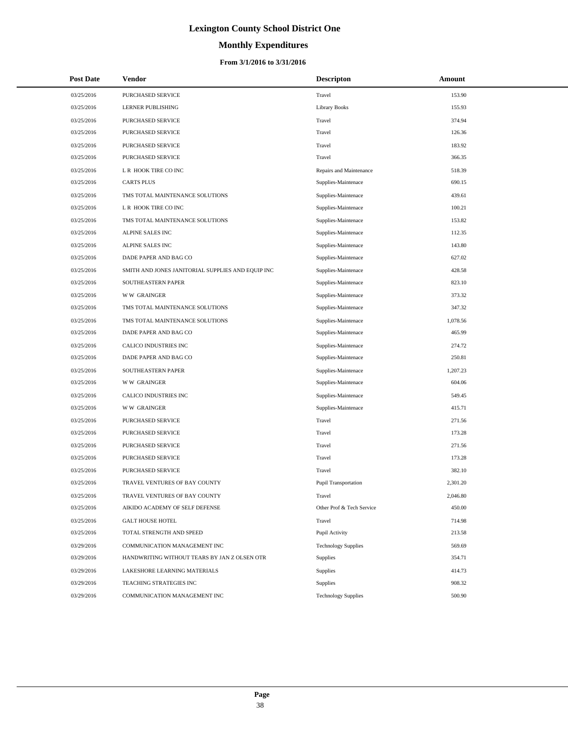# Lexington County School District One

## Monthly Expenditures

### From 3/1/2016 to 3/31/2016

| Post Date | Vendor | Descripton | Amount |
|---|---|---|---|
| 03/25/2016 | PURCHASED SERVICE | Travel | 153.90 |
| 03/25/2016 | LERNER PUBLISHING | Library Books | 155.93 |
| 03/25/2016 | PURCHASED SERVICE | Travel | 374.94 |
| 03/25/2016 | PURCHASED SERVICE | Travel | 126.36 |
| 03/25/2016 | PURCHASED SERVICE | Travel | 183.92 |
| 03/25/2016 | PURCHASED SERVICE | Travel | 366.35 |
| 03/25/2016 | L R HOOK TIRE CO INC | Repairs and Maintenance | 518.39 |
| 03/25/2016 | CARTS PLUS | Supplies-Maintenace | 690.15 |
| 03/25/2016 | TMS TOTAL MAINTENANCE SOLUTIONS | Supplies-Maintenace | 439.61 |
| 03/25/2016 | L R HOOK TIRE CO INC | Supplies-Maintenace | 100.21 |
| 03/25/2016 | TMS TOTAL MAINTENANCE SOLUTIONS | Supplies-Maintenace | 153.82 |
| 03/25/2016 | ALPINE SALES INC | Supplies-Maintenace | 112.35 |
| 03/25/2016 | ALPINE SALES INC | Supplies-Maintenace | 143.80 |
| 03/25/2016 | DADE PAPER AND BAG CO | Supplies-Maintenace | 627.02 |
| 03/25/2016 | SMITH AND JONES JANITORIAL SUPPLIES AND EQUIP INC | Supplies-Maintenace | 428.58 |
| 03/25/2016 | SOUTHEASTERN PAPER | Supplies-Maintenace | 823.10 |
| 03/25/2016 | W W GRAINGER | Supplies-Maintenace | 373.32 |
| 03/25/2016 | TMS TOTAL MAINTENANCE SOLUTIONS | Supplies-Maintenace | 347.32 |
| 03/25/2016 | TMS TOTAL MAINTENANCE SOLUTIONS | Supplies-Maintenace | 1,078.56 |
| 03/25/2016 | DADE PAPER AND BAG CO | Supplies-Maintenace | 465.99 |
| 03/25/2016 | CALICO INDUSTRIES INC | Supplies-Maintenace | 274.72 |
| 03/25/2016 | DADE PAPER AND BAG CO | Supplies-Maintenace | 250.81 |
| 03/25/2016 | SOUTHEASTERN PAPER | Supplies-Maintenace | 1,207.23 |
| 03/25/2016 | W W GRAINGER | Supplies-Maintenace | 604.06 |
| 03/25/2016 | CALICO INDUSTRIES INC | Supplies-Maintenace | 549.45 |
| 03/25/2016 | W W GRAINGER | Supplies-Maintenace | 415.71 |
| 03/25/2016 | PURCHASED SERVICE | Travel | 271.56 |
| 03/25/2016 | PURCHASED SERVICE | Travel | 173.28 |
| 03/25/2016 | PURCHASED SERVICE | Travel | 271.56 |
| 03/25/2016 | PURCHASED SERVICE | Travel | 173.28 |
| 03/25/2016 | PURCHASED SERVICE | Travel | 382.10 |
| 03/25/2016 | TRAVEL VENTURES OF BAY COUNTY | Pupil Transportation | 2,301.20 |
| 03/25/2016 | TRAVEL VENTURES OF BAY COUNTY | Travel | 2,046.80 |
| 03/25/2016 | AIKIDO ACADEMY OF SELF DEFENSE | Other Prof & Tech Service | 450.00 |
| 03/25/2016 | GALT HOUSE HOTEL | Travel | 714.98 |
| 03/25/2016 | TOTAL STRENGTH AND SPEED | Pupil Activity | 213.58 |
| 03/29/2016 | COMMUNICATION MANAGEMENT INC | Technology Supplies | 569.69 |
| 03/29/2016 | HANDWRITING WITHOUT TEARS BY JAN Z OLSEN OTR | Supplies | 354.71 |
| 03/29/2016 | LAKESHORE LEARNING MATERIALS | Supplies | 414.73 |
| 03/29/2016 | TEACHING STRATEGIES INC | Supplies | 908.32 |
| 03/29/2016 | COMMUNICATION MANAGEMENT INC | Technology Supplies | 500.90 |